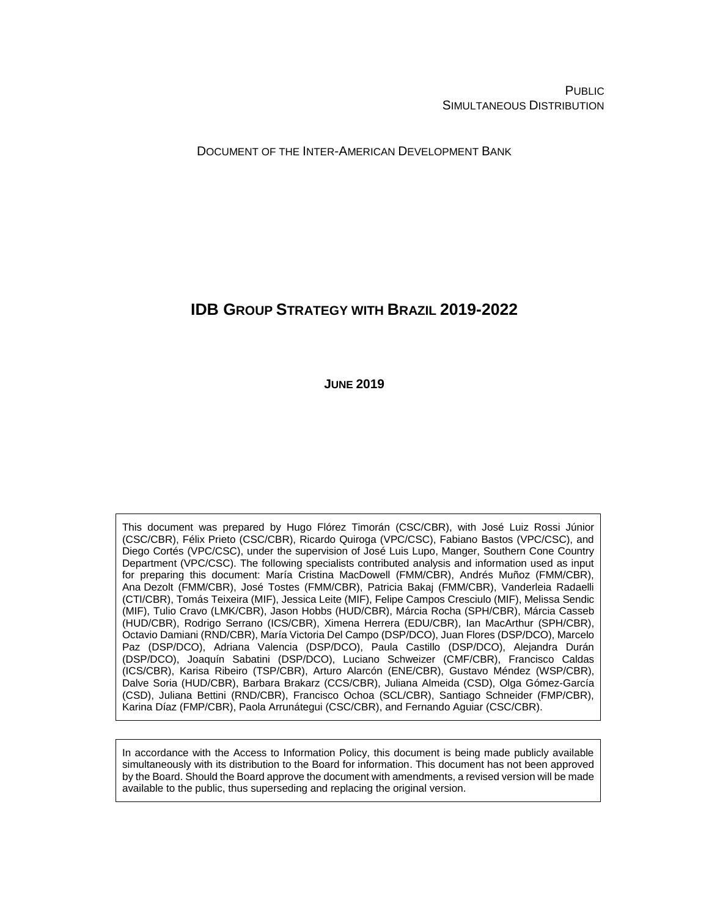PUBLIC
SIMULTANEOUS DISTRIBUTION

DOCUMENT OF THE INTER-AMERICAN DEVELOPMENT BANK

# IDB GROUP STRATEGY WITH BRAZIL 2019-2022

**JUNE 2019**

This document was prepared by Hugo Flórez Timorán (CSC/CBR), with José Luiz Rossi Júnior (CSC/CBR), Félix Prieto (CSC/CBR), Ricardo Quiroga (VPC/CSC), Fabiano Bastos (VPC/CSC), and Diego Cortés (VPC/CSC), under the supervision of José Luis Lupo, Manger, Southern Cone Country Department (VPC/CSC). The following specialists contributed analysis and information used as input for preparing this document: María Cristina MacDowell (FMM/CBR), Andrés Muñoz (FMM/CBR), Ana Dezolt (FMM/CBR), José Tostes (FMM/CBR), Patricia Bakaj (FMM/CBR), Vanderleia Radaelli (CTI/CBR), Tomás Teixeira (MIF), Jessica Leite (MIF), Felipe Campos Cresciulo (MIF), Melissa Sendic (MIF), Tulio Cravo (LMK/CBR), Jason Hobbs (HUD/CBR), Márcia Rocha (SPH/CBR), Márcia Casseb (HUD/CBR), Rodrigo Serrano (ICS/CBR), Ximena Herrera (EDU/CBR), Ian MacArthur (SPH/CBR), Octavio Damiani (RND/CBR), María Victoria Del Campo (DSP/DCO), Juan Flores (DSP/DCO), Marcelo Paz (DSP/DCO), Adriana Valencia (DSP/DCO), Paula Castillo (DSP/DCO), Alejandra Durán (DSP/DCO), Joaquín Sabatini (DSP/DCO), Luciano Schweizer (CMF/CBR), Francisco Caldas (ICS/CBR), Karisa Ribeiro (TSP/CBR), Arturo Alarcón (ENE/CBR), Gustavo Méndez (WSP/CBR), Dalve Soria (HUD/CBR), Barbara Brakarz (CCS/CBR), Juliana Almeida (CSD), Olga Gómez-García (CSD), Juliana Bettini (RND/CBR), Francisco Ochoa (SCL/CBR), Santiago Schneider (FMP/CBR), Karina Díaz (FMP/CBR), Paola Arrunátegui (CSC/CBR), and Fernando Aguiar (CSC/CBR).

In accordance with the Access to Information Policy, this document is being made publicly available simultaneously with its distribution to the Board for information. This document has not been approved by the Board. Should the Board approve the document with amendments, a revised version will be made available to the public, thus superseding and replacing the original version.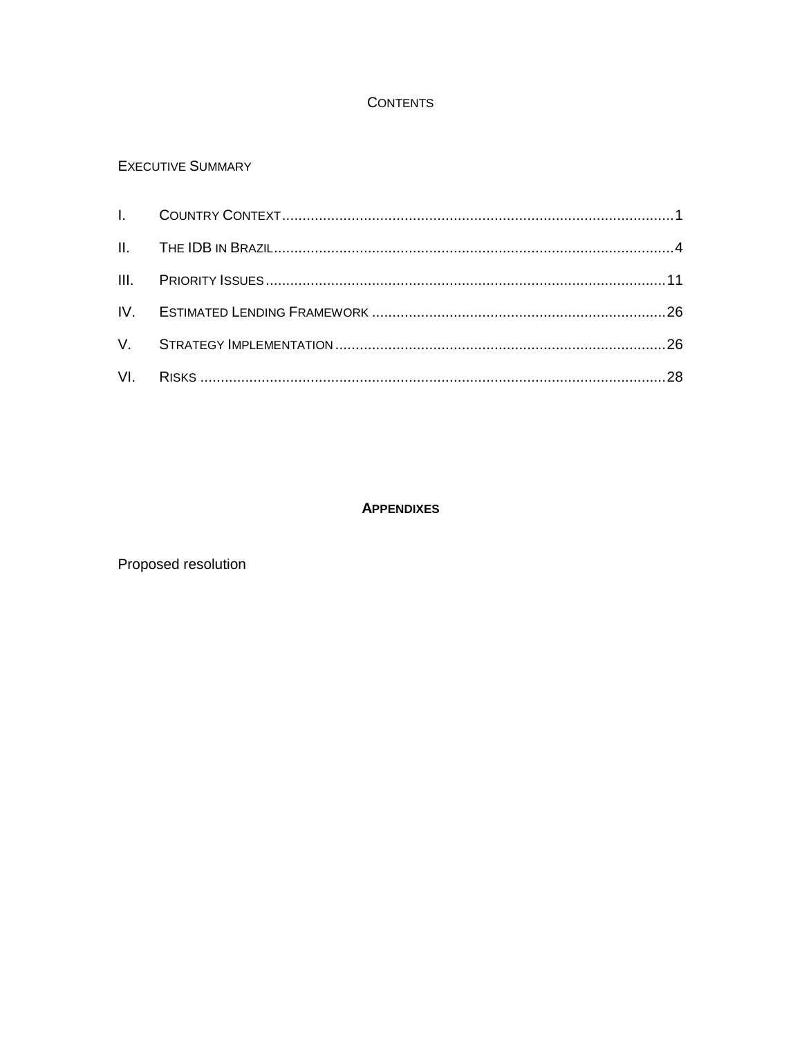# CONTENTS

EXECUTIVE SUMMARY

| | | |
|---|---|---|
| I. | COUNTRY CONTEXT | 1 |
| II. | THE IDB IN BRAZIL | 4 |
| III. | PRIORITY ISSUES | 11 |
| IV. | ESTIMATED LENDING FRAMEWORK | 26 |
| V. | STRATEGY IMPLEMENTATION | 26 |
| VI. | RISKS | 28 |

## APPENDIXES

Proposed resolution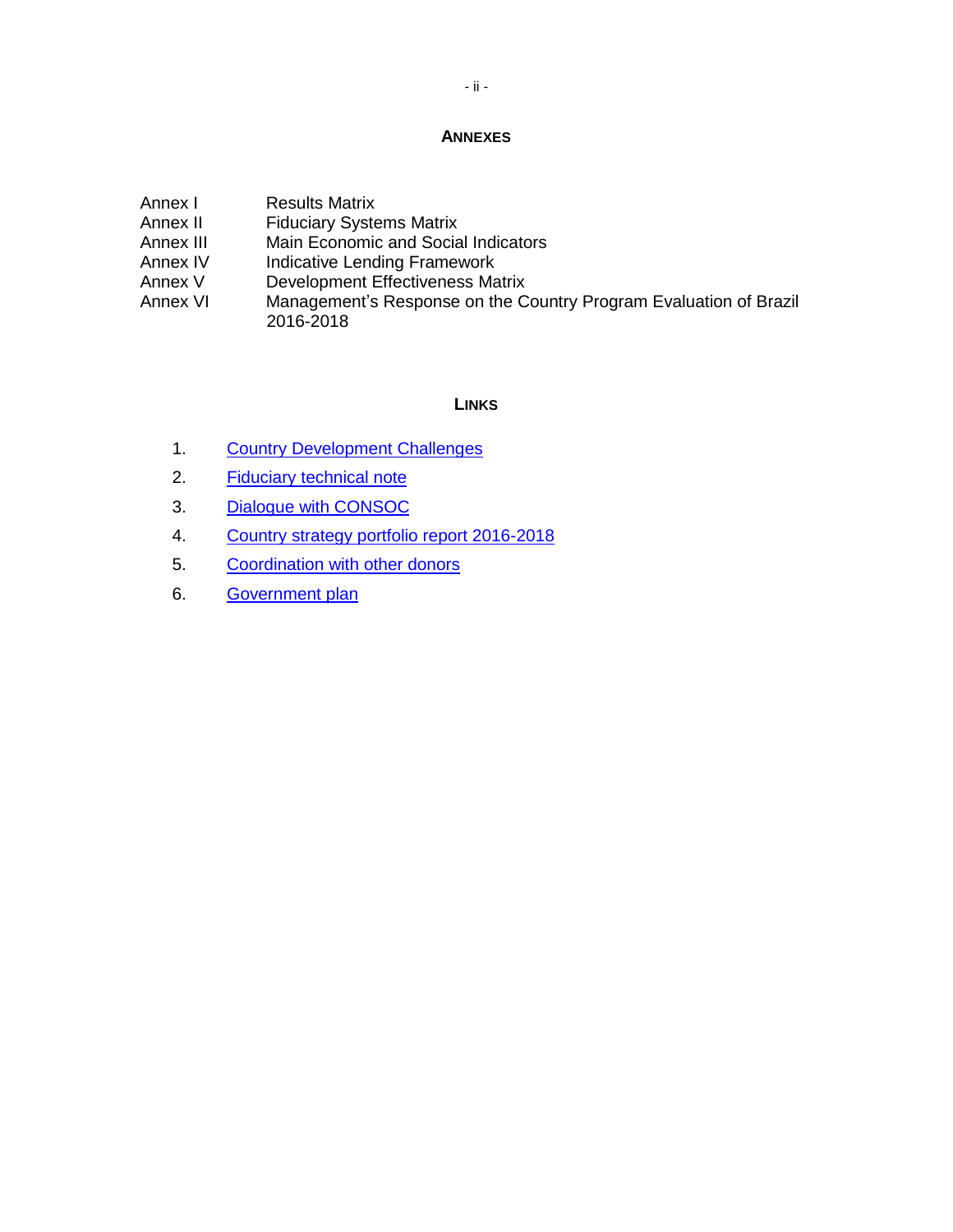## ANNEXES

| | |
|---|---|
| Annex I | Results Matrix |
| Annex II | Fiduciary Systems Matrix |
| Annex III | Main Economic and Social Indicators |
| Annex IV | Indicative Lending Framework |
| Annex V | Development Effectiveness Matrix |
| Annex VI | Management's Response on the Country Program Evaluation of Brazil 2016-2018 |

## LINKS

1. Country Development Challenges
2. Fiduciary technical note
3. Dialogue with CONSOC
4. Country strategy portfolio report 2016-2018
5. Coordination with other donors
6. Government plan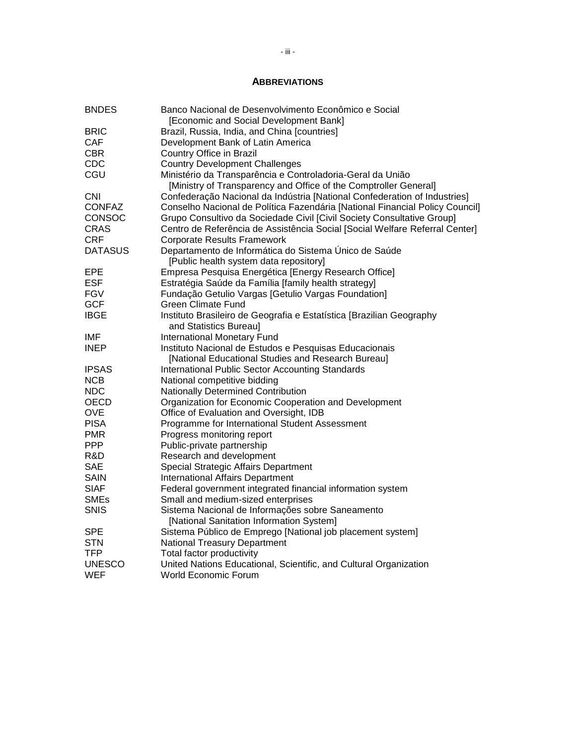## ABBREVIATIONS

| | |
|---|---|
| BNDES | Banco Nacional de Desenvolvimento Econômico e Social [Economic and Social Development Bank] |
| BRIC | Brazil, Russia, India, and China [countries] |
| CAF | Development Bank of Latin America |
| CBR | Country Office in Brazil |
| CDC | Country Development Challenges |
| CGU | Ministério da Transparência e Controladoria-Geral da União [Ministry of Transparency and Office of the Comptroller General] |
| CNI | Confederação Nacional da Indústria [National Confederation of Industries] |
| CONFAZ | Conselho Nacional de Política Fazendária [National Financial Policy Council] |
| CONSOC | Grupo Consultivo da Sociedade Civil [Civil Society Consultative Group] |
| CRAS | Centro de Referência de Assistência Social [Social Welfare Referral Center] |
| CRF | Corporate Results Framework |
| DATASUS | Departamento de Informática do Sistema Único de Saúde [Public health system data repository] |
| EPE | Empresa Pesquisa Energética [Energy Research Office] |
| ESF | Estratégia Saúde da Família [family health strategy] |
| FGV | Fundação Getulio Vargas [Getulio Vargas Foundation] |
| GCF | Green Climate Fund |
| IBGE | Instituto Brasileiro de Geografia e Estatística [Brazilian Geography and Statistics Bureau] |
| IMF | International Monetary Fund |
| INEP | Instituto Nacional de Estudos e Pesquisas Educacionais [National Educational Studies and Research Bureau] |
| IPSAS | International Public Sector Accounting Standards |
| NCB | National competitive bidding |
| NDC | Nationally Determined Contribution |
| OECD | Organization for Economic Cooperation and Development |
| OVE | Office of Evaluation and Oversight, IDB |
| PISA | Programme for International Student Assessment |
| PMR | Progress monitoring report |
| PPP | Public-private partnership |
| R&D | Research and development |
| SAE | Special Strategic Affairs Department |
| SAIN | International Affairs Department |
| SIAF | Federal government integrated financial information system |
| SMEs | Small and medium-sized enterprises |
| SNIS | Sistema Nacional de Informações sobre Saneamento [National Sanitation Information System] |
| SPE | Sistema Público de Emprego [National job placement system] |
| STN | National Treasury Department |
| TFP | Total factor productivity |
| UNESCO | United Nations Educational, Scientific, and Cultural Organization |
| WEF | World Economic Forum |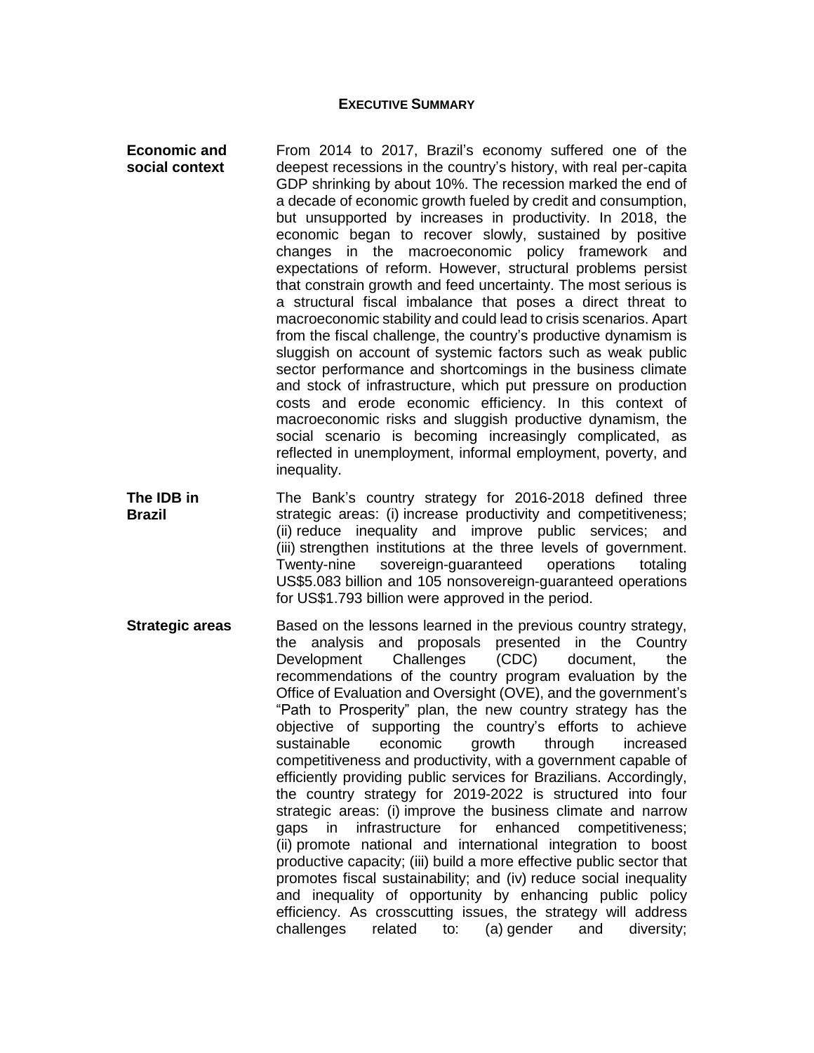## EXECUTIVE SUMMARY

**Economic and social context**

From 2014 to 2017, Brazil's economy suffered one of the deepest recessions in the country's history, with real per-capita GDP shrinking by about 10%. The recession marked the end of a decade of economic growth fueled by credit and consumption, but unsupported by increases in productivity. In 2018, the economic began to recover slowly, sustained by positive changes in the macroeconomic policy framework and expectations of reform. However, structural problems persist that constrain growth and feed uncertainty. The most serious is a structural fiscal imbalance that poses a direct threat to macroeconomic stability and could lead to crisis scenarios. Apart from the fiscal challenge, the country's productive dynamism is sluggish on account of systemic factors such as weak public sector performance and shortcomings in the business climate and stock of infrastructure, which put pressure on production costs and erode economic efficiency. In this context of macroeconomic risks and sluggish productive dynamism, the social scenario is becoming increasingly complicated, as reflected in unemployment, informal employment, poverty, and inequality.

**The IDB in Brazil**

The Bank's country strategy for 2016-2018 defined three strategic areas: (i) increase productivity and competitiveness; (ii) reduce inequality and improve public services; and (iii) strengthen institutions at the three levels of government. Twenty-nine sovereign-guaranteed operations totaling US$5.083 billion and 105 nonsovereign-guaranteed operations for US$1.793 billion were approved in the period.

**Strategic areas**

Based on the lessons learned in the previous country strategy, the analysis and proposals presented in the Country Development Challenges (CDC) document, the recommendations of the country program evaluation by the Office of Evaluation and Oversight (OVE), and the government's "Path to Prosperity" plan, the new country strategy has the objective of supporting the country's efforts to achieve sustainable economic growth through increased competitiveness and productivity, with a government capable of efficiently providing public services for Brazilians. Accordingly, the country strategy for 2019-2022 is structured into four strategic areas: (i) improve the business climate and narrow gaps in infrastructure for enhanced competitiveness; (ii) promote national and international integration to boost productive capacity; (iii) build a more effective public sector that promotes fiscal sustainability; and (iv) reduce social inequality and inequality of opportunity by enhancing public policy efficiency. As crosscutting issues, the strategy will address challenges related to: (a) gender and diversity;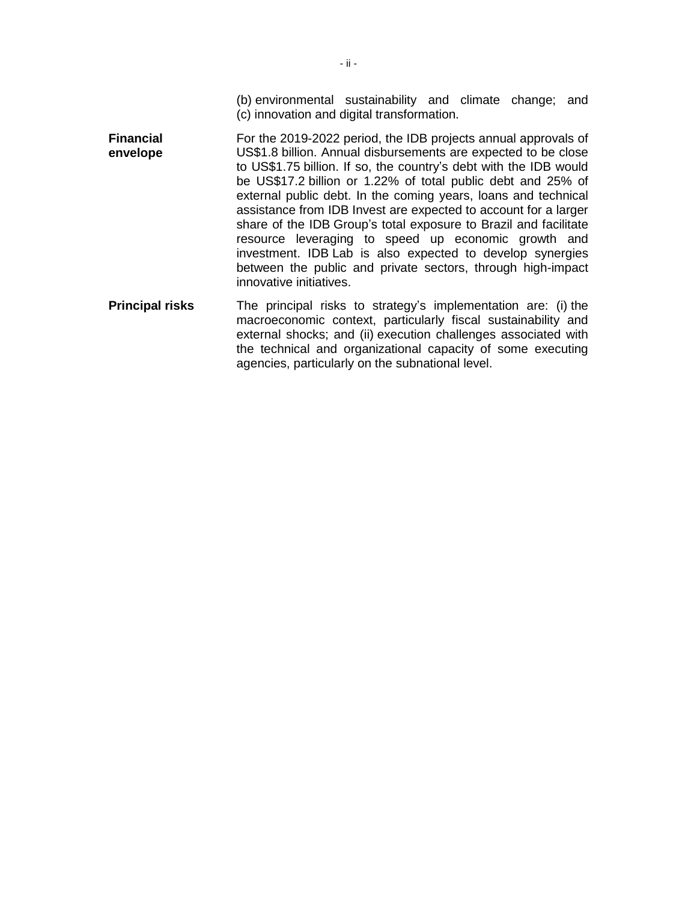(b) environmental sustainability and climate change; and (c) innovation and digital transformation.

| | |
|---|---|
| **Financial envelope** | For the 2019-2022 period, the IDB projects annual approvals of US$1.8 billion. Annual disbursements are expected to be close to US$1.75 billion. If so, the country's debt with the IDB would be US$17.2 billion or 1.22% of total public debt and 25% of external public debt. In the coming years, loans and technical assistance from IDB Invest are expected to account for a larger share of the IDB Group's total exposure to Brazil and facilitate resource leveraging to speed up economic growth and investment. IDB Lab is also expected to develop synergies between the public and private sectors, through high-impact innovative initiatives. |
| **Principal risks** | The principal risks to strategy's implementation are: (i) the macroeconomic context, particularly fiscal sustainability and external shocks; and (ii) execution challenges associated with the technical and organizational capacity of some executing agencies, particularly on the subnational level. |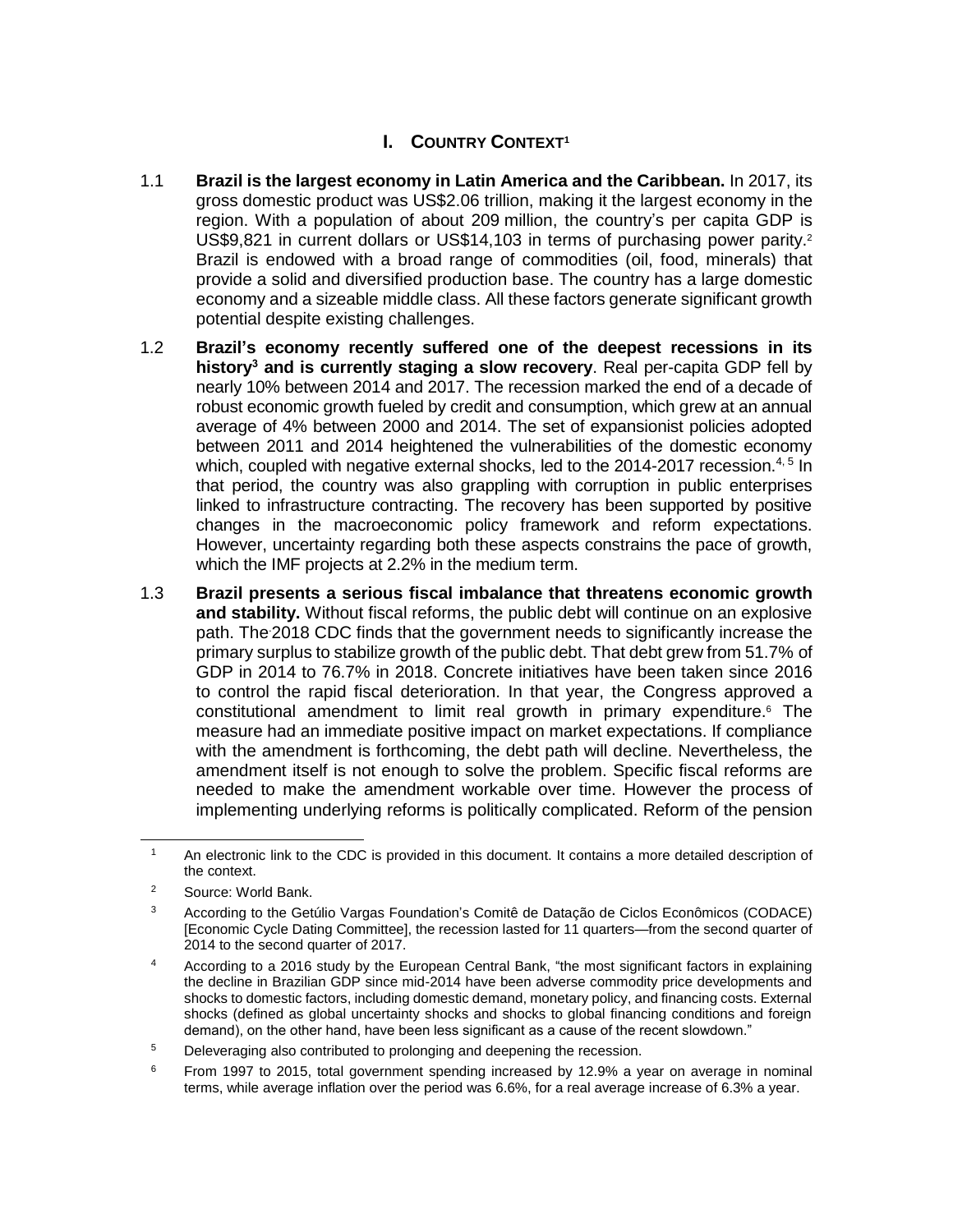## I. COUNTRY CONTEXT[1]

1.1 **Brazil is the largest economy in Latin America and the Caribbean.** In 2017, its gross domestic product was US$2.06 trillion, making it the largest economy in the region. With a population of about 209 million, the country's per capita GDP is US$9,821 in current dollars or US$14,103 in terms of purchasing power parity.[2] Brazil is endowed with a broad range of commodities (oil, food, minerals) that provide a solid and diversified production base. The country has a large domestic economy and a sizeable middle class. All these factors generate significant growth potential despite existing challenges.

1.2 **Brazil's economy recently suffered one of the deepest recessions in its history[3] and is currently staging a slow recovery**. Real per-capita GDP fell by nearly 10% between 2014 and 2017. The recession marked the end of a decade of robust economic growth fueled by credit and consumption, which grew at an annual average of 4% between 2000 and 2014. The set of expansionist policies adopted between 2011 and 2014 heightened the vulnerabilities of the domestic economy which, coupled with negative external shocks, led to the 2014-2017 recession.[4, 5] In that period, the country was also grappling with corruption in public enterprises linked to infrastructure contracting. The recovery has been supported by positive changes in the macroeconomic policy framework and reform expectations. However, uncertainty regarding both these aspects constrains the pace of growth, which the IMF projects at 2.2% in the medium term.

1.3 **Brazil presents a serious fiscal imbalance that threatens economic growth and stability.** Without fiscal reforms, the public debt will continue on an explosive path. The 2018 CDC finds that the government needs to significantly increase the primary surplus to stabilize growth of the public debt. That debt grew from 51.7% of GDP in 2014 to 76.7% in 2018. Concrete initiatives have been taken since 2016 to control the rapid fiscal deterioration. In that year, the Congress approved a constitutional amendment to limit real growth in primary expenditure.[6] The measure had an immediate positive impact on market expectations. If compliance with the amendment is forthcoming, the debt path will decline. Nevertheless, the amendment itself is not enough to solve the problem. Specific fiscal reforms are needed to make the amendment workable over time. However the process of implementing underlying reforms is politically complicated. Reform of the pension

---

[1] An electronic link to the CDC is provided in this document. It contains a more detailed description of the context.

[2] Source: World Bank.

[3] According to the Getúlio Vargas Foundation's Comitê de Datação de Ciclos Econômicos (CODACE) [Economic Cycle Dating Committee], the recession lasted for 11 quarters—from the second quarter of 2014 to the second quarter of 2017.

[4] According to a 2016 study by the European Central Bank, "the most significant factors in explaining the decline in Brazilian GDP since mid-2014 have been adverse commodity price developments and shocks to domestic factors, including domestic demand, monetary policy, and financing costs. External shocks (defined as global uncertainty shocks and shocks to global financing conditions and foreign demand), on the other hand, have been less significant as a cause of the recent slowdown."

[5] Deleveraging also contributed to prolonging and deepening the recession.

[6] From 1997 to 2015, total government spending increased by 12.9% a year on average in nominal terms, while average inflation over the period was 6.6%, for a real average increase of 6.3% a year.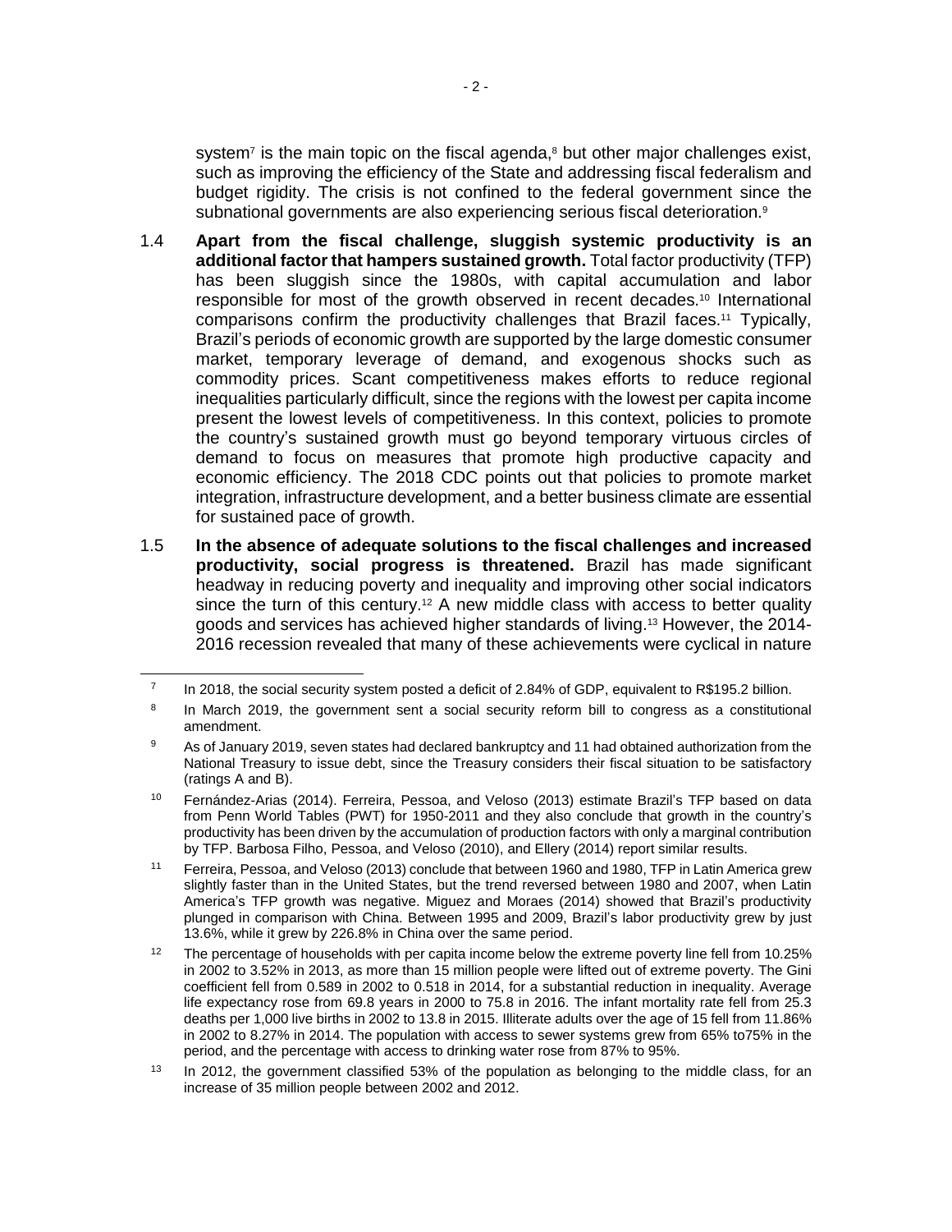system[7] is the main topic on the fiscal agenda,[8] but other major challenges exist, such as improving the efficiency of the State and addressing fiscal federalism and budget rigidity. The crisis is not confined to the federal government since the subnational governments are also experiencing serious fiscal deterioration.[9]

1.4 **Apart from the fiscal challenge, sluggish systemic productivity is an additional factor that hampers sustained growth.** Total factor productivity (TFP) has been sluggish since the 1980s, with capital accumulation and labor responsible for most of the growth observed in recent decades.[10] International comparisons confirm the productivity challenges that Brazil faces.[11] Typically, Brazil's periods of economic growth are supported by the large domestic consumer market, temporary leverage of demand, and exogenous shocks such as commodity prices. Scant competitiveness makes efforts to reduce regional inequalities particularly difficult, since the regions with the lowest per capita income present the lowest levels of competitiveness. In this context, policies to promote the country's sustained growth must go beyond temporary virtuous circles of demand to focus on measures that promote high productive capacity and economic efficiency. The 2018 CDC points out that policies to promote market integration, infrastructure development, and a better business climate are essential for sustained pace of growth.

1.5 **In the absence of adequate solutions to the fiscal challenges and increased productivity, social progress is threatened.** Brazil has made significant headway in reducing poverty and inequality and improving other social indicators since the turn of this century.[12] A new middle class with access to better quality goods and services has achieved higher standards of living.[13] However, the 2014-2016 recession revealed that many of these achievements were cyclical in nature

---

[7] In 2018, the social security system posted a deficit of 2.84% of GDP, equivalent to R$195.2 billion.

[8] In March 2019, the government sent a social security reform bill to congress as a constitutional amendment.

[9] As of January 2019, seven states had declared bankruptcy and 11 had obtained authorization from the National Treasury to issue debt, since the Treasury considers their fiscal situation to be satisfactory (ratings A and B).

[10] Fernández-Arias (2014). Ferreira, Pessoa, and Veloso (2013) estimate Brazil's TFP based on data from Penn World Tables (PWT) for 1950-2011 and they also conclude that growth in the country's productivity has been driven by the accumulation of production factors with only a marginal contribution by TFP. Barbosa Filho, Pessoa, and Veloso (2010), and Ellery (2014) report similar results.

[11] Ferreira, Pessoa, and Veloso (2013) conclude that between 1960 and 1980, TFP in Latin America grew slightly faster than in the United States, but the trend reversed between 1980 and 2007, when Latin America's TFP growth was negative. Miguez and Moraes (2014) showed that Brazil's productivity plunged in comparison with China. Between 1995 and 2009, Brazil's labor productivity grew by just 13.6%, while it grew by 226.8% in China over the same period.

[12] The percentage of households with per capita income below the extreme poverty line fell from 10.25% in 2002 to 3.52% in 2013, as more than 15 million people were lifted out of extreme poverty. The Gini coefficient fell from 0.589 in 2002 to 0.518 in 2014, for a substantial reduction in inequality. Average life expectancy rose from 69.8 years in 2000 to 75.8 in 2016. The infant mortality rate fell from 25.3 deaths per 1,000 live births in 2002 to 13.8 in 2015. Illiterate adults over the age of 15 fell from 11.86% in 2002 to 8.27% in 2014. The population with access to sewer systems grew from 65% to75% in the period, and the percentage with access to drinking water rose from 87% to 95%.

[13] In 2012, the government classified 53% of the population as belonging to the middle class, for an increase of 35 million people between 2002 and 2012.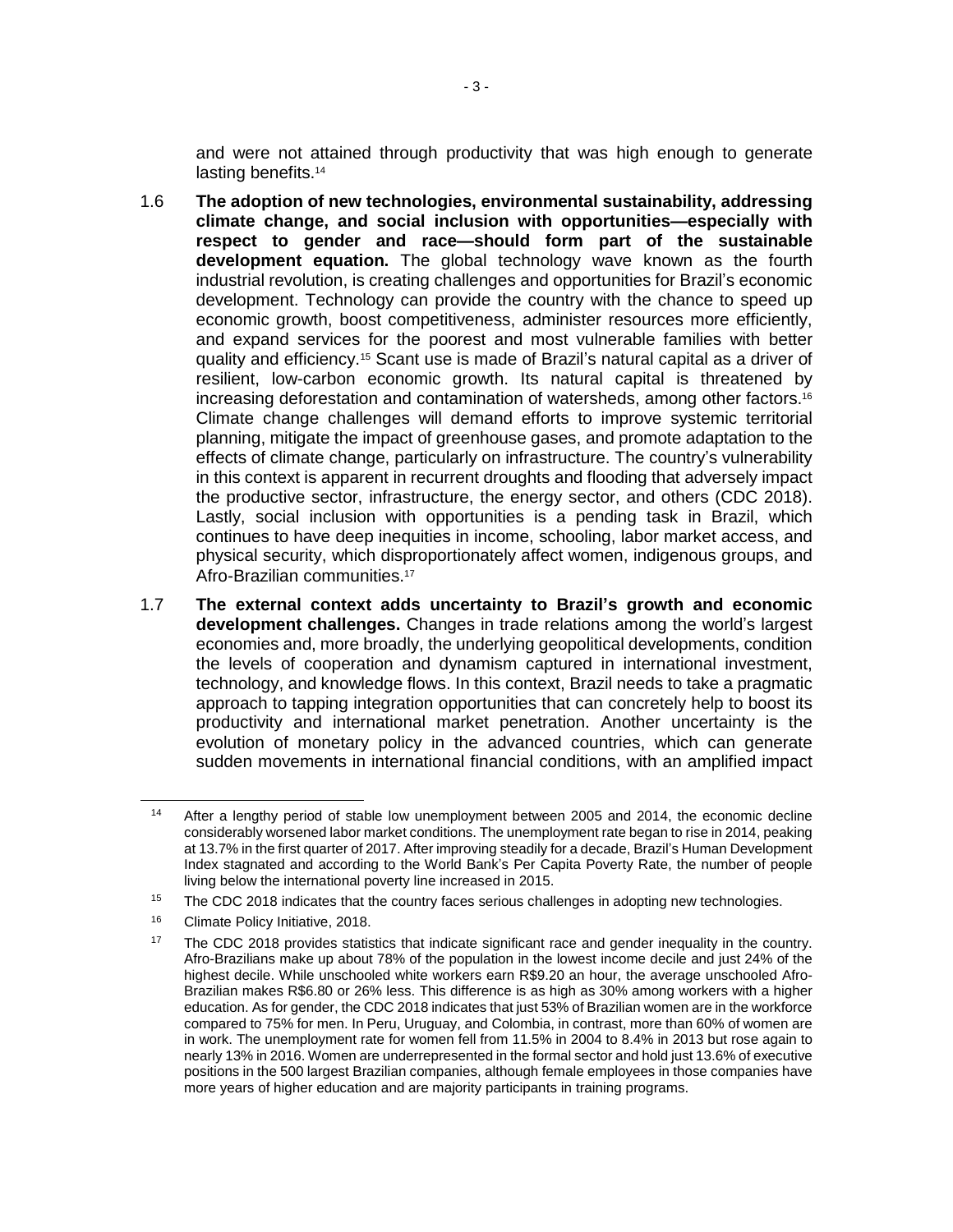and were not attained through productivity that was high enough to generate lasting benefits.[14]

1.6 **The adoption of new technologies, environmental sustainability, addressing climate change, and social inclusion with opportunities—especially with respect to gender and race—should form part of the sustainable development equation.** The global technology wave known as the fourth industrial revolution, is creating challenges and opportunities for Brazil's economic development. Technology can provide the country with the chance to speed up economic growth, boost competitiveness, administer resources more efficiently, and expand services for the poorest and most vulnerable families with better quality and efficiency.[15] Scant use is made of Brazil's natural capital as a driver of resilient, low-carbon economic growth. Its natural capital is threatened by increasing deforestation and contamination of watersheds, among other factors.[16] Climate change challenges will demand efforts to improve systemic territorial planning, mitigate the impact of greenhouse gases, and promote adaptation to the effects of climate change, particularly on infrastructure. The country's vulnerability in this context is apparent in recurrent droughts and flooding that adversely impact the productive sector, infrastructure, the energy sector, and others (CDC 2018). Lastly, social inclusion with opportunities is a pending task in Brazil, which continues to have deep inequities in income, schooling, labor market access, and physical security, which disproportionately affect women, indigenous groups, and Afro-Brazilian communities.[17]

1.7 **The external context adds uncertainty to Brazil's growth and economic development challenges.** Changes in trade relations among the world's largest economies and, more broadly, the underlying geopolitical developments, condition the levels of cooperation and dynamism captured in international investment, technology, and knowledge flows. In this context, Brazil needs to take a pragmatic approach to tapping integration opportunities that can concretely help to boost its productivity and international market penetration. Another uncertainty is the evolution of monetary policy in the advanced countries, which can generate sudden movements in international financial conditions, with an amplified impact

---

[14] After a lengthy period of stable low unemployment between 2005 and 2014, the economic decline considerably worsened labor market conditions. The unemployment rate began to rise in 2014, peaking at 13.7% in the first quarter of 2017. After improving steadily for a decade, Brazil's Human Development Index stagnated and according to the World Bank's Per Capita Poverty Rate, the number of people living below the international poverty line increased in 2015.

[15] The CDC 2018 indicates that the country faces serious challenges in adopting new technologies.

[16] Climate Policy Initiative, 2018.

[17] The CDC 2018 provides statistics that indicate significant race and gender inequality in the country. Afro-Brazilians make up about 78% of the population in the lowest income decile and just 24% of the highest decile. While unschooled white workers earn R$9.20 an hour, the average unschooled Afro-Brazilian makes R$6.80 or 26% less. This difference is as high as 30% among workers with a higher education. As for gender, the CDC 2018 indicates that just 53% of Brazilian women are in the workforce compared to 75% for men. In Peru, Uruguay, and Colombia, in contrast, more than 60% of women are in work. The unemployment rate for women fell from 11.5% in 2004 to 8.4% in 2013 but rose again to nearly 13% in 2016. Women are underrepresented in the formal sector and hold just 13.6% of executive positions in the 500 largest Brazilian companies, although female employees in those companies have more years of higher education and are majority participants in training programs.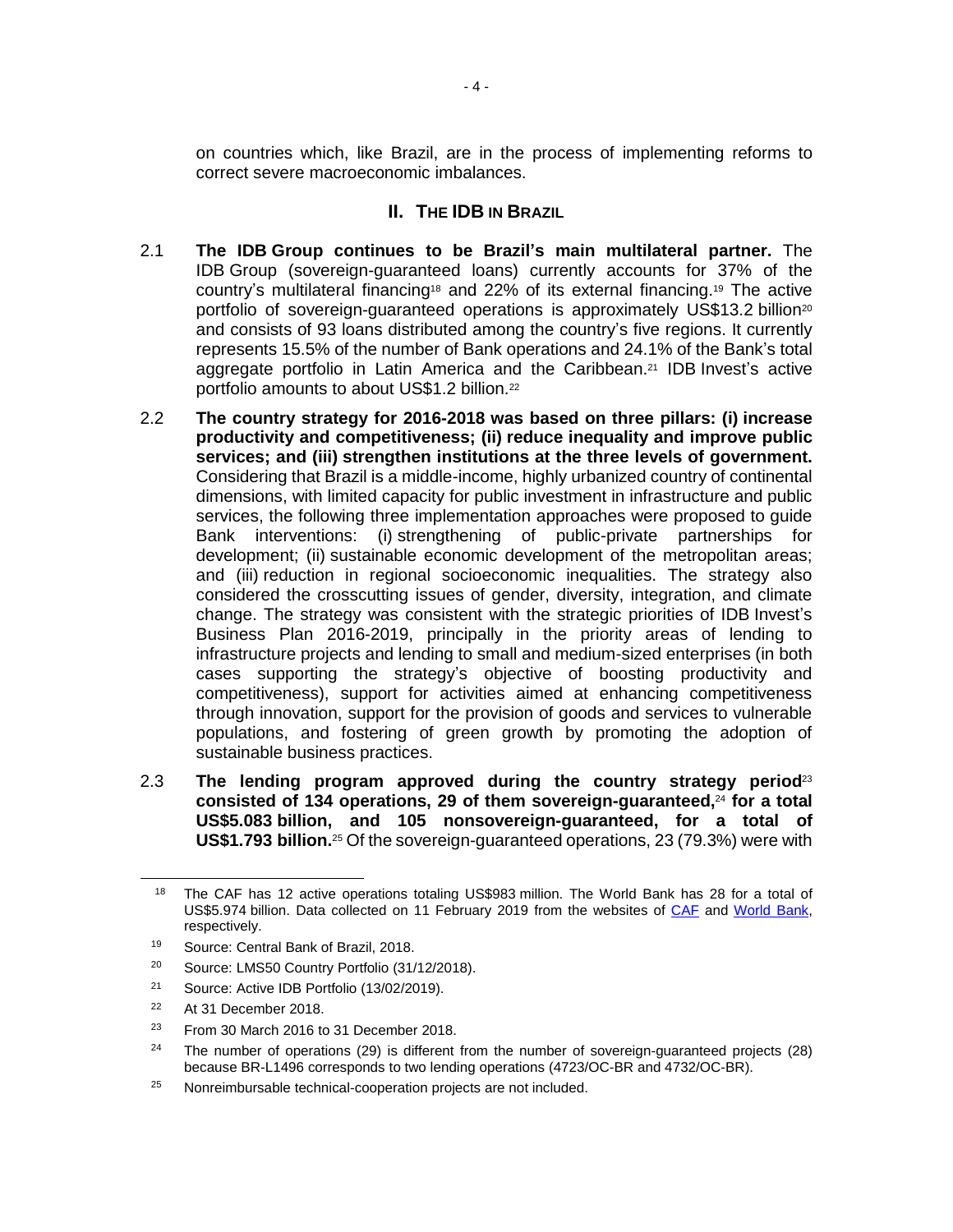on countries which, like Brazil, are in the process of implementing reforms to correct severe macroeconomic imbalances.

## II. THE IDB IN BRAZIL

2.1 **The IDB Group continues to be Brazil's main multilateral partner.** The IDB Group (sovereign-guaranteed loans) currently accounts for 37% of the country's multilateral financing[18] and 22% of its external financing.[19] The active portfolio of sovereign-guaranteed operations is approximately US$13.2 billion[20] and consists of 93 loans distributed among the country's five regions. It currently represents 15.5% of the number of Bank operations and 24.1% of the Bank's total aggregate portfolio in Latin America and the Caribbean.[21] IDB Invest's active portfolio amounts to about US$1.2 billion.[22]

2.2 **The country strategy for 2016-2018 was based on three pillars: (i) increase productivity and competitiveness; (ii) reduce inequality and improve public services; and (iii) strengthen institutions at the three levels of government.** Considering that Brazil is a middle-income, highly urbanized country of continental dimensions, with limited capacity for public investment in infrastructure and public services, the following three implementation approaches were proposed to guide Bank interventions: (i) strengthening of public-private partnerships for development; (ii) sustainable economic development of the metropolitan areas; and (iii) reduction in regional socioeconomic inequalities. The strategy also considered the crosscutting issues of gender, diversity, integration, and climate change. The strategy was consistent with the strategic priorities of IDB Invest's Business Plan 2016-2019, principally in the priority areas of lending to infrastructure projects and lending to small and medium-sized enterprises (in both cases supporting the strategy's objective of boosting productivity and competitiveness), support for activities aimed at enhancing competitiveness through innovation, support for the provision of goods and services to vulnerable populations, and fostering of green growth by promoting the adoption of sustainable business practices.

2.3 **The lending program approved during the country strategy period[23] consisted of 134 operations, 29 of them sovereign-guaranteed,[24] for a total US$5.083 billion, and 105 nonsovereign-guaranteed, for a total of US$1.793 billion.**[25] Of the sovereign-guaranteed operations, 23 (79.3%) were with

---

[18] The CAF has 12 active operations totaling US$983 million. The World Bank has 28 for a total of US$5.974 billion. Data collected on 11 February 2019 from the websites of CAF and World Bank, respectively.

[19] Source: Central Bank of Brazil, 2018.

[20] Source: LMS50 Country Portfolio (31/12/2018).

[21] Source: Active IDB Portfolio (13/02/2019).

[22] At 31 December 2018.

[23] From 30 March 2016 to 31 December 2018.

[24] The number of operations (29) is different from the number of sovereign-guaranteed projects (28) because BR-L1496 corresponds to two lending operations (4723/OC-BR and 4732/OC-BR).

[25] Nonreimbursable technical-cooperation projects are not included.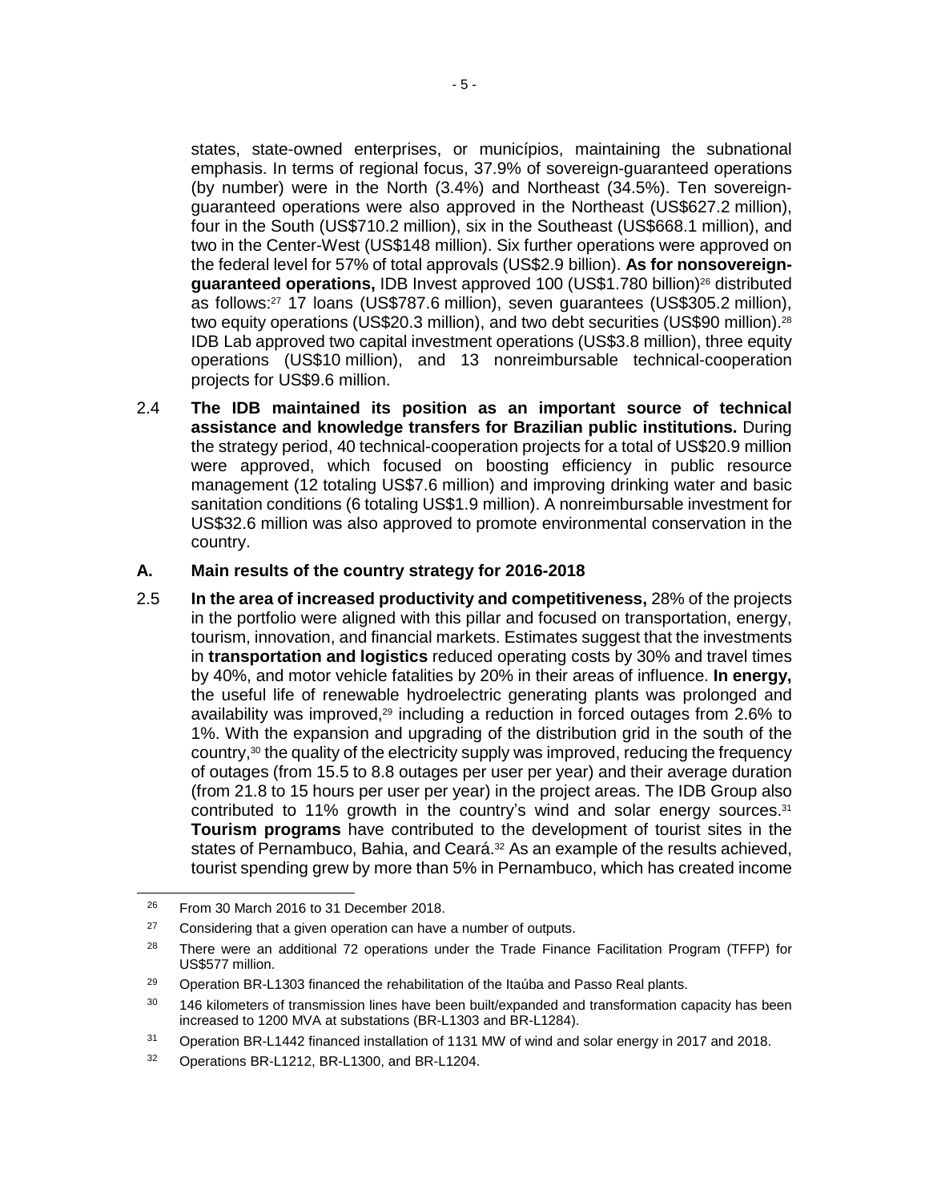states, state-owned enterprises, or municípios, maintaining the subnational emphasis. In terms of regional focus, 37.9% of sovereign-guaranteed operations (by number) were in the North (3.4%) and Northeast (34.5%). Ten sovereign-guaranteed operations were also approved in the Northeast (US$627.2 million), four in the South (US$710.2 million), six in the Southeast (US$668.1 million), and two in the Center-West (US$148 million). Six further operations were approved on the federal level for 57% of total approvals (US$2.9 billion). **As for nonsovereign-guaranteed operations,** IDB Invest approved 100 (US$1.780 billion)[26] distributed as follows:[27] 17 loans (US$787.6 million), seven guarantees (US$305.2 million), two equity operations (US$20.3 million), and two debt securities (US$90 million).[28] IDB Lab approved two capital investment operations (US$3.8 million), three equity operations (US$10 million), and 13 nonreimbursable technical-cooperation projects for US$9.6 million.

2.4 **The IDB maintained its position as an important source of technical assistance and knowledge transfers for Brazilian public institutions.** During the strategy period, 40 technical-cooperation projects for a total of US$20.9 million were approved, which focused on boosting efficiency in public resource management (12 totaling US$7.6 million) and improving drinking water and basic sanitation conditions (6 totaling US$1.9 million). A nonreimbursable investment for US$32.6 million was also approved to promote environmental conservation in the country.

## A. Main results of the country strategy for 2016-2018

2.5 **In the area of increased productivity and competitiveness,** 28% of the projects in the portfolio were aligned with this pillar and focused on transportation, energy, tourism, innovation, and financial markets. Estimates suggest that the investments in **transportation and logistics** reduced operating costs by 30% and travel times by 40%, and motor vehicle fatalities by 20% in their areas of influence. **In energy,** the useful life of renewable hydroelectric generating plants was prolonged and availability was improved,[29] including a reduction in forced outages from 2.6% to 1%. With the expansion and upgrading of the distribution grid in the south of the country,[30] the quality of the electricity supply was improved, reducing the frequency of outages (from 15.5 to 8.8 outages per user per year) and their average duration (from 21.8 to 15 hours per user per year) in the project areas. The IDB Group also contributed to 11% growth in the country's wind and solar energy sources.[31] **Tourism programs** have contributed to the development of tourist sites in the states of Pernambuco, Bahia, and Ceará.[32] As an example of the results achieved, tourist spending grew by more than 5% in Pernambuco, which has created income

---

[26] From 30 March 2016 to 31 December 2018.

[27] Considering that a given operation can have a number of outputs.

[28] There were an additional 72 operations under the Trade Finance Facilitation Program (TFFP) for US$577 million.

[29] Operation BR-L1303 financed the rehabilitation of the Itaúba and Passo Real plants.

[30] 146 kilometers of transmission lines have been built/expanded and transformation capacity has been increased to 1200 MVA at substations (BR-L1303 and BR-L1284).

[31] Operation BR-L1442 financed installation of 1131 MW of wind and solar energy in 2017 and 2018.

[32] Operations BR-L1212, BR-L1300, and BR-L1204.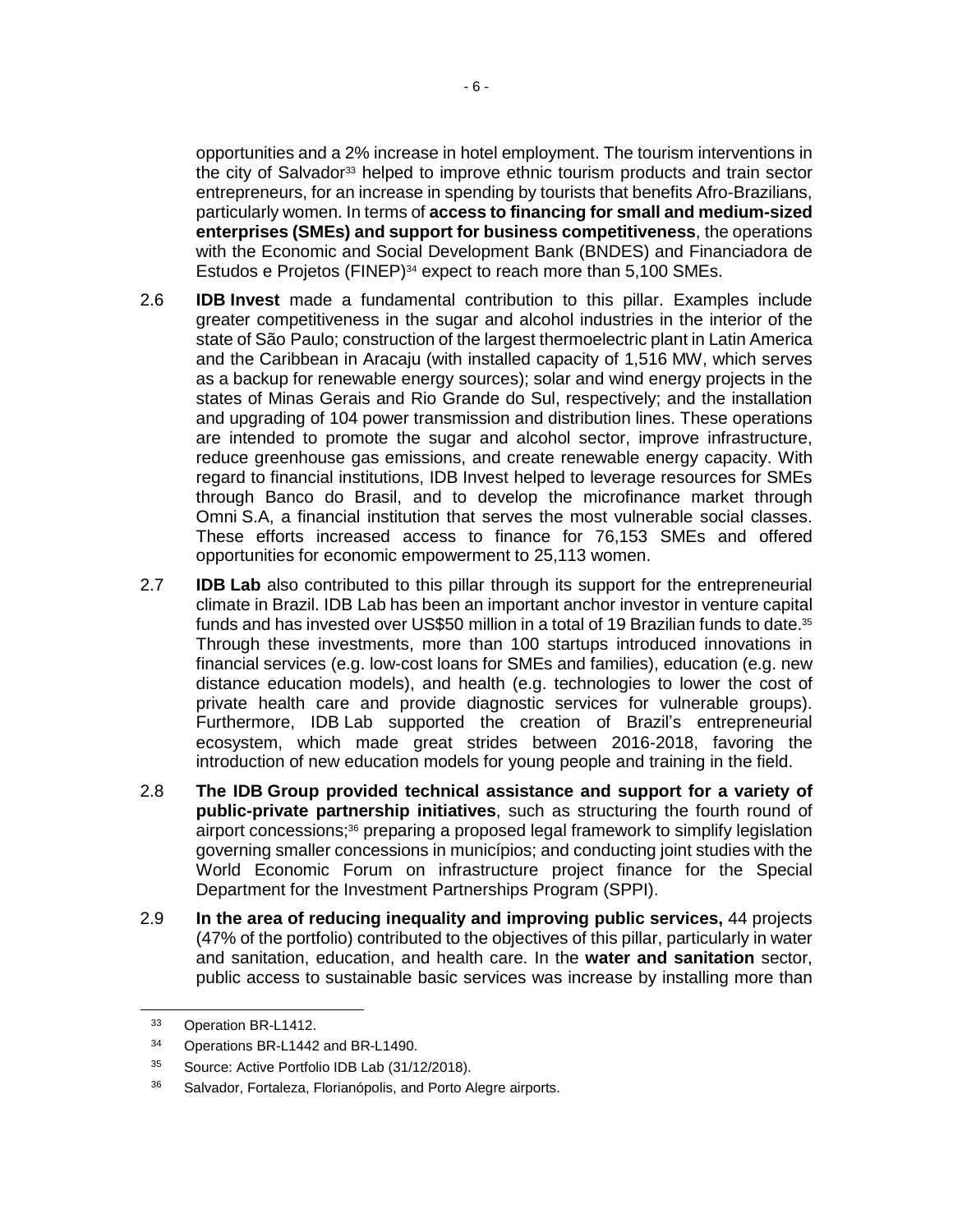opportunities and a 2% increase in hotel employment. The tourism interventions in the city of Salvador[33] helped to improve ethnic tourism products and train sector entrepreneurs, for an increase in spending by tourists that benefits Afro-Brazilians, particularly women. In terms of **access to financing for small and medium-sized enterprises (SMEs) and support for business competitiveness**, the operations with the Economic and Social Development Bank (BNDES) and Financiadora de Estudos e Projetos (FINEP)[34] expect to reach more than 5,100 SMEs.

2.6 **IDB Invest** made a fundamental contribution to this pillar. Examples include greater competitiveness in the sugar and alcohol industries in the interior of the state of São Paulo; construction of the largest thermoelectric plant in Latin America and the Caribbean in Aracaju (with installed capacity of 1,516 MW, which serves as a backup for renewable energy sources); solar and wind energy projects in the states of Minas Gerais and Rio Grande do Sul, respectively; and the installation and upgrading of 104 power transmission and distribution lines. These operations are intended to promote the sugar and alcohol sector, improve infrastructure, reduce greenhouse gas emissions, and create renewable energy capacity. With regard to financial institutions, IDB Invest helped to leverage resources for SMEs through Banco do Brasil, and to develop the microfinance market through Omni S.A, a financial institution that serves the most vulnerable social classes. These efforts increased access to finance for 76,153 SMEs and offered opportunities for economic empowerment to 25,113 women.

2.7 **IDB Lab** also contributed to this pillar through its support for the entrepreneurial climate in Brazil. IDB Lab has been an important anchor investor in venture capital funds and has invested over US$50 million in a total of 19 Brazilian funds to date.[35] Through these investments, more than 100 startups introduced innovations in financial services (e.g. low-cost loans for SMEs and families), education (e.g. new distance education models), and health (e.g. technologies to lower the cost of private health care and provide diagnostic services for vulnerable groups). Furthermore, IDB Lab supported the creation of Brazil's entrepreneurial ecosystem, which made great strides between 2016-2018, favoring the introduction of new education models for young people and training in the field.

2.8 **The IDB Group provided technical assistance and support for a variety of public-private partnership initiatives**, such as structuring the fourth round of airport concessions;[36] preparing a proposed legal framework to simplify legislation governing smaller concessions in municípios; and conducting joint studies with the World Economic Forum on infrastructure project finance for the Special Department for the Investment Partnerships Program (SPPI).

2.9 **In the area of reducing inequality and improving public services,** 44 projects (47% of the portfolio) contributed to the objectives of this pillar, particularly in water and sanitation, education, and health care. In the **water and sanitation** sector, public access to sustainable basic services was increase by installing more than

---

[33] Operation BR-L1412.

[34] Operations BR-L1442 and BR-L1490.

[35] Source: Active Portfolio IDB Lab (31/12/2018).

[36] Salvador, Fortaleza, Florianópolis, and Porto Alegre airports.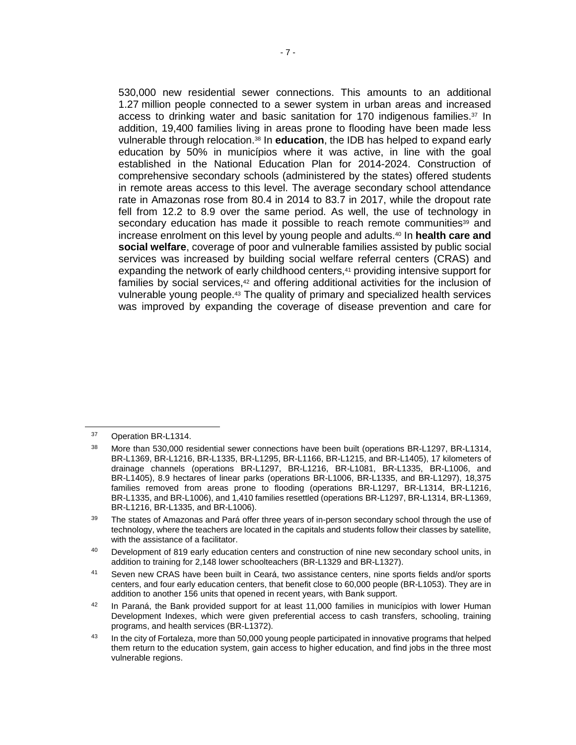530,000 new residential sewer connections. This amounts to an additional 1.27 million people connected to a sewer system in urban areas and increased access to drinking water and basic sanitation for 170 indigenous families.[37] In addition, 19,400 families living in areas prone to flooding have been made less vulnerable through relocation.[38] In **education**, the IDB has helped to expand early education by 50% in municípios where it was active, in line with the goal established in the National Education Plan for 2014-2024. Construction of comprehensive secondary schools (administered by the states) offered students in remote areas access to this level. The average secondary school attendance rate in Amazonas rose from 80.4 in 2014 to 83.7 in 2017, while the dropout rate fell from 12.2 to 8.9 over the same period. As well, the use of technology in secondary education has made it possible to reach remote communities[39] and increase enrolment on this level by young people and adults.[40] In **health care and social welfare**, coverage of poor and vulnerable families assisted by public social services was increased by building social welfare referral centers (CRAS) and expanding the network of early childhood centers,[41] providing intensive support for families by social services,[42] and offering additional activities for the inclusion of vulnerable young people.[43] The quality of primary and specialized health services was improved by expanding the coverage of disease prevention and care for

---

[37] Operation BR-L1314.

[38] More than 530,000 residential sewer connections have been built (operations BR-L1297, BR-L1314, BR-L1369, BR-L1216, BR-L1335, BR-L1295, BR-L1166, BR-L1215, and BR-L1405), 17 kilometers of drainage channels (operations BR-L1297, BR-L1216, BR-L1081, BR-L1335, BR-L1006, and BR-L1405), 8.9 hectares of linear parks (operations BR-L1006, BR-L1335, and BR-L1297), 18,375 families removed from areas prone to flooding (operations BR-L1297, BR-L1314, BR-L1216, BR-L1335, and BR-L1006), and 1,410 families resettled (operations BR-L1297, BR-L1314, BR-L1369, BR-L1216, BR-L1335, and BR-L1006).

[39] The states of Amazonas and Pará offer three years of in-person secondary school through the use of technology, where the teachers are located in the capitals and students follow their classes by satellite, with the assistance of a facilitator.

[40] Development of 819 early education centers and construction of nine new secondary school units, in addition to training for 2,148 lower schoolteachers (BR-L1329 and BR-L1327).

[41] Seven new CRAS have been built in Ceará, two assistance centers, nine sports fields and/or sports centers, and four early education centers, that benefit close to 60,000 people (BR-L1053). They are in addition to another 156 units that opened in recent years, with Bank support.

[42] In Paraná, the Bank provided support for at least 11,000 families in municípios with lower Human Development Indexes, which were given preferential access to cash transfers, schooling, training programs, and health services (BR-L1372).

[43] In the city of Fortaleza, more than 50,000 young people participated in innovative programs that helped them return to the education system, gain access to higher education, and find jobs in the three most vulnerable regions.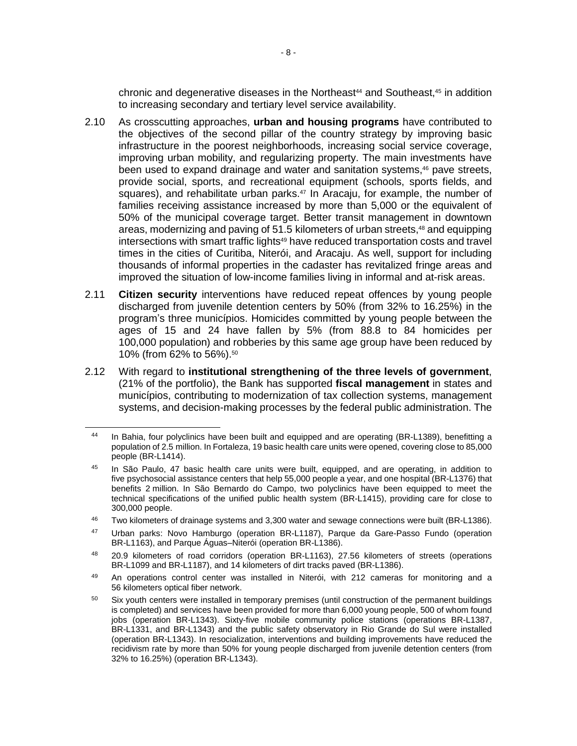chronic and degenerative diseases in the Northeast[44] and Southeast,[45] in addition to increasing secondary and tertiary level service availability.

2.10 As crosscutting approaches, **urban and housing programs** have contributed to the objectives of the second pillar of the country strategy by improving basic infrastructure in the poorest neighborhoods, increasing social service coverage, improving urban mobility, and regularizing property. The main investments have been used to expand drainage and water and sanitation systems,[46] pave streets, provide social, sports, and recreational equipment (schools, sports fields, and squares), and rehabilitate urban parks.[47] In Aracaju, for example, the number of families receiving assistance increased by more than 5,000 or the equivalent of 50% of the municipal coverage target. Better transit management in downtown areas, modernizing and paving of 51.5 kilometers of urban streets,[48] and equipping intersections with smart traffic lights[49] have reduced transportation costs and travel times in the cities of Curitiba, Niterói, and Aracaju. As well, support for including thousands of informal properties in the cadaster has revitalized fringe areas and improved the situation of low-income families living in informal and at-risk areas.

2.11 **Citizen security** interventions have reduced repeat offences by young people discharged from juvenile detention centers by 50% (from 32% to 16.25%) in the program's three municípios. Homicides committed by young people between the ages of 15 and 24 have fallen by 5% (from 88.8 to 84 homicides per 100,000 population) and robberies by this same age group have been reduced by 10% (from 62% to 56%).[50]

2.12 With regard to **institutional strengthening of the three levels of government**, (21% of the portfolio), the Bank has supported **fiscal management** in states and municípios, contributing to modernization of tax collection systems, management systems, and decision-making processes by the federal public administration. The

---

[44] In Bahia, four polyclinics have been built and equipped and are operating (BR-L1389), benefitting a population of 2.5 million. In Fortaleza, 19 basic health care units were opened, covering close to 85,000 people (BR-L1414).

[45] In São Paulo, 47 basic health care units were built, equipped, and are operating, in addition to five psychosocial assistance centers that help 55,000 people a year, and one hospital (BR-L1376) that benefits 2 million. In São Bernardo do Campo, two polyclinics have been equipped to meet the technical specifications of the unified public health system (BR-L1415), providing care for close to 300,000 people.

[46] Two kilometers of drainage systems and 3,300 water and sewage connections were built (BR-L1386).

[47] Urban parks: Novo Hamburgo (operation BR-L1187), Parque da Gare-Passo Fundo (operation BR-L1163), and Parque Águas–Niterói (operation BR-L1386).

[48] 20.9 kilometers of road corridors (operation BR-L1163), 27.56 kilometers of streets (operations BR-L1099 and BR-L1187), and 14 kilometers of dirt tracks paved (BR-L1386).

[49] An operations control center was installed in Niterói, with 212 cameras for monitoring and a 56 kilometers optical fiber network.

[50] Six youth centers were installed in temporary premises (until construction of the permanent buildings is completed) and services have been provided for more than 6,000 young people, 500 of whom found jobs (operation BR-L1343). Sixty-five mobile community police stations (operations BR-L1387, BR-L1331, and BR-L1343) and the public safety observatory in Rio Grande do Sul were installed (operation BR-L1343). In resocialization, interventions and building improvements have reduced the recidivism rate by more than 50% for young people discharged from juvenile detention centers (from 32% to 16.25%) (operation BR-L1343).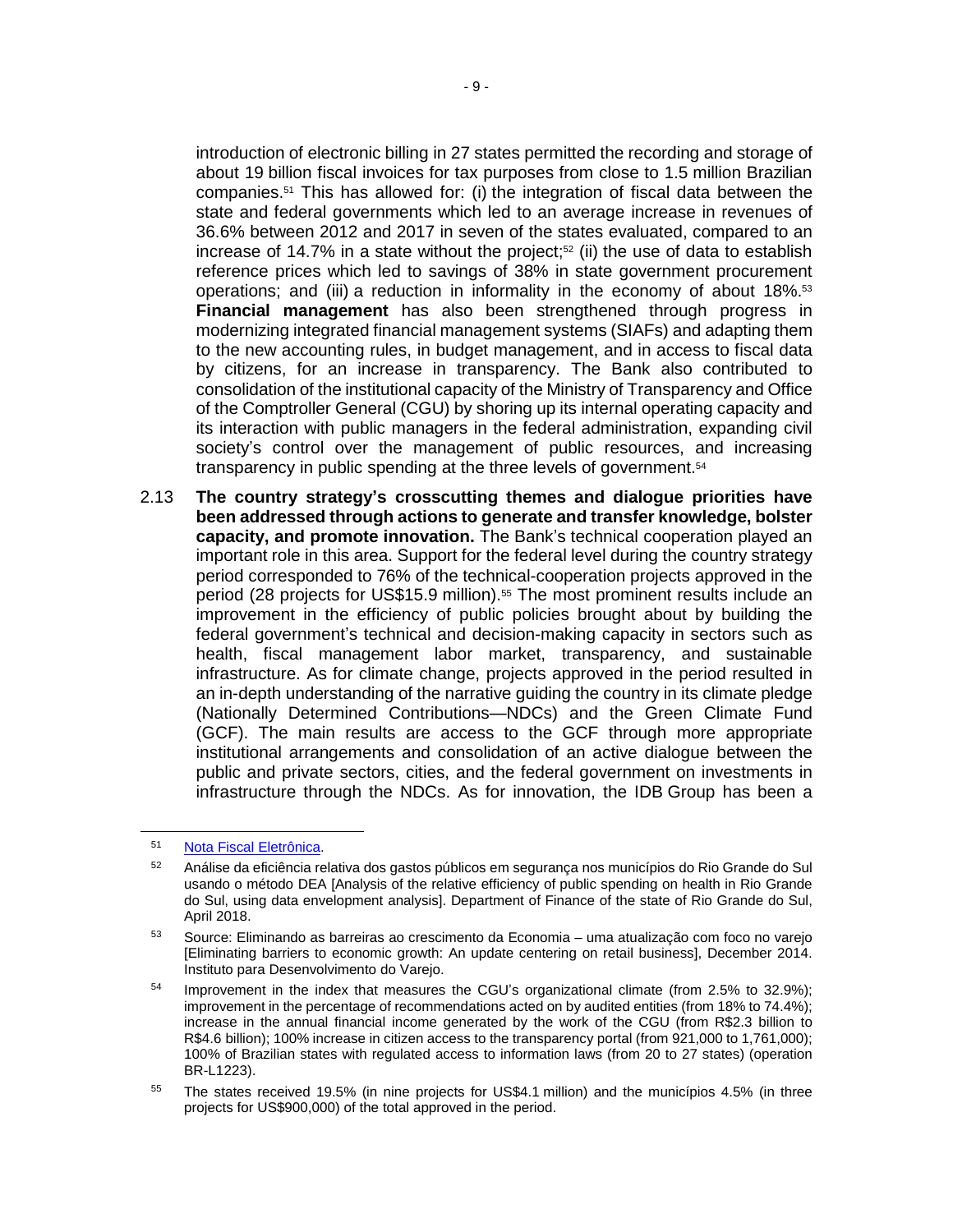introduction of electronic billing in 27 states permitted the recording and storage of about 19 billion fiscal invoices for tax purposes from close to 1.5 million Brazilian companies.[51] This has allowed for: (i) the integration of fiscal data between the state and federal governments which led to an average increase in revenues of 36.6% between 2012 and 2017 in seven of the states evaluated, compared to an increase of 14.7% in a state without the project;[52] (ii) the use of data to establish reference prices which led to savings of 38% in state government procurement operations; and (iii) a reduction in informality in the economy of about 18%.[53] **Financial management** has also been strengthened through progress in modernizing integrated financial management systems (SIAFs) and adapting them to the new accounting rules, in budget management, and in access to fiscal data by citizens, for an increase in transparency. The Bank also contributed to consolidation of the institutional capacity of the Ministry of Transparency and Office of the Comptroller General (CGU) by shoring up its internal operating capacity and its interaction with public managers in the federal administration, expanding civil society's control over the management of public resources, and increasing transparency in public spending at the three levels of government.[54]

2.13 **The country strategy's crosscutting themes and dialogue priorities have been addressed through actions to generate and transfer knowledge, bolster capacity, and promote innovation.** The Bank's technical cooperation played an important role in this area. Support for the federal level during the country strategy period corresponded to 76% of the technical-cooperation projects approved in the period (28 projects for US$15.9 million).[55] The most prominent results include an improvement in the efficiency of public policies brought about by building the federal government's technical and decision-making capacity in sectors such as health, fiscal management labor market, transparency, and sustainable infrastructure. As for climate change, projects approved in the period resulted in an in-depth understanding of the narrative guiding the country in its climate pledge (Nationally Determined Contributions—NDCs) and the Green Climate Fund (GCF). The main results are access to the GCF through more appropriate institutional arrangements and consolidation of an active dialogue between the public and private sectors, cities, and the federal government on investments in infrastructure through the NDCs. As for innovation, the IDB Group has been a

---

[51] Nota Fiscal Eletrônica.

[52] Análise da eficiência relativa dos gastos públicos em segurança nos municípios do Rio Grande do Sul usando o método DEA [Analysis of the relative efficiency of public spending on health in Rio Grande do Sul, using data envelopment analysis]. Department of Finance of the state of Rio Grande do Sul, April 2018.

[53] Source: Eliminando as barreiras ao crescimento da Economia – uma atualização com foco no varejo [Eliminating barriers to economic growth: An update centering on retail business], December 2014. Instituto para Desenvolvimento do Varejo.

[54] Improvement in the index that measures the CGU's organizational climate (from 2.5% to 32.9%); improvement in the percentage of recommendations acted on by audited entities (from 18% to 74.4%); increase in the annual financial income generated by the work of the CGU (from R$2.3 billion to R$4.6 billion); 100% increase in citizen access to the transparency portal (from 921,000 to 1,761,000); 100% of Brazilian states with regulated access to information laws (from 20 to 27 states) (operation BR-L1223).

[55] The states received 19.5% (in nine projects for US$4.1 million) and the municípios 4.5% (in three projects for US$900,000) of the total approved in the period.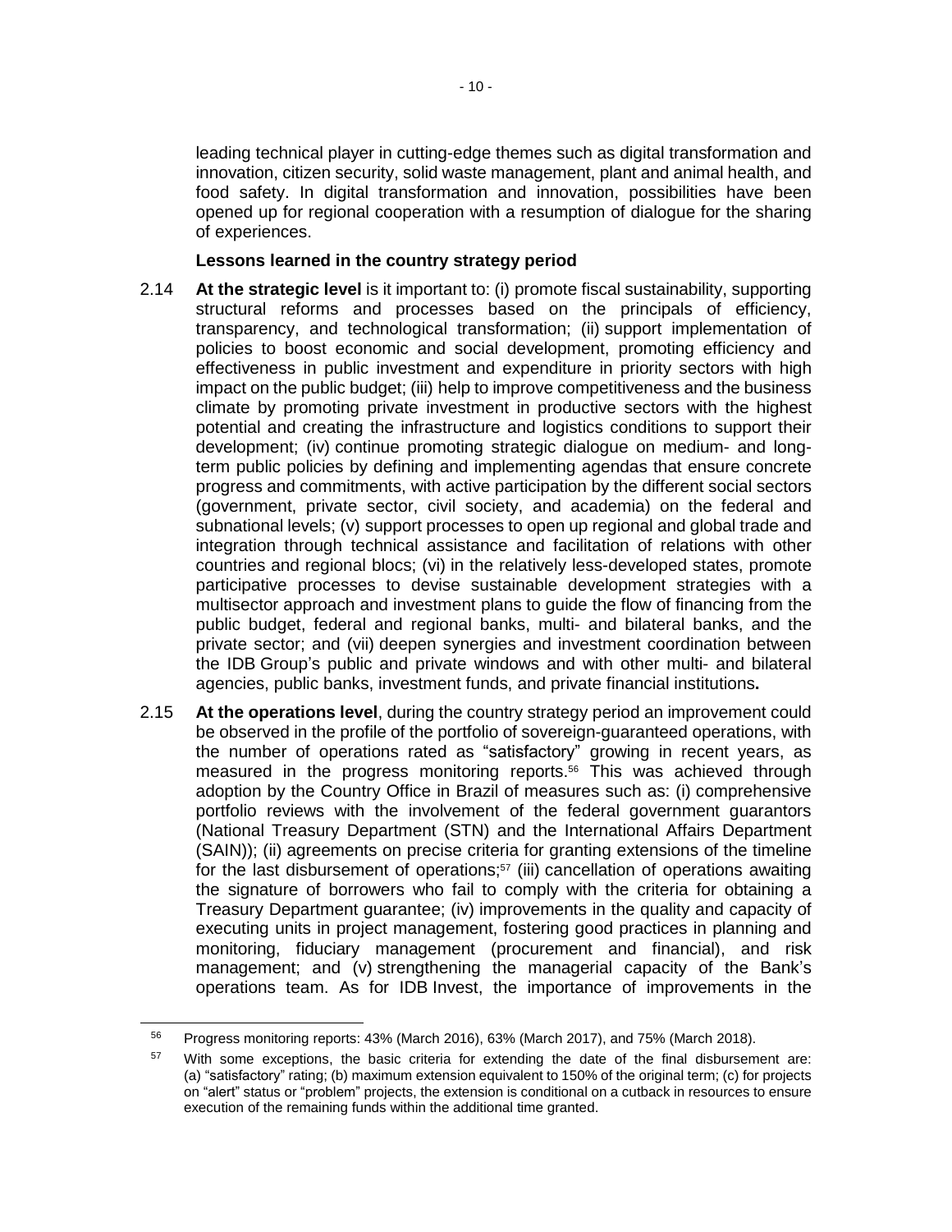leading technical player in cutting-edge themes such as digital transformation and innovation, citizen security, solid waste management, plant and animal health, and food safety. In digital transformation and innovation, possibilities have been opened up for regional cooperation with a resumption of dialogue for the sharing of experiences.

**Lessons learned in the country strategy period**

2.14 **At the strategic level** is it important to: (i) promote fiscal sustainability, supporting structural reforms and processes based on the principals of efficiency, transparency, and technological transformation; (ii) support implementation of policies to boost economic and social development, promoting efficiency and effectiveness in public investment and expenditure in priority sectors with high impact on the public budget; (iii) help to improve competitiveness and the business climate by promoting private investment in productive sectors with the highest potential and creating the infrastructure and logistics conditions to support their development; (iv) continue promoting strategic dialogue on medium- and long-term public policies by defining and implementing agendas that ensure concrete progress and commitments, with active participation by the different social sectors (government, private sector, civil society, and academia) on the federal and subnational levels; (v) support processes to open up regional and global trade and integration through technical assistance and facilitation of relations with other countries and regional blocs; (vi) in the relatively less-developed states, promote participative processes to devise sustainable development strategies with a multisector approach and investment plans to guide the flow of financing from the public budget, federal and regional banks, multi- and bilateral banks, and the private sector; and (vii) deepen synergies and investment coordination between the IDB Group's public and private windows and with other multi- and bilateral agencies, public banks, investment funds, and private financial institutions**.**

2.15 **At the operations level**, during the country strategy period an improvement could be observed in the profile of the portfolio of sovereign-guaranteed operations, with the number of operations rated as "satisfactory" growing in recent years, as measured in the progress monitoring reports.[56] This was achieved through adoption by the Country Office in Brazil of measures such as: (i) comprehensive portfolio reviews with the involvement of the federal government guarantors (National Treasury Department (STN) and the International Affairs Department (SAIN)); (ii) agreements on precise criteria for granting extensions of the timeline for the last disbursement of operations;[57] (iii) cancellation of operations awaiting the signature of borrowers who fail to comply with the criteria for obtaining a Treasury Department guarantee; (iv) improvements in the quality and capacity of executing units in project management, fostering good practices in planning and monitoring, fiduciary management (procurement and financial), and risk management; and (v) strengthening the managerial capacity of the Bank's operations team. As for IDB Invest, the importance of improvements in the

---

[56] Progress monitoring reports: 43% (March 2016), 63% (March 2017), and 75% (March 2018).

[57] With some exceptions, the basic criteria for extending the date of the final disbursement are: (a) "satisfactory" rating; (b) maximum extension equivalent to 150% of the original term; (c) for projects on "alert" status or "problem" projects, the extension is conditional on a cutback in resources to ensure execution of the remaining funds within the additional time granted.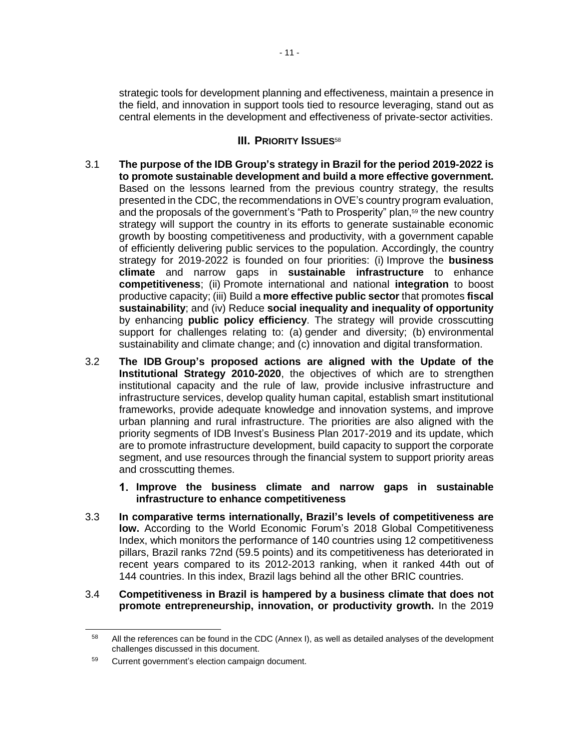strategic tools for development planning and effectiveness, maintain a presence in the field, and innovation in support tools tied to resource leveraging, stand out as central elements in the development and effectiveness of private-sector activities.

## III. PRIORITY ISSUES[58]

3.1 **The purpose of the IDB Group's strategy in Brazil for the period 2019-2022 is to promote sustainable development and build a more effective government.** Based on the lessons learned from the previous country strategy, the results presented in the CDC, the recommendations in OVE's country program evaluation, and the proposals of the government's "Path to Prosperity" plan,[59] the new country strategy will support the country in its efforts to generate sustainable economic growth by boosting competitiveness and productivity, with a government capable of efficiently delivering public services to the population. Accordingly, the country strategy for 2019-2022 is founded on four priorities: (i) Improve the **business climate** and narrow gaps in **sustainable infrastructure** to enhance **competitiveness**; (ii) Promote international and national **integration** to boost productive capacity; (iii) Build a **more effective public sector** that promotes **fiscal sustainability**; and (iv) Reduce **social inequality and inequality of opportunity** by enhancing **public policy efficiency**. The strategy will provide crosscutting support for challenges relating to: (a) gender and diversity; (b) environmental sustainability and climate change; and (c) innovation and digital transformation.

3.2 **The IDB Group's proposed actions are aligned with the Update of the Institutional Strategy 2010-2020**, the objectives of which are to strengthen institutional capacity and the rule of law, provide inclusive infrastructure and infrastructure services, develop quality human capital, establish smart institutional frameworks, provide adequate knowledge and innovation systems, and improve urban planning and rural infrastructure. The priorities are also aligned with the priority segments of IDB Invest's Business Plan 2017-2019 and its update, which are to promote infrastructure development, build capacity to support the corporate segment, and use resources through the financial system to support priority areas and crosscutting themes.

### 1. Improve the business climate and narrow gaps in sustainable infrastructure to enhance competitiveness

3.3 **In comparative terms internationally, Brazil's levels of competitiveness are low.** According to the World Economic Forum's 2018 Global Competitiveness Index, which monitors the performance of 140 countries using 12 competitiveness pillars, Brazil ranks 72nd (59.5 points) and its competitiveness has deteriorated in recent years compared to its 2012-2013 ranking, when it ranked 44th out of 144 countries. In this index, Brazil lags behind all the other BRIC countries.

3.4 **Competitiveness in Brazil is hampered by a business climate that does not promote entrepreneurship, innovation, or productivity growth.** In the 2019

---

[58] All the references can be found in the CDC (Annex I), as well as detailed analyses of the development challenges discussed in this document.

[59] Current government's election campaign document.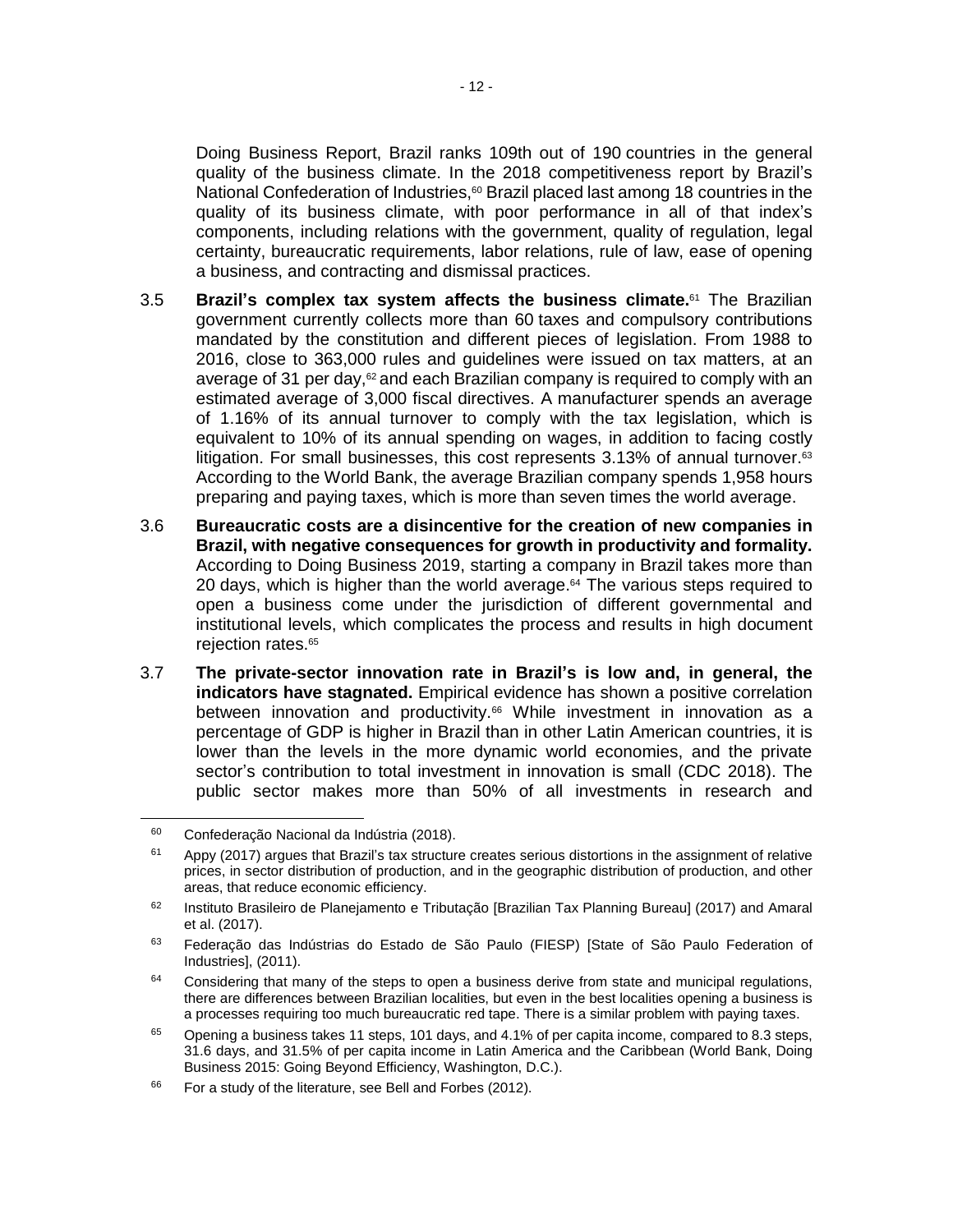Doing Business Report, Brazil ranks 109th out of 190 countries in the general quality of the business climate. In the 2018 competitiveness report by Brazil's National Confederation of Industries,[60] Brazil placed last among 18 countries in the quality of its business climate, with poor performance in all of that index's components, including relations with the government, quality of regulation, legal certainty, bureaucratic requirements, labor relations, rule of law, ease of opening a business, and contracting and dismissal practices.

3.5 **Brazil's complex tax system affects the business climate.**[61] The Brazilian government currently collects more than 60 taxes and compulsory contributions mandated by the constitution and different pieces of legislation. From 1988 to 2016, close to 363,000 rules and guidelines were issued on tax matters, at an average of 31 per day,[62] and each Brazilian company is required to comply with an estimated average of 3,000 fiscal directives. A manufacturer spends an average of 1.16% of its annual turnover to comply with the tax legislation, which is equivalent to 10% of its annual spending on wages, in addition to facing costly litigation. For small businesses, this cost represents 3.13% of annual turnover.[63] According to the World Bank, the average Brazilian company spends 1,958 hours preparing and paying taxes, which is more than seven times the world average.

3.6 **Bureaucratic costs are a disincentive for the creation of new companies in Brazil, with negative consequences for growth in productivity and formality.** According to Doing Business 2019, starting a company in Brazil takes more than 20 days, which is higher than the world average.[64] The various steps required to open a business come under the jurisdiction of different governmental and institutional levels, which complicates the process and results in high document rejection rates.[65]

3.7 **The private-sector innovation rate in Brazil's is low and, in general, the indicators have stagnated.** Empirical evidence has shown a positive correlation between innovation and productivity.[66] While investment in innovation as a percentage of GDP is higher in Brazil than in other Latin American countries, it is lower than the levels in the more dynamic world economies, and the private sector's contribution to total investment in innovation is small (CDC 2018). The public sector makes more than 50% of all investments in research and

---

[60] Confederação Nacional da Indústria (2018).

[61] Appy (2017) argues that Brazil's tax structure creates serious distortions in the assignment of relative prices, in sector distribution of production, and in the geographic distribution of production, and other areas, that reduce economic efficiency.

[62] Instituto Brasileiro de Planejamento e Tributação [Brazilian Tax Planning Bureau] (2017) and Amaral et al. (2017).

[63] Federação das Indústrias do Estado de São Paulo (FIESP) [State of São Paulo Federation of Industries], (2011).

[64] Considering that many of the steps to open a business derive from state and municipal regulations, there are differences between Brazilian localities, but even in the best localities opening a business is a processes requiring too much bureaucratic red tape. There is a similar problem with paying taxes.

[65] Opening a business takes 11 steps, 101 days, and 4.1% of per capita income, compared to 8.3 steps, 31.6 days, and 31.5% of per capita income in Latin America and the Caribbean (World Bank, Doing Business 2015: Going Beyond Efficiency, Washington, D.C.).

[66] For a study of the literature, see Bell and Forbes (2012).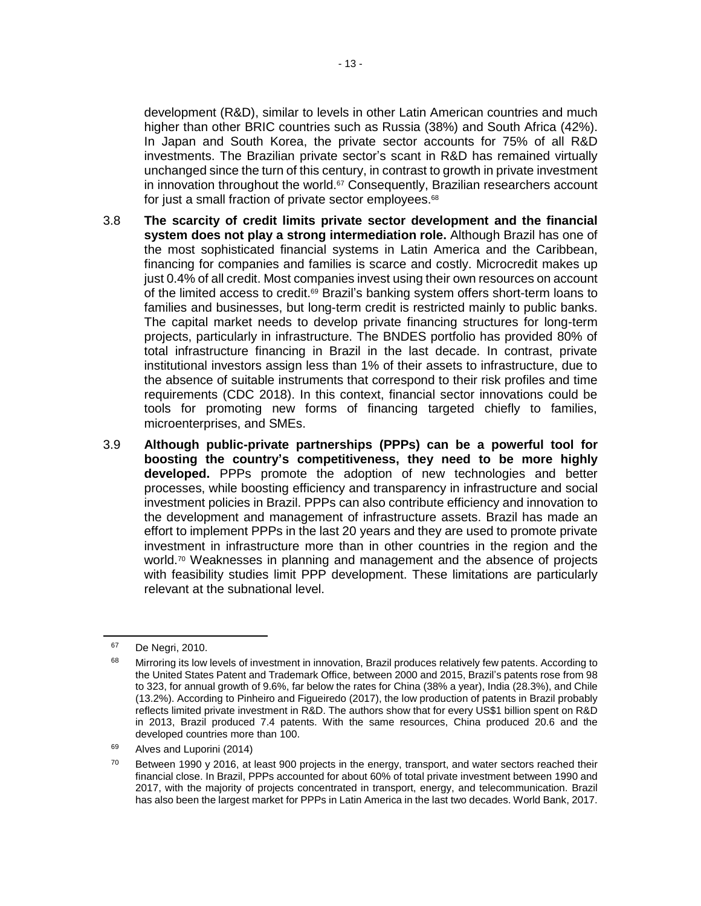development (R&D), similar to levels in other Latin American countries and much higher than other BRIC countries such as Russia (38%) and South Africa (42%). In Japan and South Korea, the private sector accounts for 75% of all R&D investments. The Brazilian private sector's scant in R&D has remained virtually unchanged since the turn of this century, in contrast to growth in private investment in innovation throughout the world.[67] Consequently, Brazilian researchers account for just a small fraction of private sector employees.[68]

3.8 **The scarcity of credit limits private sector development and the financial system does not play a strong intermediation role.** Although Brazil has one of the most sophisticated financial systems in Latin America and the Caribbean, financing for companies and families is scarce and costly. Microcredit makes up just 0.4% of all credit. Most companies invest using their own resources on account of the limited access to credit.[69] Brazil's banking system offers short-term loans to families and businesses, but long-term credit is restricted mainly to public banks. The capital market needs to develop private financing structures for long-term projects, particularly in infrastructure. The BNDES portfolio has provided 80% of total infrastructure financing in Brazil in the last decade. In contrast, private institutional investors assign less than 1% of their assets to infrastructure, due to the absence of suitable instruments that correspond to their risk profiles and time requirements (CDC 2018). In this context, financial sector innovations could be tools for promoting new forms of financing targeted chiefly to families, microenterprises, and SMEs.

3.9 **Although public-private partnerships (PPPs) can be a powerful tool for boosting the country's competitiveness, they need to be more highly developed.** PPPs promote the adoption of new technologies and better processes, while boosting efficiency and transparency in infrastructure and social investment policies in Brazil. PPPs can also contribute efficiency and innovation to the development and management of infrastructure assets. Brazil has made an effort to implement PPPs in the last 20 years and they are used to promote private investment in infrastructure more than in other countries in the region and the world.[70] Weaknesses in planning and management and the absence of projects with feasibility studies limit PPP development. These limitations are particularly relevant at the subnational level.

---

[67] De Negri, 2010.

[68] Mirroring its low levels of investment in innovation, Brazil produces relatively few patents. According to the United States Patent and Trademark Office, between 2000 and 2015, Brazil's patents rose from 98 to 323, for annual growth of 9.6%, far below the rates for China (38% a year), India (28.3%), and Chile (13.2%). According to Pinheiro and Figueiredo (2017), the low production of patents in Brazil probably reflects limited private investment in R&D. The authors show that for every US$1 billion spent on R&D in 2013, Brazil produced 7.4 patents. With the same resources, China produced 20.6 and the developed countries more than 100.

[69] Alves and Luporini (2014)

[70] Between 1990 y 2016, at least 900 projects in the energy, transport, and water sectors reached their financial close. In Brazil, PPPs accounted for about 60% of total private investment between 1990 and 2017, with the majority of projects concentrated in transport, energy, and telecommunication. Brazil has also been the largest market for PPPs in Latin America in the last two decades. World Bank, 2017.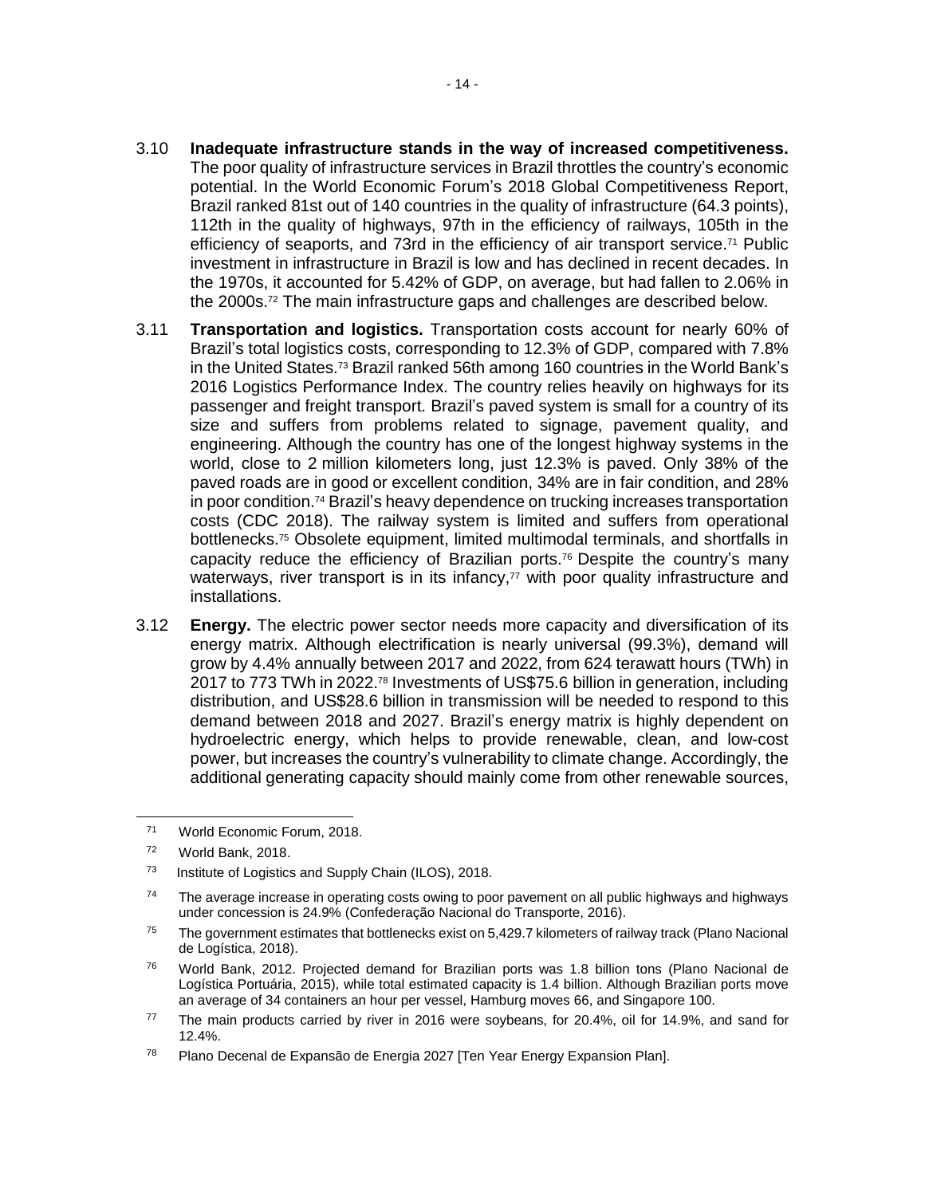3.10 **Inadequate infrastructure stands in the way of increased competitiveness.** The poor quality of infrastructure services in Brazil throttles the country's economic potential. In the World Economic Forum's 2018 Global Competitiveness Report, Brazil ranked 81st out of 140 countries in the quality of infrastructure (64.3 points), 112th in the quality of highways, 97th in the efficiency of railways, 105th in the efficiency of seaports, and 73rd in the efficiency of air transport service.[71] Public investment in infrastructure in Brazil is low and has declined in recent decades. In the 1970s, it accounted for 5.42% of GDP, on average, but had fallen to 2.06% in the 2000s.[72] The main infrastructure gaps and challenges are described below.

3.11 **Transportation and logistics.** Transportation costs account for nearly 60% of Brazil's total logistics costs, corresponding to 12.3% of GDP, compared with 7.8% in the United States.[73] Brazil ranked 56th among 160 countries in the World Bank's 2016 Logistics Performance Index. The country relies heavily on highways for its passenger and freight transport. Brazil's paved system is small for a country of its size and suffers from problems related to signage, pavement quality, and engineering. Although the country has one of the longest highway systems in the world, close to 2 million kilometers long, just 12.3% is paved. Only 38% of the paved roads are in good or excellent condition, 34% are in fair condition, and 28% in poor condition.[74] Brazil's heavy dependence on trucking increases transportation costs (CDC 2018). The railway system is limited and suffers from operational bottlenecks.[75] Obsolete equipment, limited multimodal terminals, and shortfalls in capacity reduce the efficiency of Brazilian ports.[76] Despite the country's many waterways, river transport is in its infancy,[77] with poor quality infrastructure and installations.

3.12 **Energy.** The electric power sector needs more capacity and diversification of its energy matrix. Although electrification is nearly universal (99.3%), demand will grow by 4.4% annually between 2017 and 2022, from 624 terawatt hours (TWh) in 2017 to 773 TWh in 2022.[78] Investments of US$75.6 billion in generation, including distribution, and US$28.6 billion in transmission will be needed to respond to this demand between 2018 and 2027. Brazil's energy matrix is highly dependent on hydroelectric energy, which helps to provide renewable, clean, and low-cost power, but increases the country's vulnerability to climate change. Accordingly, the additional generating capacity should mainly come from other renewable sources,

---

[71] World Economic Forum, 2018.

[72] World Bank, 2018.

[73] Institute of Logistics and Supply Chain (ILOS), 2018.

[74] The average increase in operating costs owing to poor pavement on all public highways and highways under concession is 24.9% (Confederação Nacional do Transporte, 2016).

[75] The government estimates that bottlenecks exist on 5,429.7 kilometers of railway track (Plano Nacional de Logística, 2018).

[76] World Bank, 2012. Projected demand for Brazilian ports was 1.8 billion tons (Plano Nacional de Logística Portuária, 2015), while total estimated capacity is 1.4 billion. Although Brazilian ports move an average of 34 containers an hour per vessel, Hamburg moves 66, and Singapore 100.

[77] The main products carried by river in 2016 were soybeans, for 20.4%, oil for 14.9%, and sand for 12.4%.

[78] Plano Decenal de Expansão de Energia 2027 [Ten Year Energy Expansion Plan].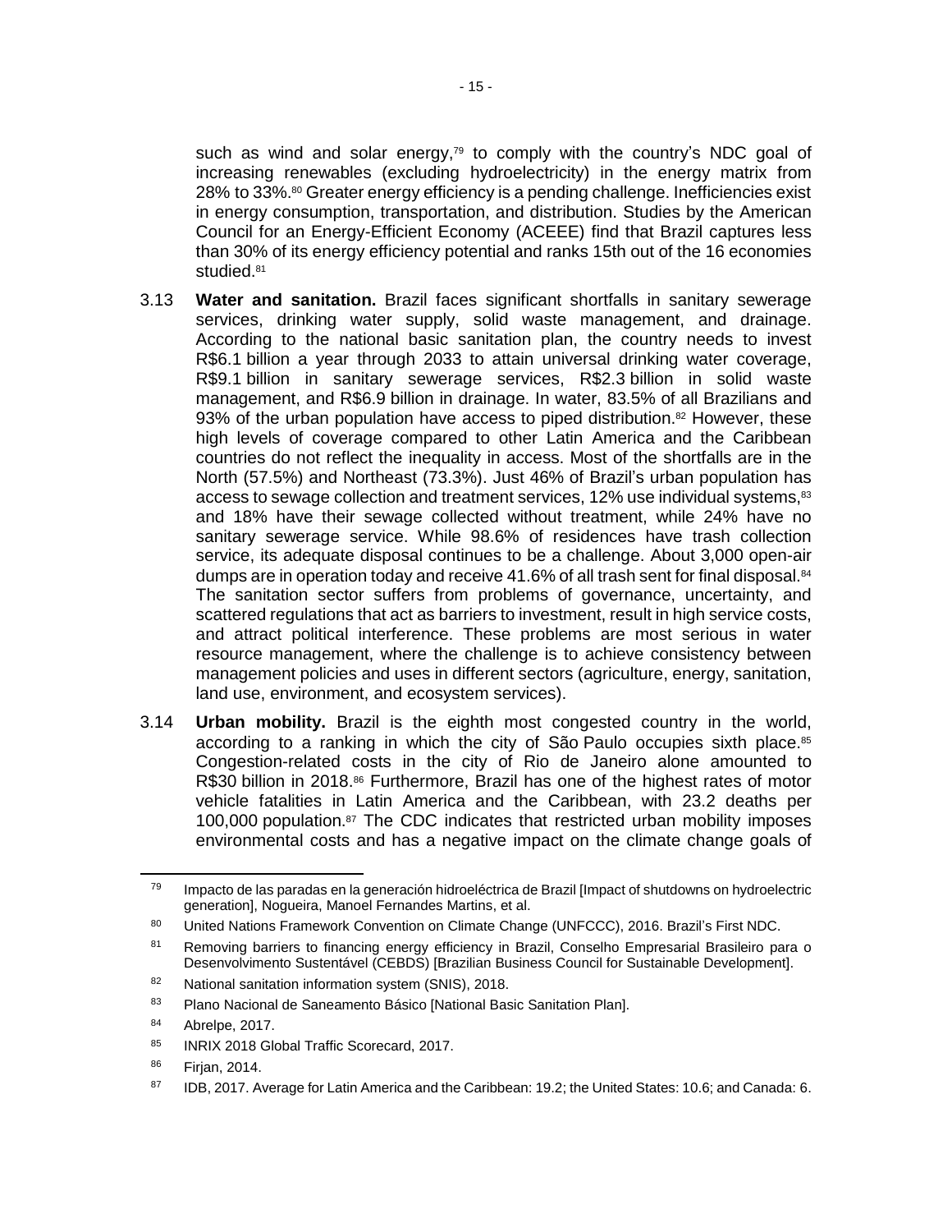such as wind and solar energy,[79] to comply with the country's NDC goal of increasing renewables (excluding hydroelectricity) in the energy matrix from 28% to 33%.[80] Greater energy efficiency is a pending challenge. Inefficiencies exist in energy consumption, transportation, and distribution. Studies by the American Council for an Energy-Efficient Economy (ACEEE) find that Brazil captures less than 30% of its energy efficiency potential and ranks 15th out of the 16 economies studied.[81]

3.13 **Water and sanitation.** Brazil faces significant shortfalls in sanitary sewerage services, drinking water supply, solid waste management, and drainage. According to the national basic sanitation plan, the country needs to invest R$6.1 billion a year through 2033 to attain universal drinking water coverage, R$9.1 billion in sanitary sewerage services, R$2.3 billion in solid waste management, and R$6.9 billion in drainage. In water, 83.5% of all Brazilians and 93% of the urban population have access to piped distribution.[82] However, these high levels of coverage compared to other Latin America and the Caribbean countries do not reflect the inequality in access. Most of the shortfalls are in the North (57.5%) and Northeast (73.3%). Just 46% of Brazil's urban population has access to sewage collection and treatment services, 12% use individual systems,[83] and 18% have their sewage collected without treatment, while 24% have no sanitary sewerage service. While 98.6% of residences have trash collection service, its adequate disposal continues to be a challenge. About 3,000 open-air dumps are in operation today and receive 41.6% of all trash sent for final disposal.[84] The sanitation sector suffers from problems of governance, uncertainty, and scattered regulations that act as barriers to investment, result in high service costs, and attract political interference. These problems are most serious in water resource management, where the challenge is to achieve consistency between management policies and uses in different sectors (agriculture, energy, sanitation, land use, environment, and ecosystem services).

3.14 **Urban mobility.** Brazil is the eighth most congested country in the world, according to a ranking in which the city of São Paulo occupies sixth place.[85] Congestion-related costs in the city of Rio de Janeiro alone amounted to R$30 billion in 2018.[86] Furthermore, Brazil has one of the highest rates of motor vehicle fatalities in Latin America and the Caribbean, with 23.2 deaths per 100,000 population.[87] The CDC indicates that restricted urban mobility imposes environmental costs and has a negative impact on the climate change goals of

---

[79] Impacto de las paradas en la generación hidroeléctrica de Brazil [Impact of shutdowns on hydroelectric generation], Nogueira, Manoel Fernandes Martins, et al.

[80] United Nations Framework Convention on Climate Change (UNFCCC), 2016. Brazil's First NDC.

[81] Removing barriers to financing energy efficiency in Brazil, Conselho Empresarial Brasileiro para o Desenvolvimento Sustentável (CEBDS) [Brazilian Business Council for Sustainable Development].

[82] National sanitation information system (SNIS), 2018.

[83] Plano Nacional de Saneamento Básico [National Basic Sanitation Plan].

[84] Abrelpe, 2017.

[85] INRIX 2018 Global Traffic Scorecard, 2017.

[86] Firjan, 2014.

[87] IDB, 2017. Average for Latin America and the Caribbean: 19.2; the United States: 10.6; and Canada: 6.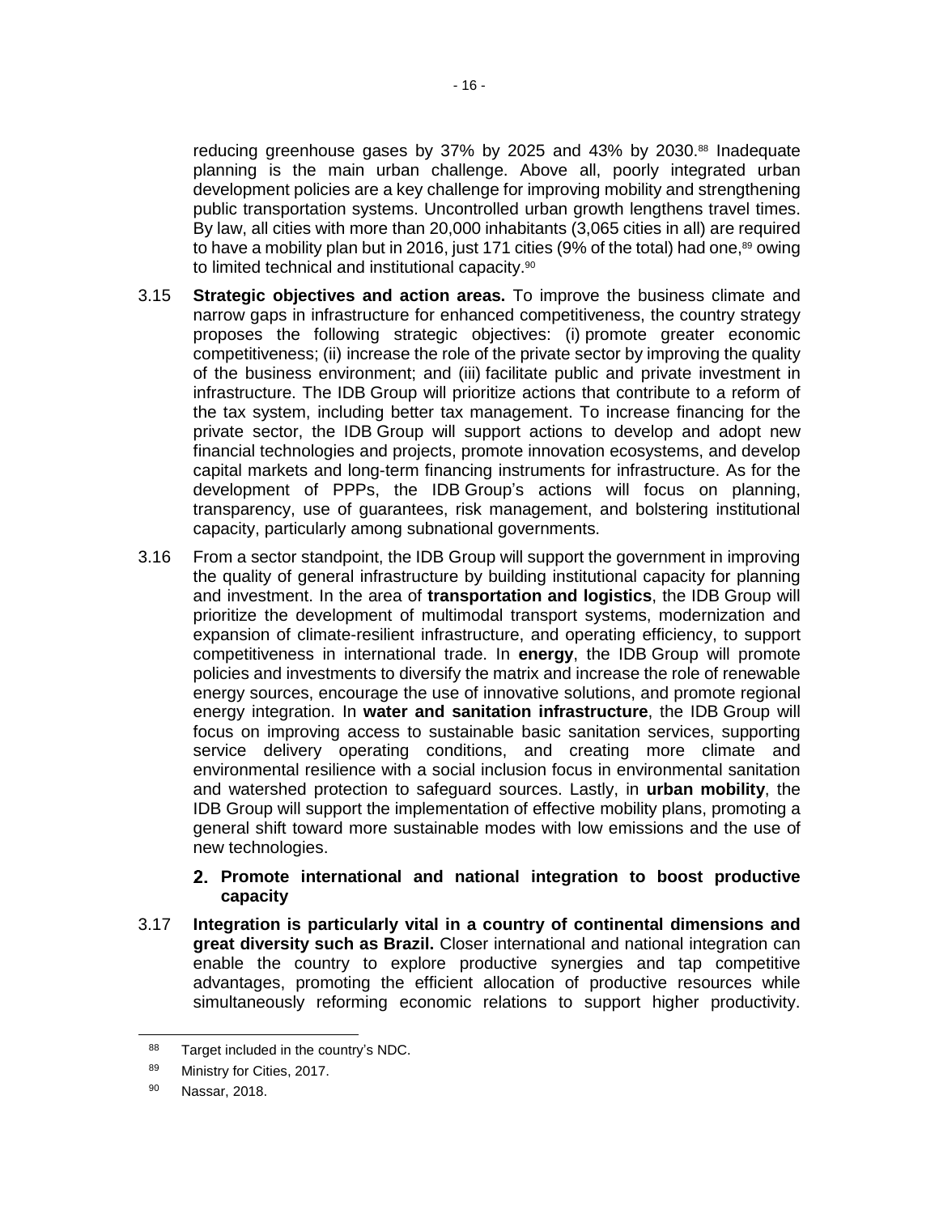reducing greenhouse gases by 37% by 2025 and 43% by 2030.[88] Inadequate planning is the main urban challenge. Above all, poorly integrated urban development policies are a key challenge for improving mobility and strengthening public transportation systems. Uncontrolled urban growth lengthens travel times. By law, all cities with more than 20,000 inhabitants (3,065 cities in all) are required to have a mobility plan but in 2016, just 171 cities (9% of the total) had one,[89] owing to limited technical and institutional capacity.[90]

3.15 **Strategic objectives and action areas.** To improve the business climate and narrow gaps in infrastructure for enhanced competitiveness, the country strategy proposes the following strategic objectives: (i) promote greater economic competitiveness; (ii) increase the role of the private sector by improving the quality of the business environment; and (iii) facilitate public and private investment in infrastructure. The IDB Group will prioritize actions that contribute to a reform of the tax system, including better tax management. To increase financing for the private sector, the IDB Group will support actions to develop and adopt new financial technologies and projects, promote innovation ecosystems, and develop capital markets and long-term financing instruments for infrastructure. As for the development of PPPs, the IDB Group's actions will focus on planning, transparency, use of guarantees, risk management, and bolstering institutional capacity, particularly among subnational governments.

3.16 From a sector standpoint, the IDB Group will support the government in improving the quality of general infrastructure by building institutional capacity for planning and investment. In the area of **transportation and logistics**, the IDB Group will prioritize the development of multimodal transport systems, modernization and expansion of climate-resilient infrastructure, and operating efficiency, to support competitiveness in international trade. In **energy**, the IDB Group will promote policies and investments to diversify the matrix and increase the role of renewable energy sources, encourage the use of innovative solutions, and promote regional energy integration. In **water and sanitation infrastructure**, the IDB Group will focus on improving access to sustainable basic sanitation services, supporting service delivery operating conditions, and creating more climate and environmental resilience with a social inclusion focus in environmental sanitation and watershed protection to safeguard sources. Lastly, in **urban mobility**, the IDB Group will support the implementation of effective mobility plans, promoting a general shift toward more sustainable modes with low emissions and the use of new technologies.

### 2. Promote international and national integration to boost productive capacity

3.17 **Integration is particularly vital in a country of continental dimensions and great diversity such as Brazil.** Closer international and national integration can enable the country to explore productive synergies and tap competitive advantages, promoting the efficient allocation of productive resources while simultaneously reforming economic relations to support higher productivity.

---

[88] Target included in the country's NDC.

[89] Ministry for Cities, 2017.

[90] Nassar, 2018.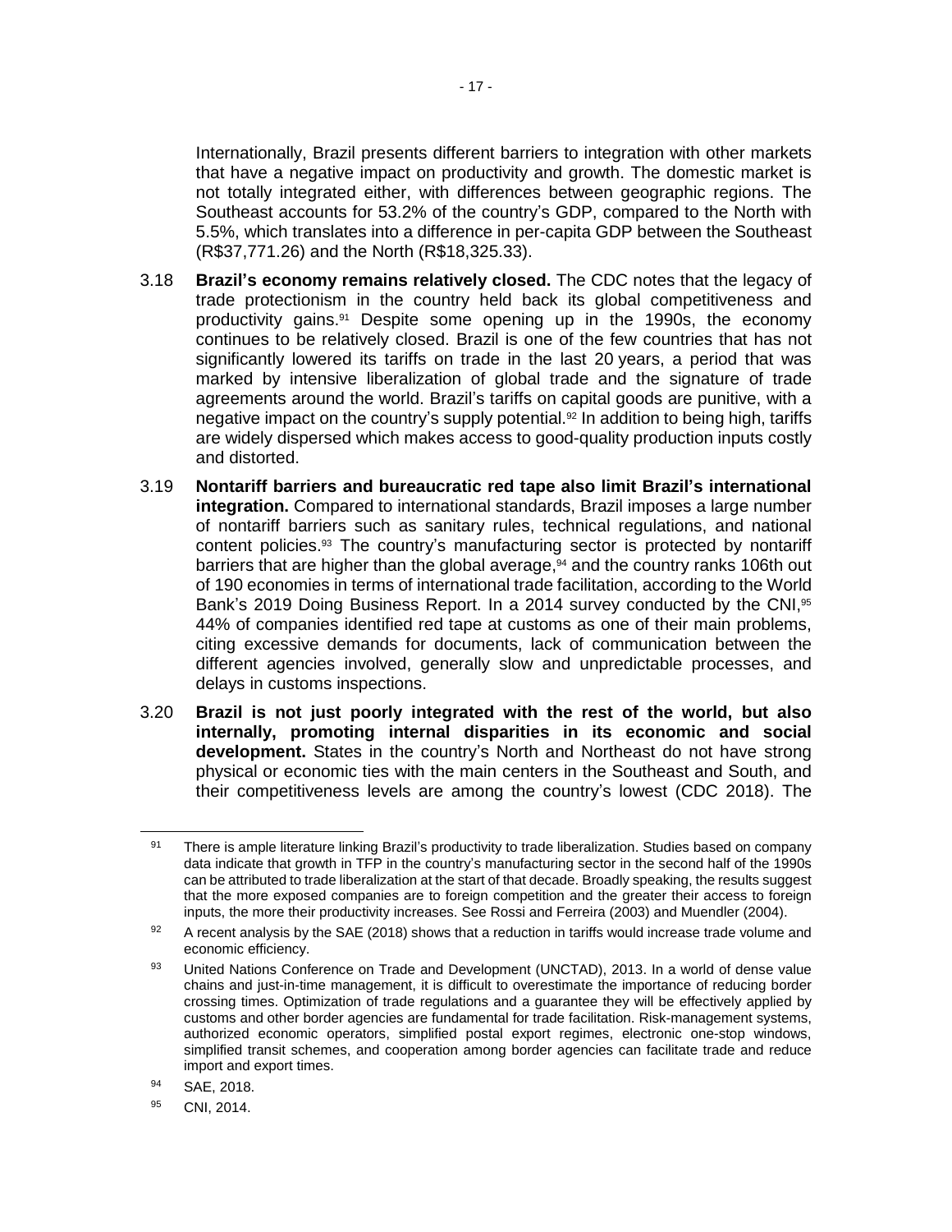Internationally, Brazil presents different barriers to integration with other markets that have a negative impact on productivity and growth. The domestic market is not totally integrated either, with differences between geographic regions. The Southeast accounts for 53.2% of the country's GDP, compared to the North with 5.5%, which translates into a difference in per-capita GDP between the Southeast (R$37,771.26) and the North (R$18,325.33).

3.18 **Brazil's economy remains relatively closed.** The CDC notes that the legacy of trade protectionism in the country held back its global competitiveness and productivity gains.[91] Despite some opening up in the 1990s, the economy continues to be relatively closed. Brazil is one of the few countries that has not significantly lowered its tariffs on trade in the last 20 years, a period that was marked by intensive liberalization of global trade and the signature of trade agreements around the world. Brazil's tariffs on capital goods are punitive, with a negative impact on the country's supply potential.[92] In addition to being high, tariffs are widely dispersed which makes access to good-quality production inputs costly and distorted.

3.19 **Nontariff barriers and bureaucratic red tape also limit Brazil's international integration.** Compared to international standards, Brazil imposes a large number of nontariff barriers such as sanitary rules, technical regulations, and national content policies.[93] The country's manufacturing sector is protected by nontariff barriers that are higher than the global average,[94] and the country ranks 106th out of 190 economies in terms of international trade facilitation, according to the World Bank's 2019 Doing Business Report. In a 2014 survey conducted by the CNI,[95] 44% of companies identified red tape at customs as one of their main problems, citing excessive demands for documents, lack of communication between the different agencies involved, generally slow and unpredictable processes, and delays in customs inspections.

3.20 **Brazil is not just poorly integrated with the rest of the world, but also internally, promoting internal disparities in its economic and social development.** States in the country's North and Northeast do not have strong physical or economic ties with the main centers in the Southeast and South, and their competitiveness levels are among the country's lowest (CDC 2018). The

---

[91] There is ample literature linking Brazil's productivity to trade liberalization. Studies based on company data indicate that growth in TFP in the country's manufacturing sector in the second half of the 1990s can be attributed to trade liberalization at the start of that decade. Broadly speaking, the results suggest that the more exposed companies are to foreign competition and the greater their access to foreign inputs, the more their productivity increases. See Rossi and Ferreira (2003) and Muendler (2004).

[92] A recent analysis by the SAE (2018) shows that a reduction in tariffs would increase trade volume and economic efficiency.

[93] United Nations Conference on Trade and Development (UNCTAD), 2013. In a world of dense value chains and just-in-time management, it is difficult to overestimate the importance of reducing border crossing times. Optimization of trade regulations and a guarantee they will be effectively applied by customs and other border agencies are fundamental for trade facilitation. Risk-management systems, authorized economic operators, simplified postal export regimes, electronic one-stop windows, simplified transit schemes, and cooperation among border agencies can facilitate trade and reduce import and export times.

[94] SAE, 2018.

[95] CNI, 2014.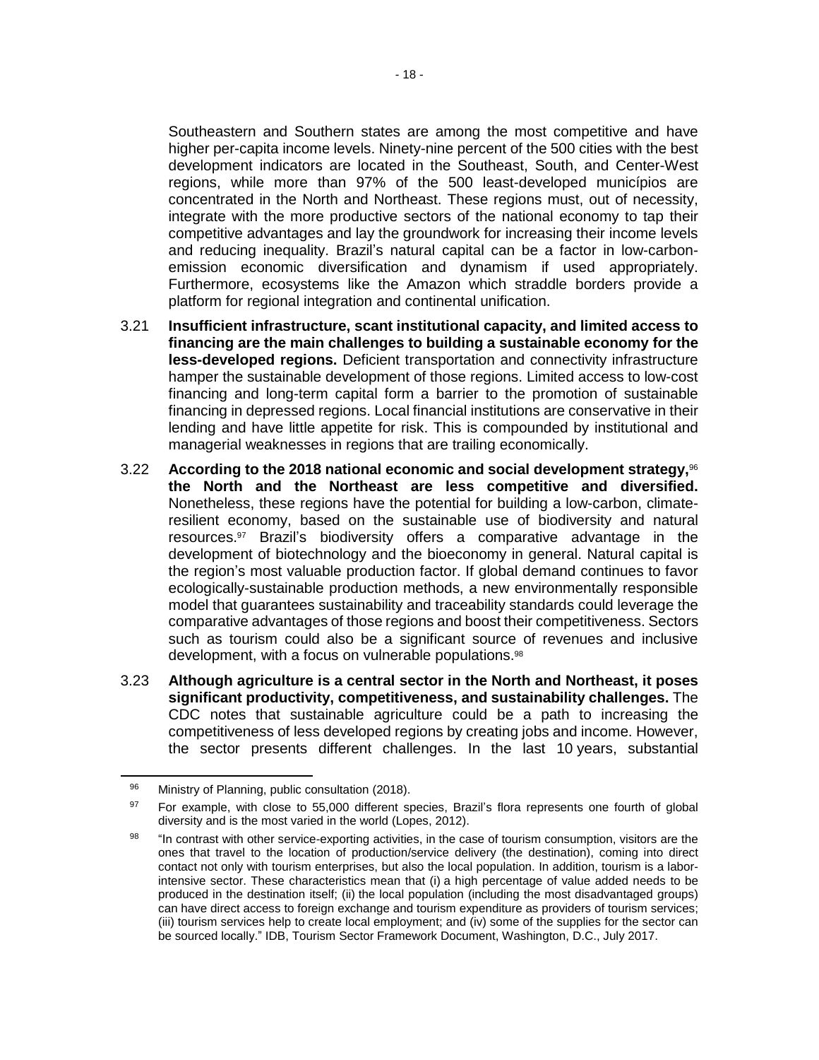Southeastern and Southern states are among the most competitive and have higher per-capita income levels. Ninety-nine percent of the 500 cities with the best development indicators are located in the Southeast, South, and Center-West regions, while more than 97% of the 500 least-developed municípios are concentrated in the North and Northeast. These regions must, out of necessity, integrate with the more productive sectors of the national economy to tap their competitive advantages and lay the groundwork for increasing their income levels and reducing inequality. Brazil's natural capital can be a factor in low-carbon-emission economic diversification and dynamism if used appropriately. Furthermore, ecosystems like the Amazon which straddle borders provide a platform for regional integration and continental unification.

3.21 **Insufficient infrastructure, scant institutional capacity, and limited access to financing are the main challenges to building a sustainable economy for the less-developed regions.** Deficient transportation and connectivity infrastructure hamper the sustainable development of those regions. Limited access to low-cost financing and long-term capital form a barrier to the promotion of sustainable financing in depressed regions. Local financial institutions are conservative in their lending and have little appetite for risk. This is compounded by institutional and managerial weaknesses in regions that are trailing economically.

3.22 **According to the 2018 national economic and social development strategy,**[96] **the North and the Northeast are less competitive and diversified.** Nonetheless, these regions have the potential for building a low-carbon, climate-resilient economy, based on the sustainable use of biodiversity and natural resources.[97] Brazil's biodiversity offers a comparative advantage in the development of biotechnology and the bioeconomy in general. Natural capital is the region's most valuable production factor. If global demand continues to favor ecologically-sustainable production methods, a new environmentally responsible model that guarantees sustainability and traceability standards could leverage the comparative advantages of those regions and boost their competitiveness. Sectors such as tourism could also be a significant source of revenues and inclusive development, with a focus on vulnerable populations.[98]

3.23 **Although agriculture is a central sector in the North and Northeast, it poses significant productivity, competitiveness, and sustainability challenges.** The CDC notes that sustainable agriculture could be a path to increasing the competitiveness of less developed regions by creating jobs and income. However, the sector presents different challenges. In the last 10 years, substantial

---

[96] Ministry of Planning, public consultation (2018).

[97] For example, with close to 55,000 different species, Brazil's flora represents one fourth of global diversity and is the most varied in the world (Lopes, 2012).

[98] "In contrast with other service-exporting activities, in the case of tourism consumption, visitors are the ones that travel to the location of production/service delivery (the destination), coming into direct contact not only with tourism enterprises, but also the local population. In addition, tourism is a labor-intensive sector. These characteristics mean that (i) a high percentage of value added needs to be produced in the destination itself; (ii) the local population (including the most disadvantaged groups) can have direct access to foreign exchange and tourism expenditure as providers of tourism services; (iii) tourism services help to create local employment; and (iv) some of the supplies for the sector can be sourced locally." IDB, Tourism Sector Framework Document, Washington, D.C., July 2017.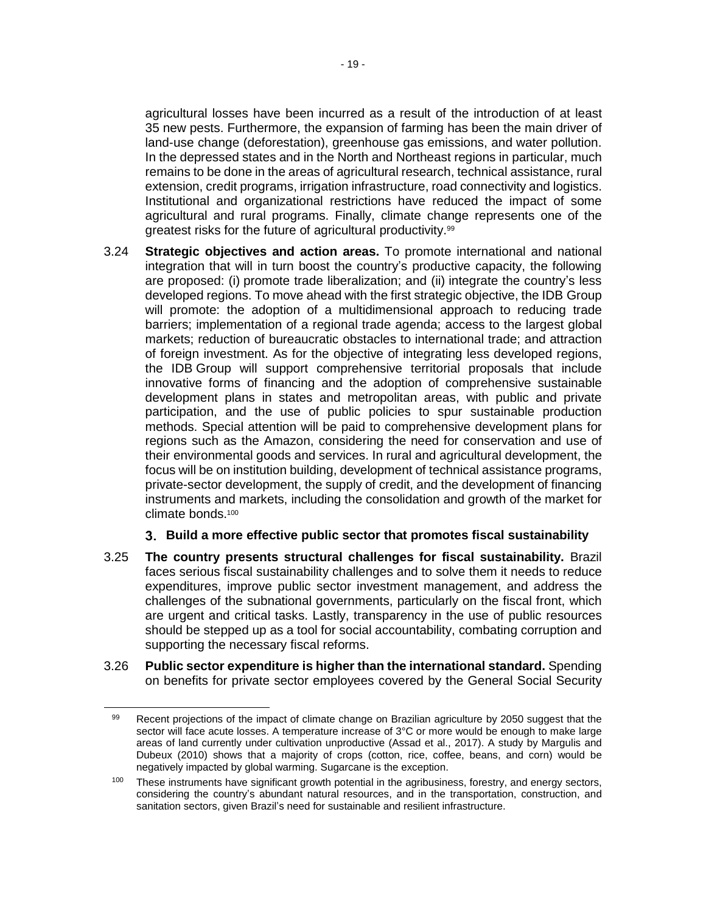agricultural losses have been incurred as a result of the introduction of at least 35 new pests. Furthermore, the expansion of farming has been the main driver of land-use change (deforestation), greenhouse gas emissions, and water pollution. In the depressed states and in the North and Northeast regions in particular, much remains to be done in the areas of agricultural research, technical assistance, rural extension, credit programs, irrigation infrastructure, road connectivity and logistics. Institutional and organizational restrictions have reduced the impact of some agricultural and rural programs. Finally, climate change represents one of the greatest risks for the future of agricultural productivity.[99]

3.24 **Strategic objectives and action areas.** To promote international and national integration that will in turn boost the country's productive capacity, the following are proposed: (i) promote trade liberalization; and (ii) integrate the country's less developed regions. To move ahead with the first strategic objective, the IDB Group will promote: the adoption of a multidimensional approach to reducing trade barriers; implementation of a regional trade agenda; access to the largest global markets; reduction of bureaucratic obstacles to international trade; and attraction of foreign investment. As for the objective of integrating less developed regions, the IDB Group will support comprehensive territorial proposals that include innovative forms of financing and the adoption of comprehensive sustainable development plans in states and metropolitan areas, with public and private participation, and the use of public policies to spur sustainable production methods. Special attention will be paid to comprehensive development plans for regions such as the Amazon, considering the need for conservation and use of their environmental goods and services. In rural and agricultural development, the focus will be on institution building, development of technical assistance programs, private-sector development, the supply of credit, and the development of financing instruments and markets, including the consolidation and growth of the market for climate bonds.[100]

### 3. Build a more effective public sector that promotes fiscal sustainability

3.25 **The country presents structural challenges for fiscal sustainability.** Brazil faces serious fiscal sustainability challenges and to solve them it needs to reduce expenditures, improve public sector investment management, and address the challenges of the subnational governments, particularly on the fiscal front, which are urgent and critical tasks. Lastly, transparency in the use of public resources should be stepped up as a tool for social accountability, combating corruption and supporting the necessary fiscal reforms.

3.26 **Public sector expenditure is higher than the international standard.** Spending on benefits for private sector employees covered by the General Social Security

---

[99] Recent projections of the impact of climate change on Brazilian agriculture by 2050 suggest that the sector will face acute losses. A temperature increase of 3°C or more would be enough to make large areas of land currently under cultivation unproductive (Assad et al., 2017). A study by Margulis and Dubeux (2010) shows that a majority of crops (cotton, rice, coffee, beans, and corn) would be negatively impacted by global warming. Sugarcane is the exception.

[100] These instruments have significant growth potential in the agribusiness, forestry, and energy sectors, considering the country's abundant natural resources, and in the transportation, construction, and sanitation sectors, given Brazil's need for sustainable and resilient infrastructure.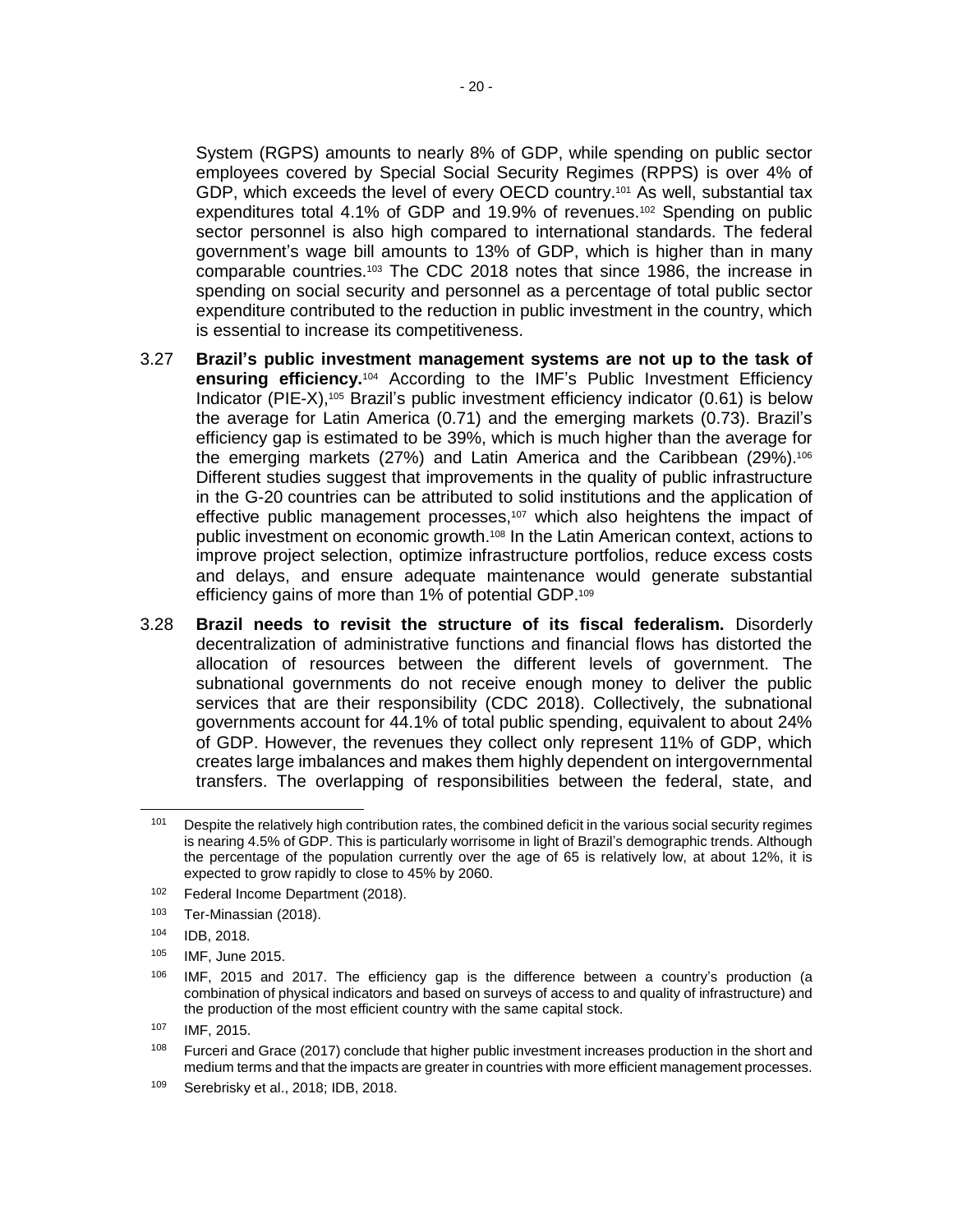System (RGPS) amounts to nearly 8% of GDP, while spending on public sector employees covered by Special Social Security Regimes (RPPS) is over 4% of GDP, which exceeds the level of every OECD country.[101] As well, substantial tax expenditures total 4.1% of GDP and 19.9% of revenues.[102] Spending on public sector personnel is also high compared to international standards. The federal government's wage bill amounts to 13% of GDP, which is higher than in many comparable countries.[103] The CDC 2018 notes that since 1986, the increase in spending on social security and personnel as a percentage of total public sector expenditure contributed to the reduction in public investment in the country, which is essential to increase its competitiveness.

3.27 **Brazil's public investment management systems are not up to the task of ensuring efficiency.**[104] According to the IMF's Public Investment Efficiency Indicator (PIE-X),[105] Brazil's public investment efficiency indicator (0.61) is below the average for Latin America (0.71) and the emerging markets (0.73). Brazil's efficiency gap is estimated to be 39%, which is much higher than the average for the emerging markets (27%) and Latin America and the Caribbean (29%).[106] Different studies suggest that improvements in the quality of public infrastructure in the G-20 countries can be attributed to solid institutions and the application of effective public management processes,[107] which also heightens the impact of public investment on economic growth.[108] In the Latin American context, actions to improve project selection, optimize infrastructure portfolios, reduce excess costs and delays, and ensure adequate maintenance would generate substantial efficiency gains of more than 1% of potential GDP.[109]

3.28 **Brazil needs to revisit the structure of its fiscal federalism.** Disorderly decentralization of administrative functions and financial flows has distorted the allocation of resources between the different levels of government. The subnational governments do not receive enough money to deliver the public services that are their responsibility (CDC 2018). Collectively, the subnational governments account for 44.1% of total public spending, equivalent to about 24% of GDP. However, the revenues they collect only represent 11% of GDP, which creates large imbalances and makes them highly dependent on intergovernmental transfers. The overlapping of responsibilities between the federal, state, and

---

[101] Despite the relatively high contribution rates, the combined deficit in the various social security regimes is nearing 4.5% of GDP. This is particularly worrisome in light of Brazil's demographic trends. Although the percentage of the population currently over the age of 65 is relatively low, at about 12%, it is expected to grow rapidly to close to 45% by 2060.

[102] Federal Income Department (2018).

[103] Ter-Minassian (2018).

[104] IDB, 2018.

[105] IMF, June 2015.

[106] IMF, 2015 and 2017. The efficiency gap is the difference between a country's production (a combination of physical indicators and based on surveys of access to and quality of infrastructure) and the production of the most efficient country with the same capital stock.

[107] IMF, 2015.

[108] Furceri and Grace (2017) conclude that higher public investment increases production in the short and medium terms and that the impacts are greater in countries with more efficient management processes.

[109] Serebrisky et al., 2018; IDB, 2018.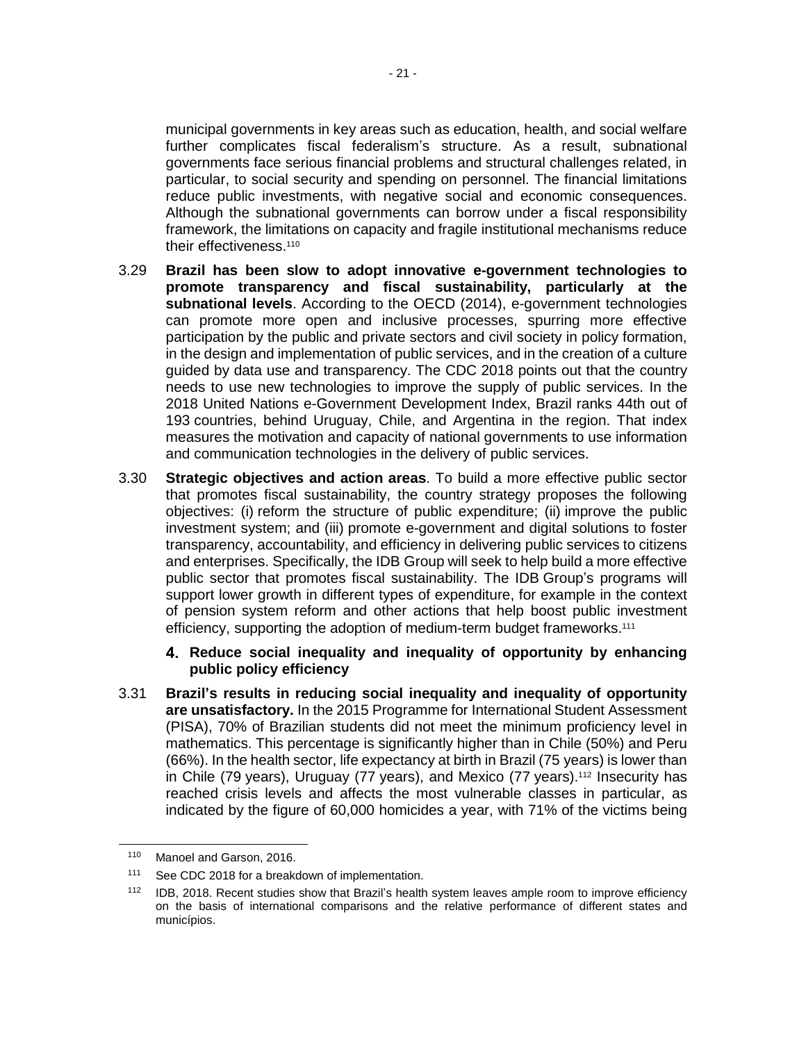municipal governments in key areas such as education, health, and social welfare further complicates fiscal federalism's structure. As a result, subnational governments face serious financial problems and structural challenges related, in particular, to social security and spending on personnel. The financial limitations reduce public investments, with negative social and economic consequences. Although the subnational governments can borrow under a fiscal responsibility framework, the limitations on capacity and fragile institutional mechanisms reduce their effectiveness.[110]

3.29 **Brazil has been slow to adopt innovative e-government technologies to promote transparency and fiscal sustainability, particularly at the subnational levels**. According to the OECD (2014), e-government technologies can promote more open and inclusive processes, spurring more effective participation by the public and private sectors and civil society in policy formation, in the design and implementation of public services, and in the creation of a culture guided by data use and transparency. The CDC 2018 points out that the country needs to use new technologies to improve the supply of public services. In the 2018 United Nations e-Government Development Index, Brazil ranks 44th out of 193 countries, behind Uruguay, Chile, and Argentina in the region. That index measures the motivation and capacity of national governments to use information and communication technologies in the delivery of public services.

3.30 **Strategic objectives and action areas**. To build a more effective public sector that promotes fiscal sustainability, the country strategy proposes the following objectives: (i) reform the structure of public expenditure; (ii) improve the public investment system; and (iii) promote e-government and digital solutions to foster transparency, accountability, and efficiency in delivering public services to citizens and enterprises. Specifically, the IDB Group will seek to help build a more effective public sector that promotes fiscal sustainability. The IDB Group's programs will support lower growth in different types of expenditure, for example in the context of pension system reform and other actions that help boost public investment efficiency, supporting the adoption of medium-term budget frameworks.[111]

### 4. Reduce social inequality and inequality of opportunity by enhancing public policy efficiency

3.31 **Brazil's results in reducing social inequality and inequality of opportunity are unsatisfactory.** In the 2015 Programme for International Student Assessment (PISA), 70% of Brazilian students did not meet the minimum proficiency level in mathematics. This percentage is significantly higher than in Chile (50%) and Peru (66%). In the health sector, life expectancy at birth in Brazil (75 years) is lower than in Chile (79 years), Uruguay (77 years), and Mexico (77 years).[112] Insecurity has reached crisis levels and affects the most vulnerable classes in particular, as indicated by the figure of 60,000 homicides a year, with 71% of the victims being

---

[110] Manoel and Garson, 2016.

[111] See CDC 2018 for a breakdown of implementation.

[112] IDB, 2018. Recent studies show that Brazil's health system leaves ample room to improve efficiency on the basis of international comparisons and the relative performance of different states and municípios.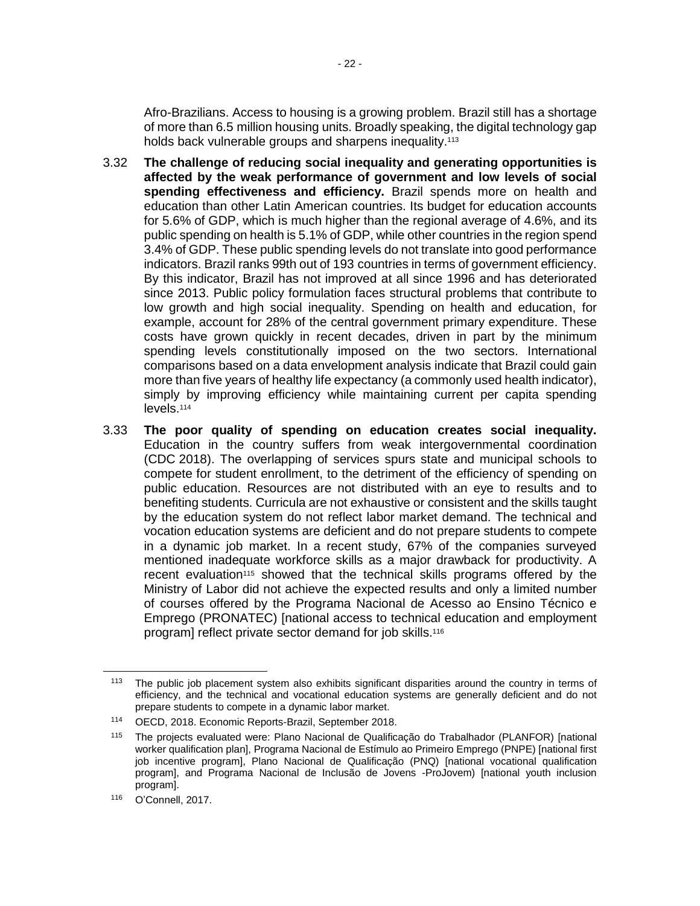Afro-Brazilians. Access to housing is a growing problem. Brazil still has a shortage of more than 6.5 million housing units. Broadly speaking, the digital technology gap holds back vulnerable groups and sharpens inequality.[113]

3.32 **The challenge of reducing social inequality and generating opportunities is affected by the weak performance of government and low levels of social spending effectiveness and efficiency.** Brazil spends more on health and education than other Latin American countries. Its budget for education accounts for 5.6% of GDP, which is much higher than the regional average of 4.6%, and its public spending on health is 5.1% of GDP, while other countries in the region spend 3.4% of GDP. These public spending levels do not translate into good performance indicators. Brazil ranks 99th out of 193 countries in terms of government efficiency. By this indicator, Brazil has not improved at all since 1996 and has deteriorated since 2013. Public policy formulation faces structural problems that contribute to low growth and high social inequality. Spending on health and education, for example, account for 28% of the central government primary expenditure. These costs have grown quickly in recent decades, driven in part by the minimum spending levels constitutionally imposed on the two sectors. International comparisons based on a data envelopment analysis indicate that Brazil could gain more than five years of healthy life expectancy (a commonly used health indicator), simply by improving efficiency while maintaining current per capita spending levels.[114]

3.33 **The poor quality of spending on education creates social inequality.** Education in the country suffers from weak intergovernmental coordination (CDC 2018). The overlapping of services spurs state and municipal schools to compete for student enrollment, to the detriment of the efficiency of spending on public education. Resources are not distributed with an eye to results and to benefiting students. Curricula are not exhaustive or consistent and the skills taught by the education system do not reflect labor market demand. The technical and vocation education systems are deficient and do not prepare students to compete in a dynamic job market. In a recent study, 67% of the companies surveyed mentioned inadequate workforce skills as a major drawback for productivity. A recent evaluation[115] showed that the technical skills programs offered by the Ministry of Labor did not achieve the expected results and only a limited number of courses offered by the Programa Nacional de Acesso ao Ensino Técnico e Emprego (PRONATEC) [national access to technical education and employment program] reflect private sector demand for job skills.[116]

---

[113] The public job placement system also exhibits significant disparities around the country in terms of efficiency, and the technical and vocational education systems are generally deficient and do not prepare students to compete in a dynamic labor market.

[114] OECD, 2018. Economic Reports-Brazil, September 2018.

[115] The projects evaluated were: Plano Nacional de Qualificação do Trabalhador (PLANFOR) [national worker qualification plan], Programa Nacional de Estímulo ao Primeiro Emprego (PNPE) [national first job incentive program], Plano Nacional de Qualificação (PNQ) [national vocational qualification program], and Programa Nacional de Inclusão de Jovens -ProJovem) [national youth inclusion program].

[116] O'Connell, 2017.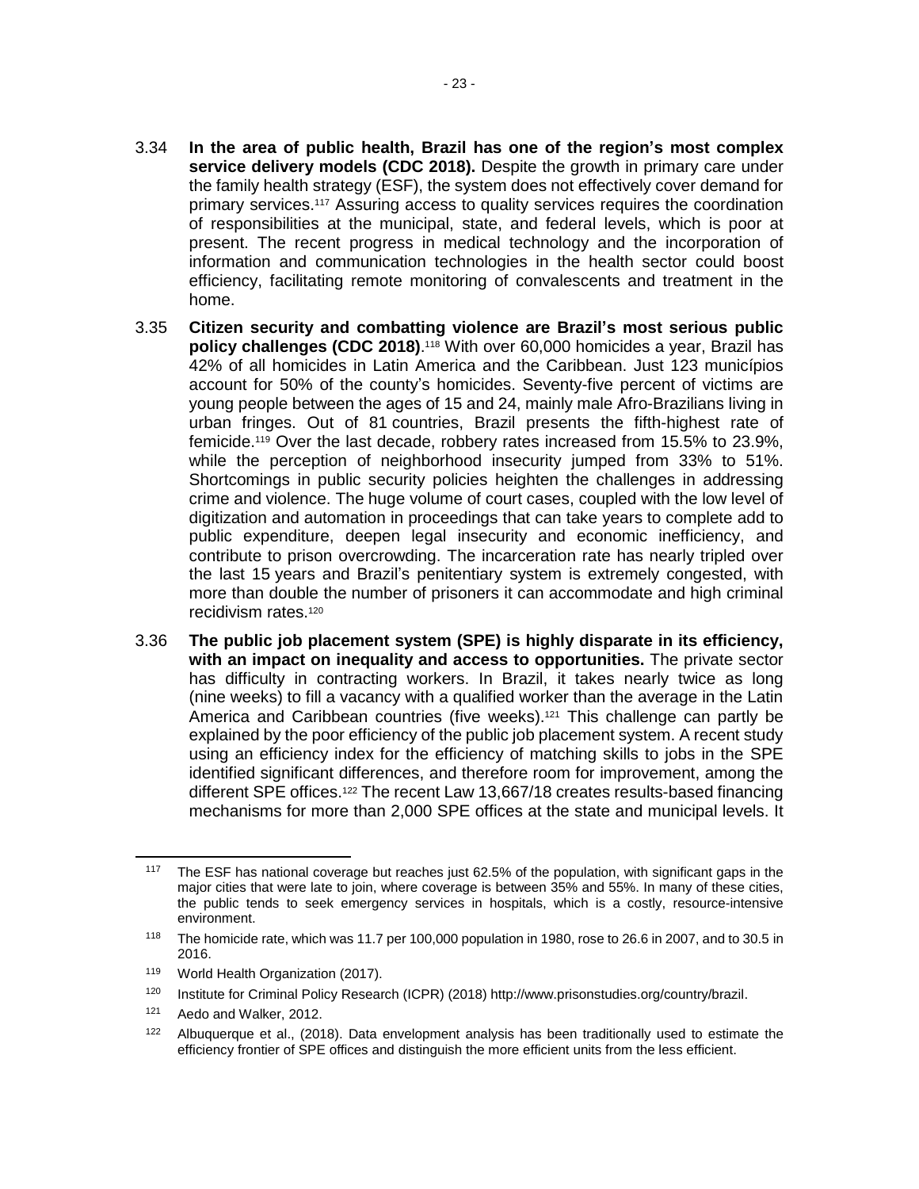3.34 **In the area of public health, Brazil has one of the region's most complex service delivery models (CDC 2018).** Despite the growth in primary care under the family health strategy (ESF), the system does not effectively cover demand for primary services.[117] Assuring access to quality services requires the coordination of responsibilities at the municipal, state, and federal levels, which is poor at present. The recent progress in medical technology and the incorporation of information and communication technologies in the health sector could boost efficiency, facilitating remote monitoring of convalescents and treatment in the home.

3.35 **Citizen security and combatting violence are Brazil's most serious public policy challenges (CDC 2018)**.[118] With over 60,000 homicides a year, Brazil has 42% of all homicides in Latin America and the Caribbean. Just 123 municípios account for 50% of the county's homicides. Seventy-five percent of victims are young people between the ages of 15 and 24, mainly male Afro-Brazilians living in urban fringes. Out of 81 countries, Brazil presents the fifth-highest rate of femicide.[119] Over the last decade, robbery rates increased from 15.5% to 23.9%, while the perception of neighborhood insecurity jumped from 33% to 51%. Shortcomings in public security policies heighten the challenges in addressing crime and violence. The huge volume of court cases, coupled with the low level of digitization and automation in proceedings that can take years to complete add to public expenditure, deepen legal insecurity and economic inefficiency, and contribute to prison overcrowding. The incarceration rate has nearly tripled over the last 15 years and Brazil's penitentiary system is extremely congested, with more than double the number of prisoners it can accommodate and high criminal recidivism rates.[120]

3.36 **The public job placement system (SPE) is highly disparate in its efficiency, with an impact on inequality and access to opportunities.** The private sector has difficulty in contracting workers. In Brazil, it takes nearly twice as long (nine weeks) to fill a vacancy with a qualified worker than the average in the Latin America and Caribbean countries (five weeks).[121] This challenge can partly be explained by the poor efficiency of the public job placement system. A recent study using an efficiency index for the efficiency of matching skills to jobs in the SPE identified significant differences, and therefore room for improvement, among the different SPE offices.[122] The recent Law 13,667/18 creates results-based financing mechanisms for more than 2,000 SPE offices at the state and municipal levels. It

---

[117] The ESF has national coverage but reaches just 62.5% of the population, with significant gaps in the major cities that were late to join, where coverage is between 35% and 55%. In many of these cities, the public tends to seek emergency services in hospitals, which is a costly, resource-intensive environment.

[118] The homicide rate, which was 11.7 per 100,000 population in 1980, rose to 26.6 in 2007, and to 30.5 in 2016.

[119] World Health Organization (2017).

[120] Institute for Criminal Policy Research (ICPR) (2018) http://www.prisonstudies.org/country/brazil.

[121] Aedo and Walker, 2012.

[122] Albuquerque et al., (2018). Data envelopment analysis has been traditionally used to estimate the efficiency frontier of SPE offices and distinguish the more efficient units from the less efficient.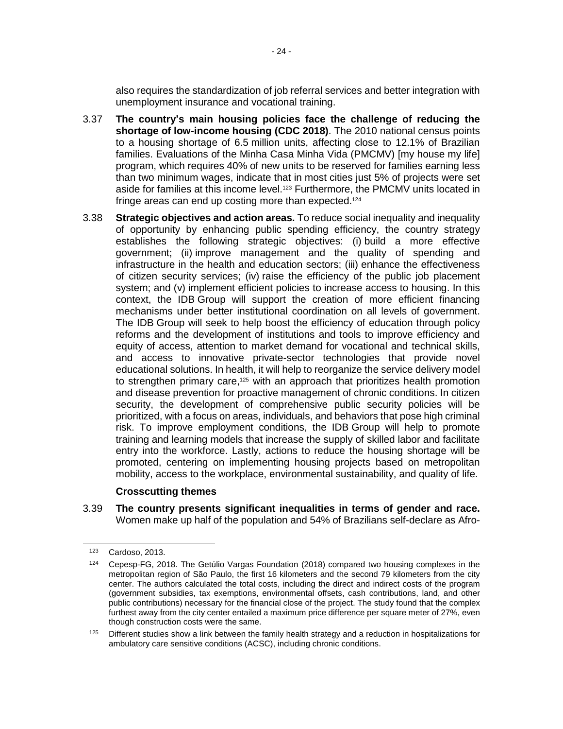also requires the standardization of job referral services and better integration with unemployment insurance and vocational training.

3.37 **The country's main housing policies face the challenge of reducing the shortage of low-income housing (CDC 2018)**. The 2010 national census points to a housing shortage of 6.5 million units, affecting close to 12.1% of Brazilian families. Evaluations of the Minha Casa Minha Vida (PMCMV) [my house my life] program, which requires 40% of new units to be reserved for families earning less than two minimum wages, indicate that in most cities just 5% of projects were set aside for families at this income level.[123] Furthermore, the PMCMV units located in fringe areas can end up costing more than expected.[124]

3.38 **Strategic objectives and action areas.** To reduce social inequality and inequality of opportunity by enhancing public spending efficiency, the country strategy establishes the following strategic objectives: (i) build a more effective government; (ii) improve management and the quality of spending and infrastructure in the health and education sectors; (iii) enhance the effectiveness of citizen security services; (iv) raise the efficiency of the public job placement system; and (v) implement efficient policies to increase access to housing. In this context, the IDB Group will support the creation of more efficient financing mechanisms under better institutional coordination on all levels of government. The IDB Group will seek to help boost the efficiency of education through policy reforms and the development of institutions and tools to improve efficiency and equity of access, attention to market demand for vocational and technical skills, and access to innovative private-sector technologies that provide novel educational solutions. In health, it will help to reorganize the service delivery model to strengthen primary care,[125] with an approach that prioritizes health promotion and disease prevention for proactive management of chronic conditions. In citizen security, the development of comprehensive public security policies will be prioritized, with a focus on areas, individuals, and behaviors that pose high criminal risk. To improve employment conditions, the IDB Group will help to promote training and learning models that increase the supply of skilled labor and facilitate entry into the workforce. Lastly, actions to reduce the housing shortage will be promoted, centering on implementing housing projects based on metropolitan mobility, access to the workplace, environmental sustainability, and quality of life.

**Crosscutting themes**

3.39 **The country presents significant inequalities in terms of gender and race.** Women make up half of the population and 54% of Brazilians self-declare as Afro-

---

[123] Cardoso, 2013.

[124] Cepesp-FG, 2018. The Getúlio Vargas Foundation (2018) compared two housing complexes in the metropolitan region of São Paulo, the first 16 kilometers and the second 79 kilometers from the city center. The authors calculated the total costs, including the direct and indirect costs of the program (government subsidies, tax exemptions, environmental offsets, cash contributions, land, and other public contributions) necessary for the financial close of the project. The study found that the complex furthest away from the city center entailed a maximum price difference per square meter of 27%, even though construction costs were the same.

[125] Different studies show a link between the family health strategy and a reduction in hospitalizations for ambulatory care sensitive conditions (ACSC), including chronic conditions.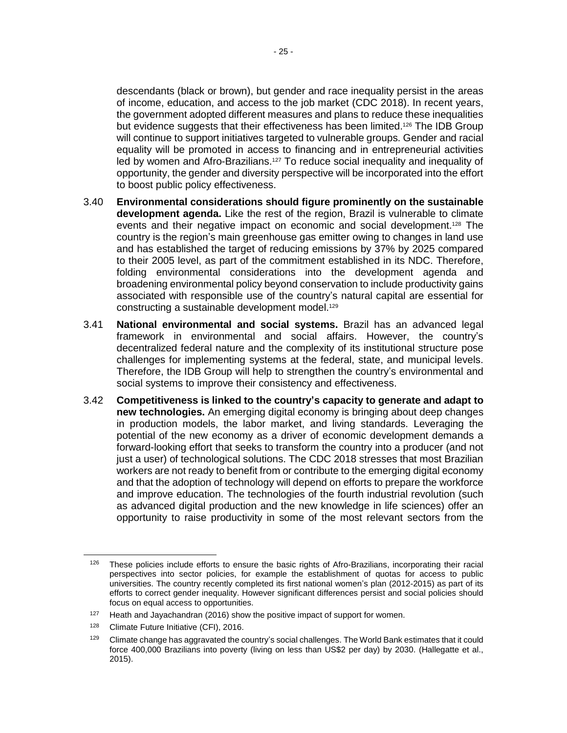descendants (black or brown), but gender and race inequality persist in the areas of income, education, and access to the job market (CDC 2018). In recent years, the government adopted different measures and plans to reduce these inequalities but evidence suggests that their effectiveness has been limited.[126] The IDB Group will continue to support initiatives targeted to vulnerable groups. Gender and racial equality will be promoted in access to financing and in entrepreneurial activities led by women and Afro-Brazilians.[127] To reduce social inequality and inequality of opportunity, the gender and diversity perspective will be incorporated into the effort to boost public policy effectiveness.

3.40 **Environmental considerations should figure prominently on the sustainable development agenda.** Like the rest of the region, Brazil is vulnerable to climate events and their negative impact on economic and social development.[128] The country is the region's main greenhouse gas emitter owing to changes in land use and has established the target of reducing emissions by 37% by 2025 compared to their 2005 level, as part of the commitment established in its NDC. Therefore, folding environmental considerations into the development agenda and broadening environmental policy beyond conservation to include productivity gains associated with responsible use of the country's natural capital are essential for constructing a sustainable development model.[129]

3.41 **National environmental and social systems.** Brazil has an advanced legal framework in environmental and social affairs. However, the country's decentralized federal nature and the complexity of its institutional structure pose challenges for implementing systems at the federal, state, and municipal levels. Therefore, the IDB Group will help to strengthen the country's environmental and social systems to improve their consistency and effectiveness.

3.42 **Competitiveness is linked to the country's capacity to generate and adapt to new technologies.** An emerging digital economy is bringing about deep changes in production models, the labor market, and living standards. Leveraging the potential of the new economy as a driver of economic development demands a forward-looking effort that seeks to transform the country into a producer (and not just a user) of technological solutions. The CDC 2018 stresses that most Brazilian workers are not ready to benefit from or contribute to the emerging digital economy and that the adoption of technology will depend on efforts to prepare the workforce and improve education. The technologies of the fourth industrial revolution (such as advanced digital production and the new knowledge in life sciences) offer an opportunity to raise productivity in some of the most relevant sectors from the

---

[126] These policies include efforts to ensure the basic rights of Afro-Brazilians, incorporating their racial perspectives into sector policies, for example the establishment of quotas for access to public universities. The country recently completed its first national women's plan (2012-2015) as part of its efforts to correct gender inequality. However significant differences persist and social policies should focus on equal access to opportunities.

[127] Heath and Jayachandran (2016) show the positive impact of support for women.

[128] Climate Future Initiative (CFI), 2016.

[129] Climate change has aggravated the country's social challenges. The World Bank estimates that it could force 400,000 Brazilians into poverty (living on less than US$2 per day) by 2030. (Hallegatte et al., 2015).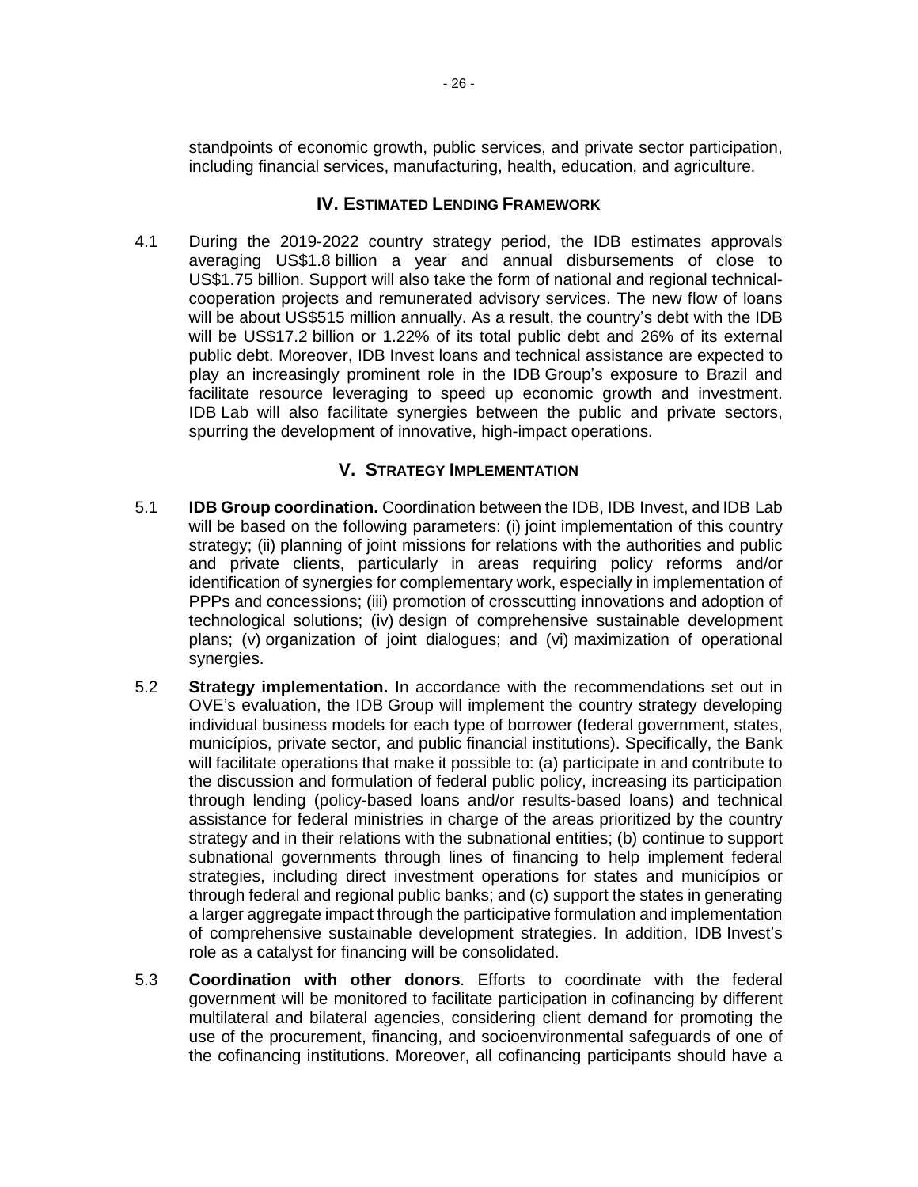standpoints of economic growth, public services, and private sector participation, including financial services, manufacturing, health, education, and agriculture.

## IV. ESTIMATED LENDING FRAMEWORK

4.1 During the 2019-2022 country strategy period, the IDB estimates approvals averaging US$1.8 billion a year and annual disbursements of close to US$1.75 billion. Support will also take the form of national and regional technical-cooperation projects and remunerated advisory services. The new flow of loans will be about US$515 million annually. As a result, the country's debt with the IDB will be US$17.2 billion or 1.22% of its total public debt and 26% of its external public debt. Moreover, IDB Invest loans and technical assistance are expected to play an increasingly prominent role in the IDB Group's exposure to Brazil and facilitate resource leveraging to speed up economic growth and investment. IDB Lab will also facilitate synergies between the public and private sectors, spurring the development of innovative, high-impact operations.

## V. STRATEGY IMPLEMENTATION

5.1 **IDB Group coordination.** Coordination between the IDB, IDB Invest, and IDB Lab will be based on the following parameters: (i) joint implementation of this country strategy; (ii) planning of joint missions for relations with the authorities and public and private clients, particularly in areas requiring policy reforms and/or identification of synergies for complementary work, especially in implementation of PPPs and concessions; (iii) promotion of crosscutting innovations and adoption of technological solutions; (iv) design of comprehensive sustainable development plans; (v) organization of joint dialogues; and (vi) maximization of operational synergies.

5.2 **Strategy implementation.** In accordance with the recommendations set out in OVE's evaluation, the IDB Group will implement the country strategy developing individual business models for each type of borrower (federal government, states, municípios, private sector, and public financial institutions). Specifically, the Bank will facilitate operations that make it possible to: (a) participate in and contribute to the discussion and formulation of federal public policy, increasing its participation through lending (policy-based loans and/or results-based loans) and technical assistance for federal ministries in charge of the areas prioritized by the country strategy and in their relations with the subnational entities; (b) continue to support subnational governments through lines of financing to help implement federal strategies, including direct investment operations for states and municípios or through federal and regional public banks; and (c) support the states in generating a larger aggregate impact through the participative formulation and implementation of comprehensive sustainable development strategies. In addition, IDB Invest's role as a catalyst for financing will be consolidated.

5.3 **Coordination with other donors**. Efforts to coordinate with the federal government will be monitored to facilitate participation in cofinancing by different multilateral and bilateral agencies, considering client demand for promoting the use of the procurement, financing, and socioenvironmental safeguards of one of the cofinancing institutions. Moreover, all cofinancing participants should have a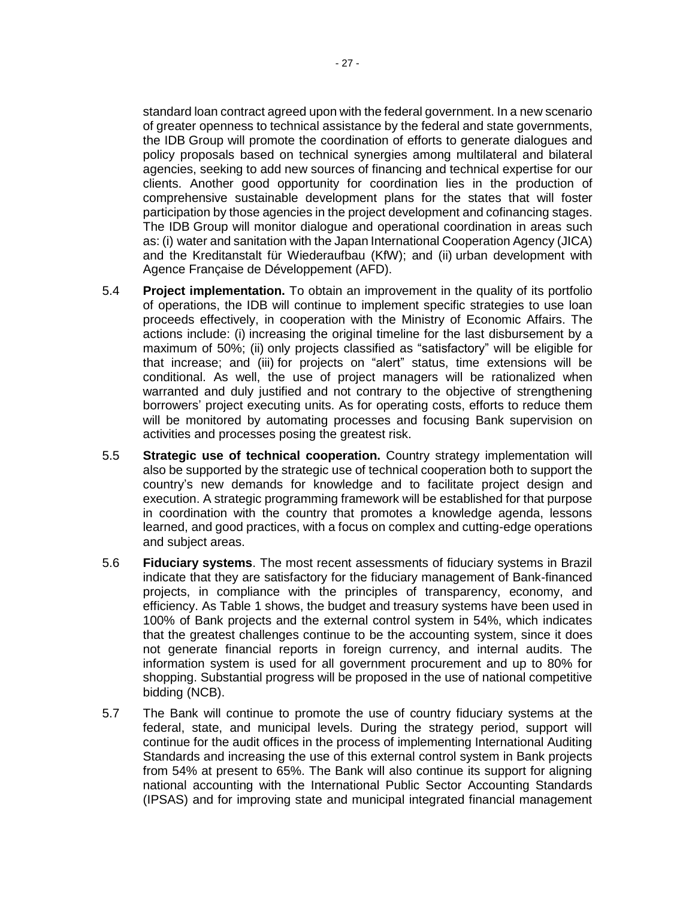standard loan contract agreed upon with the federal government. In a new scenario of greater openness to technical assistance by the federal and state governments, the IDB Group will promote the coordination of efforts to generate dialogues and policy proposals based on technical synergies among multilateral and bilateral agencies, seeking to add new sources of financing and technical expertise for our clients. Another good opportunity for coordination lies in the production of comprehensive sustainable development plans for the states that will foster participation by those agencies in the project development and cofinancing stages. The IDB Group will monitor dialogue and operational coordination in areas such as: (i) water and sanitation with the Japan International Cooperation Agency (JICA) and the Kreditanstalt für Wiederaufbau (KfW); and (ii) urban development with Agence Française de Développement (AFD).

5.4 **Project implementation.** To obtain an improvement in the quality of its portfolio of operations, the IDB will continue to implement specific strategies to use loan proceeds effectively, in cooperation with the Ministry of Economic Affairs. The actions include: (i) increasing the original timeline for the last disbursement by a maximum of 50%; (ii) only projects classified as "satisfactory" will be eligible for that increase; and (iii) for projects on "alert" status, time extensions will be conditional. As well, the use of project managers will be rationalized when warranted and duly justified and not contrary to the objective of strengthening borrowers' project executing units. As for operating costs, efforts to reduce them will be monitored by automating processes and focusing Bank supervision on activities and processes posing the greatest risk.

5.5 **Strategic use of technical cooperation.** Country strategy implementation will also be supported by the strategic use of technical cooperation both to support the country's new demands for knowledge and to facilitate project design and execution. A strategic programming framework will be established for that purpose in coordination with the country that promotes a knowledge agenda, lessons learned, and good practices, with a focus on complex and cutting-edge operations and subject areas.

5.6 **Fiduciary systems**. The most recent assessments of fiduciary systems in Brazil indicate that they are satisfactory for the fiduciary management of Bank-financed projects, in compliance with the principles of transparency, economy, and efficiency. As Table 1 shows, the budget and treasury systems have been used in 100% of Bank projects and the external control system in 54%, which indicates that the greatest challenges continue to be the accounting system, since it does not generate financial reports in foreign currency, and internal audits. The information system is used for all government procurement and up to 80% for shopping. Substantial progress will be proposed in the use of national competitive bidding (NCB).

5.7 The Bank will continue to promote the use of country fiduciary systems at the federal, state, and municipal levels. During the strategy period, support will continue for the audit offices in the process of implementing International Auditing Standards and increasing the use of this external control system in Bank projects from 54% at present to 65%. The Bank will also continue its support for aligning national accounting with the International Public Sector Accounting Standards (IPSAS) and for improving state and municipal integrated financial management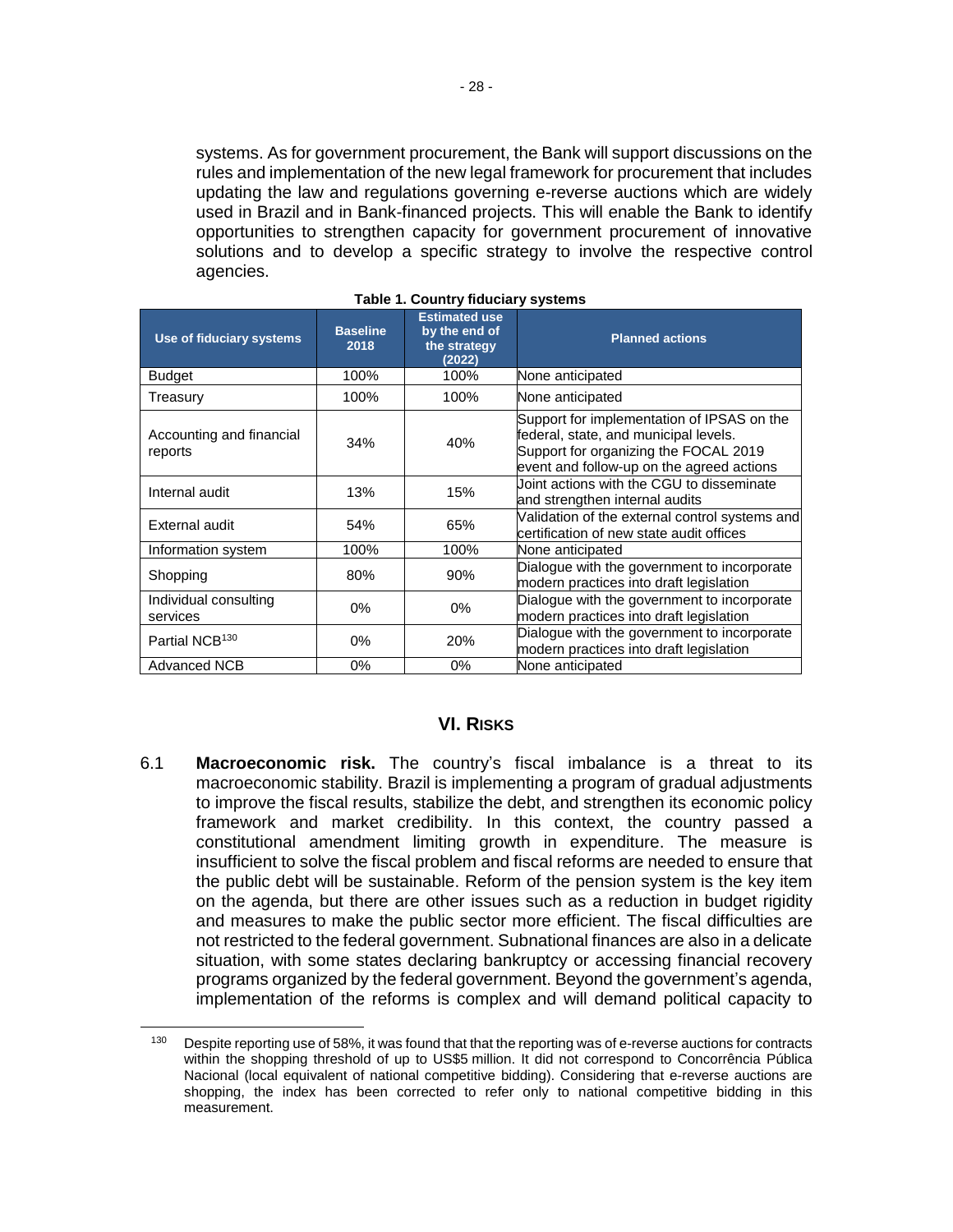systems. As for government procurement, the Bank will support discussions on the rules and implementation of the new legal framework for procurement that includes updating the law and regulations governing e-reverse auctions which are widely used in Brazil and in Bank-financed projects. This will enable the Bank to identify opportunities to strengthen capacity for government procurement of innovative solutions and to develop a specific strategy to involve the respective control agencies.

**Table 1. Country fiduciary systems**

| Use of fiduciary systems | Baseline 2018 | Estimated use by the end of the strategy (2022) | Planned actions |
|---|---|---|---|
| Budget | 100% | 100% | None anticipated |
| Treasury | 100% | 100% | None anticipated |
| Accounting and financial reports | 34% | 40% | Support for implementation of IPSAS on the federal, state, and municipal levels. Support for organizing the FOCAL 2019 event and follow-up on the agreed actions |
| Internal audit | 13% | 15% | Joint actions with the CGU to disseminate and strengthen internal audits |
| External audit | 54% | 65% | Validation of the external control systems and certification of new state audit offices |
| Information system | 100% | 100% | None anticipated |
| Shopping | 80% | 90% | Dialogue with the government to incorporate modern practices into draft legislation |
| Individual consulting services | 0% | 0% | Dialogue with the government to incorporate modern practices into draft legislation |
| Partial NCB[130] | 0% | 20% | Dialogue with the government to incorporate modern practices into draft legislation |
| Advanced NCB | 0% | 0% | None anticipated |

## VI. Risks

6.1 **Macroeconomic risk.** The country's fiscal imbalance is a threat to its macroeconomic stability. Brazil is implementing a program of gradual adjustments to improve the fiscal results, stabilize the debt, and strengthen its economic policy framework and market credibility. In this context, the country passed a constitutional amendment limiting growth in expenditure. The measure is insufficient to solve the fiscal problem and fiscal reforms are needed to ensure that the public debt will be sustainable. Reform of the pension system is the key item on the agenda, but there are other issues such as a reduction in budget rigidity and measures to make the public sector more efficient. The fiscal difficulties are not restricted to the federal government. Subnational finances are also in a delicate situation, with some states declaring bankruptcy or accessing financial recovery programs organized by the federal government. Beyond the government's agenda, implementation of the reforms is complex and will demand political capacity to

[130] Despite reporting use of 58%, it was found that that the reporting was of e-reverse auctions for contracts within the shopping threshold of up to US$5 million. It did not correspond to Concorrência Pública Nacional (local equivalent of national competitive bidding). Considering that e-reverse auctions are shopping, the index has been corrected to refer only to national competitive bidding in this measurement.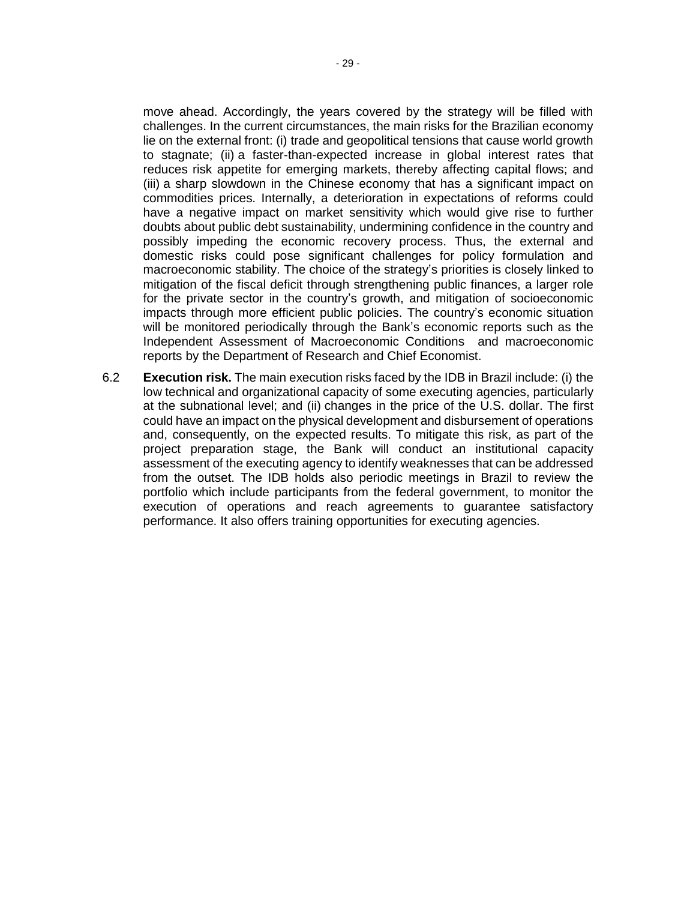move ahead. Accordingly, the years covered by the strategy will be filled with challenges. In the current circumstances, the main risks for the Brazilian economy lie on the external front: (i) trade and geopolitical tensions that cause world growth to stagnate; (ii) a faster-than-expected increase in global interest rates that reduces risk appetite for emerging markets, thereby affecting capital flows; and (iii) a sharp slowdown in the Chinese economy that has a significant impact on commodities prices. Internally, a deterioration in expectations of reforms could have a negative impact on market sensitivity which would give rise to further doubts about public debt sustainability, undermining confidence in the country and possibly impeding the economic recovery process. Thus, the external and domestic risks could pose significant challenges for policy formulation and macroeconomic stability. The choice of the strategy's priorities is closely linked to mitigation of the fiscal deficit through strengthening public finances, a larger role for the private sector in the country's growth, and mitigation of socioeconomic impacts through more efficient public policies. The country's economic situation will be monitored periodically through the Bank's economic reports such as the Independent Assessment of Macroeconomic Conditions and macroeconomic reports by the Department of Research and Chief Economist.

6.2 **Execution risk.** The main execution risks faced by the IDB in Brazil include: (i) the low technical and organizational capacity of some executing agencies, particularly at the subnational level; and (ii) changes in the price of the U.S. dollar. The first could have an impact on the physical development and disbursement of operations and, consequently, on the expected results. To mitigate this risk, as part of the project preparation stage, the Bank will conduct an institutional capacity assessment of the executing agency to identify weaknesses that can be addressed from the outset. The IDB holds also periodic meetings in Brazil to review the portfolio which include participants from the federal government, to monitor the execution of operations and reach agreements to guarantee satisfactory performance. It also offers training opportunities for executing agencies.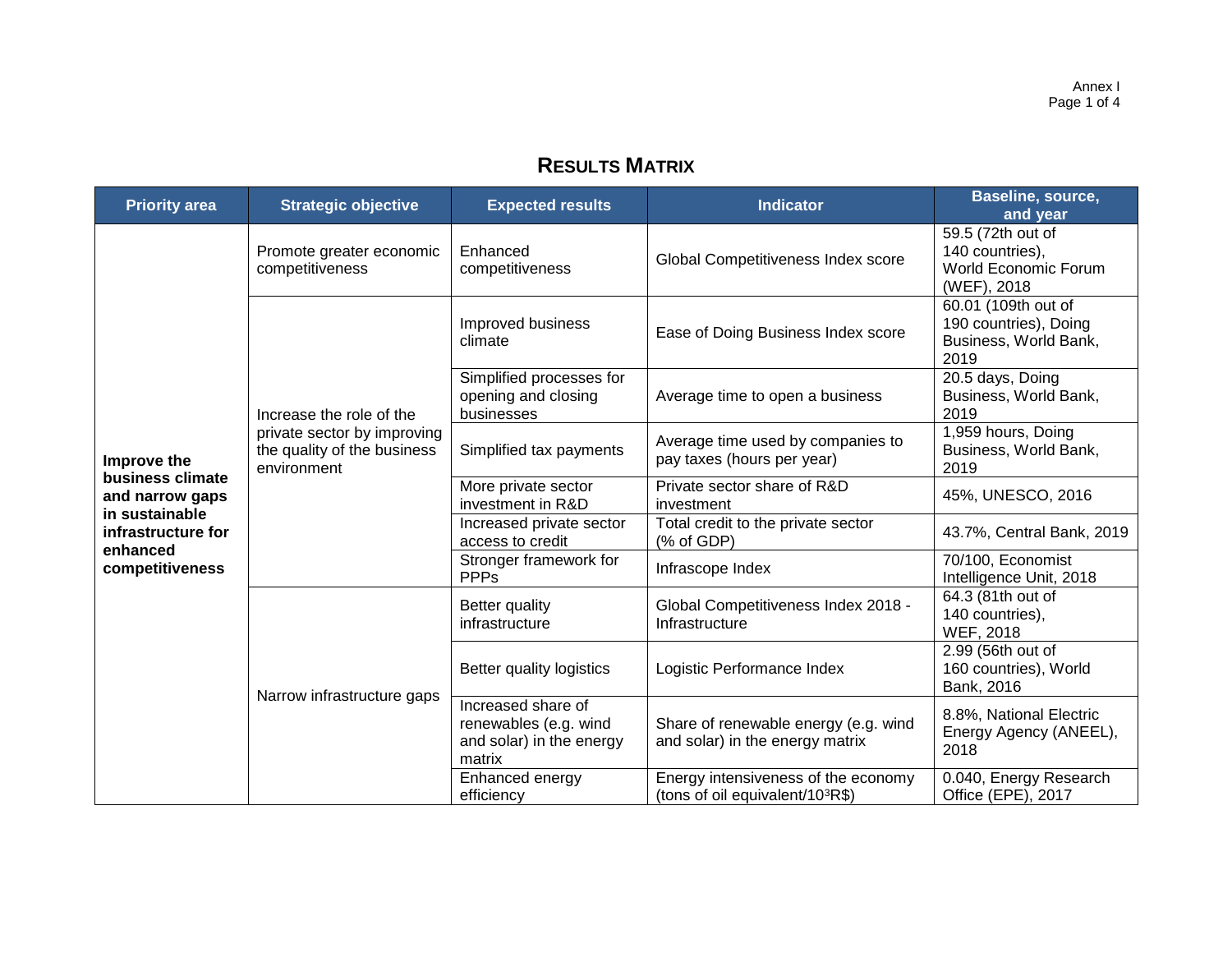Annex I

# RESULTS MATRIX

| Priority area | Strategic objective | Expected results | Indicator | Baseline, source, and year |
|---|---|---|---|---|
| **Improve the business climate and narrow gaps in sustainable infrastructure for enhanced competitiveness** | Promote greater economic competitiveness | Enhanced competitiveness | Global Competitiveness Index score | 59.5 (72th out of 140 countries), World Economic Forum (WEF), 2018 |
| | Increase the role of the private sector by improving the quality of the business environment | Improved business climate | Ease of Doing Business Index score | 60.01 (109th out of 190 countries), Doing Business, World Bank, 2019 |
| | | Simplified processes for opening and closing businesses | Average time to open a business | 20.5 days, Doing Business, World Bank, 2019 |
| | | Simplified tax payments | Average time used by companies to pay taxes (hours per year) | 1,959 hours, Doing Business, World Bank, 2019 |
| | | More private sector investment in R&D | Private sector share of R&D investment | 45%, UNESCO, 2016 |
| | | Increased private sector access to credit | Total credit to the private sector (% of GDP) | 43.7%, Central Bank, 2019 |
| | | Stronger framework for PPPs | Infrascope Index | 70/100, Economist Intelligence Unit, 2018 |
| | Narrow infrastructure gaps | Better quality infrastructure | Global Competitiveness Index 2018 - Infrastructure | 64.3 (81th out of 140 countries), WEF, 2018 |
| | | Better quality logistics | Logistic Performance Index | 2.99 (56th out of 160 countries), World Bank, 2016 |
| | | Increased share of renewables (e.g. wind and solar) in the energy matrix | Share of renewable energy (e.g. wind and solar) in the energy matrix | 8.8%, National Electric Energy Agency (ANEEL), 2018 |
| | | Enhanced energy efficiency | Energy intensiveness of the economy (tons of oil equivalent/$10^3$R$) | 0.040, Energy Research Office (EPE), 2017 |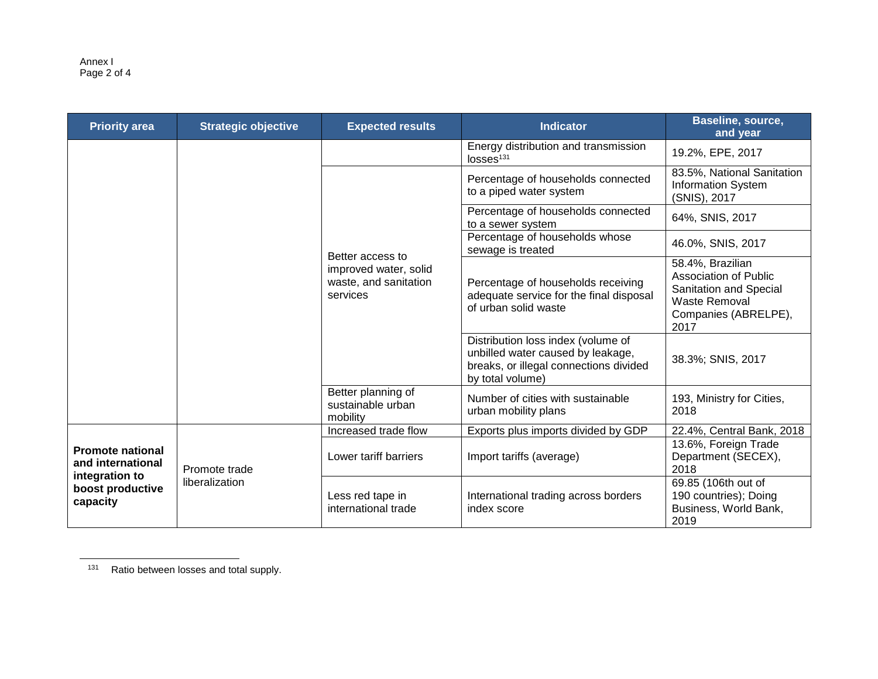| Priority area | Strategic objective | Expected results | Indicator | Baseline, source, and year |
|---|---|---|---|---|
| | | | Energy distribution and transmission losses[131] | 19.2%, EPE, 2017 |
| | | Better access to improved water, solid waste, and sanitation services | Percentage of households connected to a piped water system | 83.5%, National Sanitation Information System (SNIS), 2017 |
| | | | Percentage of households connected to a sewer system | 64%, SNIS, 2017 |
| | | | Percentage of households whose sewage is treated | 46.0%, SNIS, 2017 |
| | | | Percentage of households receiving adequate service for the final disposal of urban solid waste | 58.4%, Brazilian Association of Public Sanitation and Special Waste Removal Companies (ABRELPE), 2017 |
| | | | Distribution loss index (volume of unbilled water caused by leakage, breaks, or illegal connections divided by total volume) | 38.3%; SNIS, 2017 |
| | | Better planning of sustainable urban mobility | Number of cities with sustainable urban mobility plans | 193, Ministry for Cities, 2018 |
| **Promote national and international integration to boost productive capacity** | Promote trade liberalization | Increased trade flow | Exports plus imports divided by GDP | 22.4%, Central Bank, 2018 |
| | | Lower tariff barriers | Import tariffs (average) | 13.6%, Foreign Trade Department (SECEX), 2018 |
| | | Less red tape in international trade | International trading across borders index score | 69.85 (106th out of 190 countries); Doing Business, World Bank, 2019 |

[131] Ratio between losses and total supply.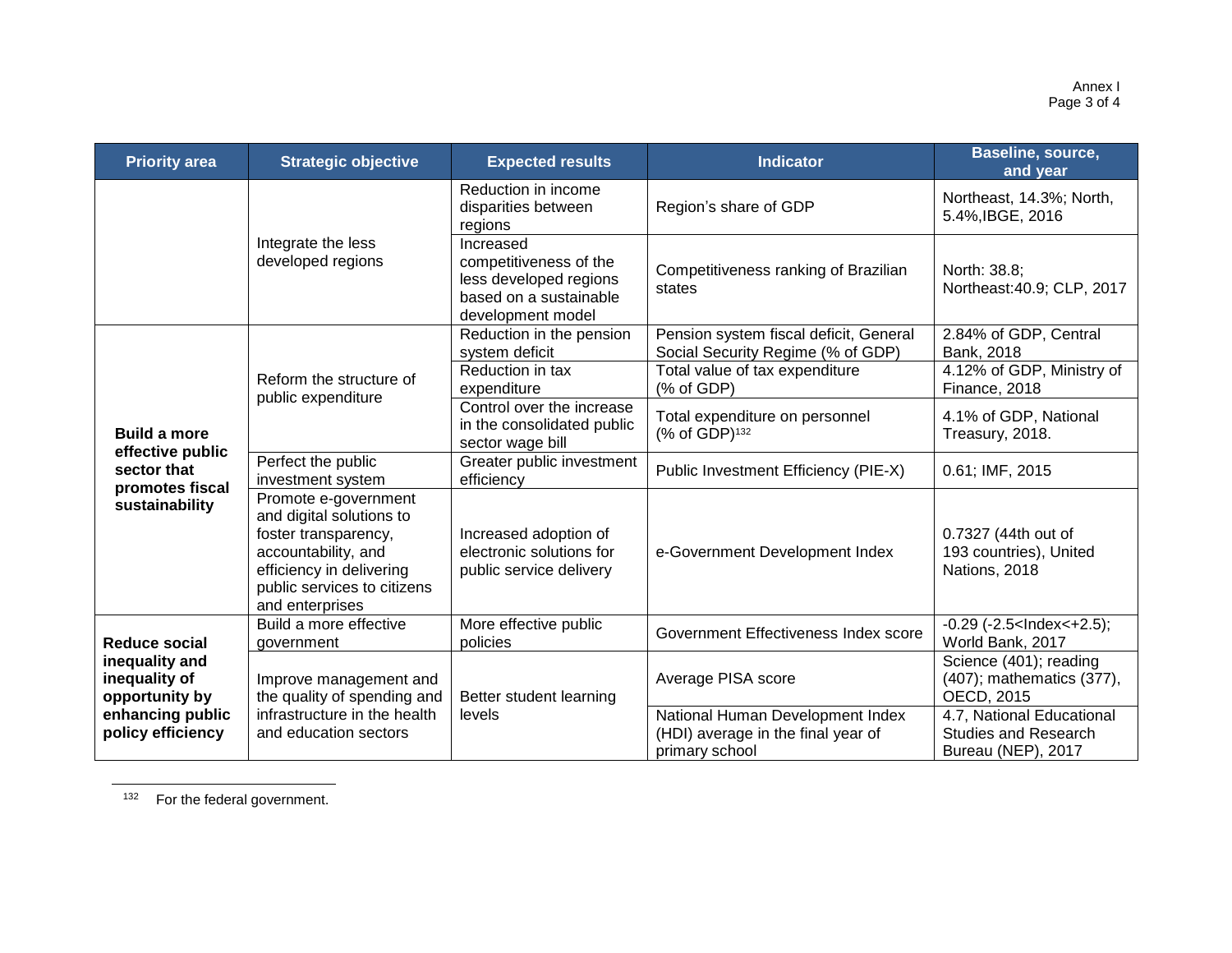| Priority area | Strategic objective | Expected results | Indicator | Baseline, source, and year |
|---|---|---|---|---|
| | Integrate the less developed regions | Reduction in income disparities between regions | Region's share of GDP | Northeast, 14.3%; North, 5.4%,IBGE, 2016 |
| | | Increased competitiveness of the less developed regions based on a sustainable development model | Competitiveness ranking of Brazilian states | North: 38.8; Northeast:40.9; CLP, 2017 |
| **Build a more effective public sector that promotes fiscal sustainability** | Reform the structure of public expenditure | Reduction in the pension system deficit | Pension system fiscal deficit, General Social Security Regime (% of GDP) | 2.84% of GDP, Central Bank, 2018 |
| | | Reduction in tax expenditure | Total value of tax expenditure (% of GDP) | 4.12% of GDP, Ministry of Finance, 2018 |
| | | Control over the increase in the consolidated public sector wage bill | Total expenditure on personnel (% of GDP)[132] | 4.1% of GDP, National Treasury, 2018. |
| | Perfect the public investment system | Greater public investment efficiency | Public Investment Efficiency (PIE-X) | 0.61; IMF, 2015 |
| | Promote e-government and digital solutions to foster transparency, accountability, and efficiency in delivering public services to citizens and enterprises | Increased adoption of electronic solutions for public service delivery | e-Government Development Index | 0.7327 (44th out of 193 countries), United Nations, 2018 |
| **Reduce social inequality and inequality of opportunity by enhancing public policy efficiency** | Build a more effective government | More effective public policies | Government Effectiveness Index score | -0.29 (-2.5<Index<+2.5); World Bank, 2017 |
| | Improve management and the quality of spending and infrastructure in the health and education sectors | Better student learning levels | Average PISA score | Science (401); reading (407); mathematics (377), OECD, 2015 |
| | | | National Human Development Index (HDI) average in the final year of primary school | 4.7, National Educational Studies and Research Bureau (NEP), 2017 |

[132] For the federal government.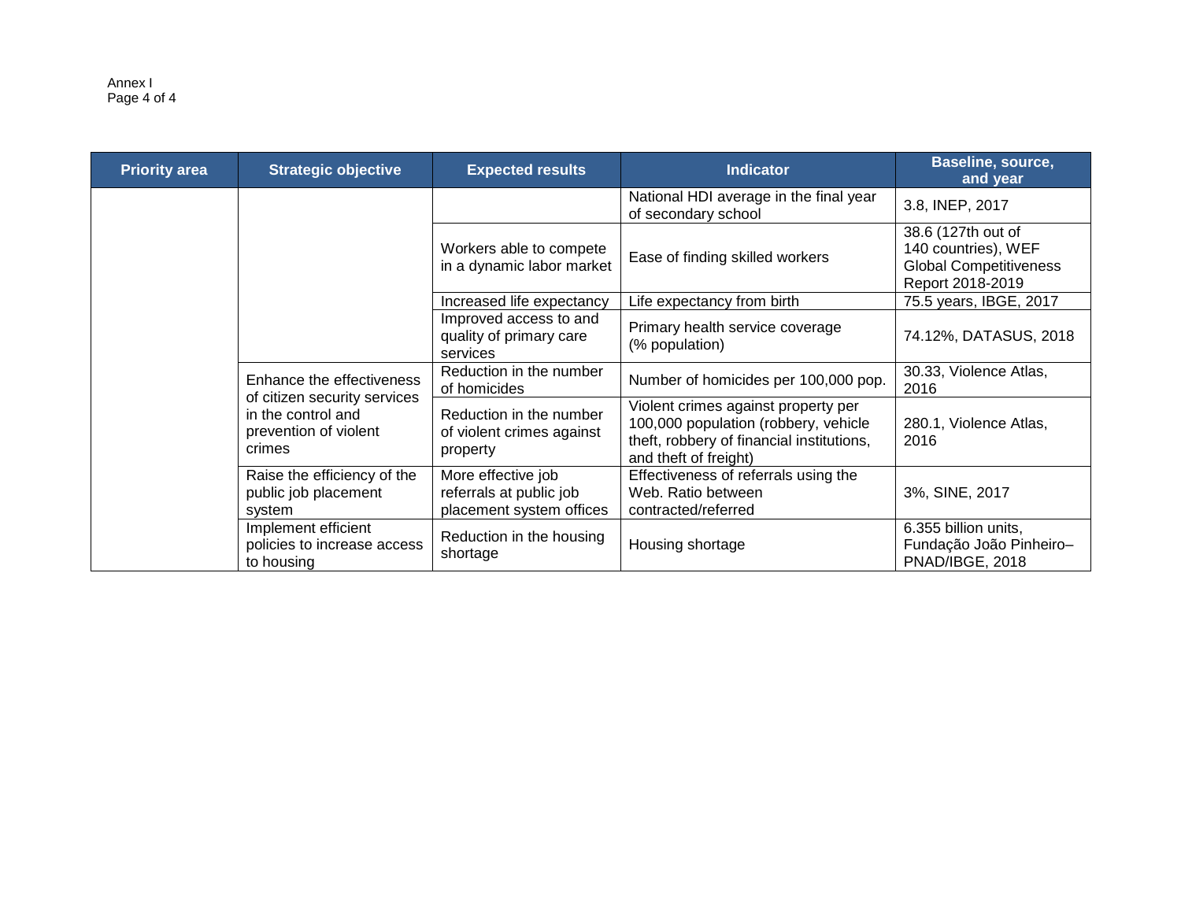| Priority area | Strategic objective | Expected results | Indicator | Baseline, source, and year |
|---|---|---|---|---|
| | | | National HDI average in the final year of secondary school | 3.8, INEP, 2017 |
| | | Workers able to compete in a dynamic labor market | Ease of finding skilled workers | 38.6 (127th out of 140 countries), WEF Global Competitiveness Report 2018-2019 |
| | | Increased life expectancy | Life expectancy from birth | 75.5 years, IBGE, 2017 |
| | | Improved access to and quality of primary care services | Primary health service coverage (% population) | 74.12%, DATASUS, 2018 |
| | Enhance the effectiveness of citizen security services in the control and prevention of violent crimes | Reduction in the number of homicides | Number of homicides per 100,000 pop. | 30.33, Violence Atlas, 2016 |
| | | Reduction in the number of violent crimes against property | Violent crimes against property per 100,000 population (robbery, vehicle theft, robbery of financial institutions, and theft of freight) | 280.1, Violence Atlas, 2016 |
| | Raise the efficiency of the public job placement system | More effective job referrals at public job placement system offices | Effectiveness of referrals using the Web. Ratio between contracted/referred | 3%, SINE, 2017 |
| | Implement efficient policies to increase access to housing | Reduction in the housing shortage | Housing shortage | 6.355 billion units, Fundação João Pinheiro–PNAD/IBGE, 2018 |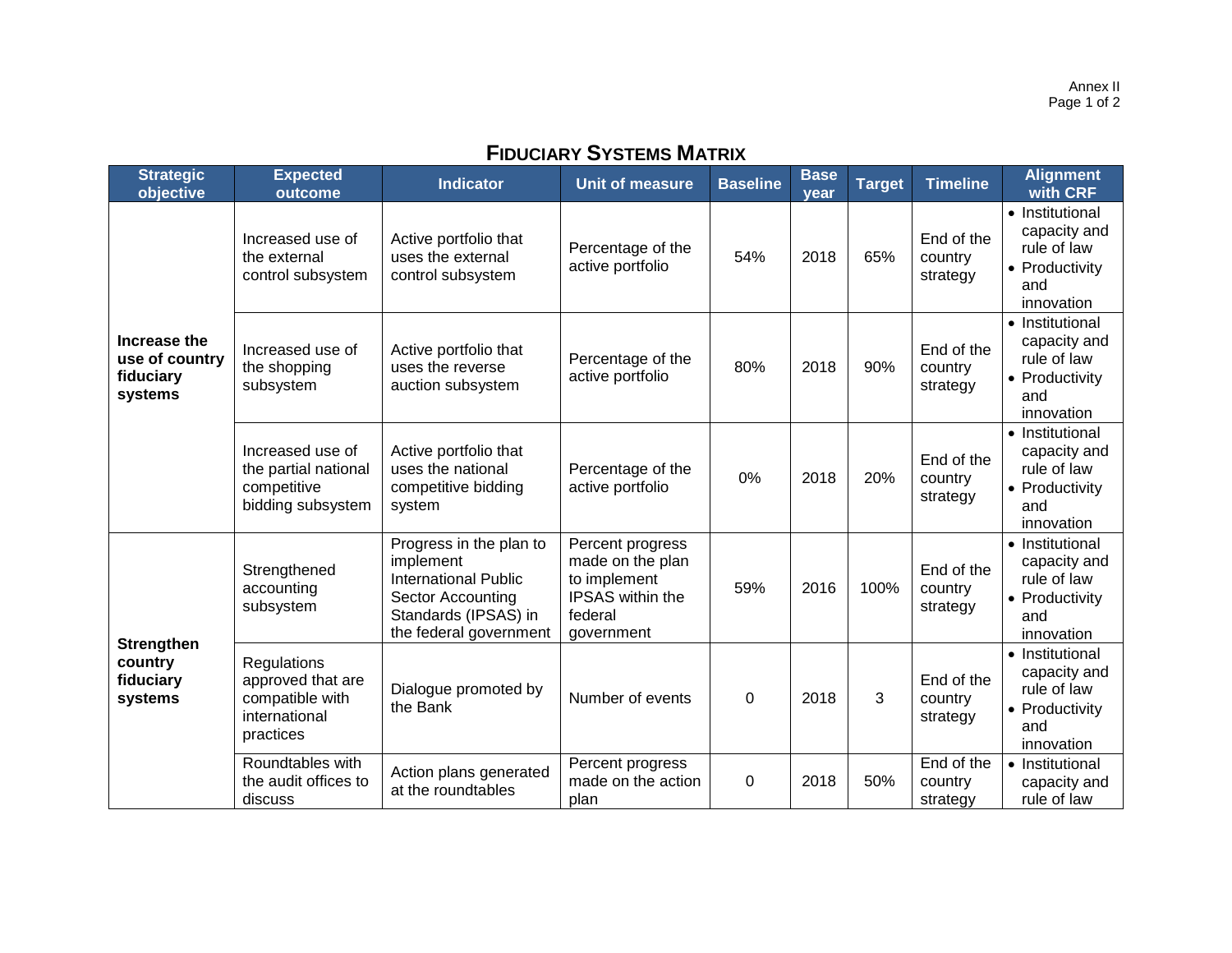Annex II

## Fiduciary Systems Matrix

| Strategic objective | Expected outcome | Indicator | Unit of measure | Baseline | Base year | Target | Timeline | Alignment with CRF |
|---|---|---|---|---|---|---|---|---|
| **Increase the use of country fiduciary systems** | Increased use of the external control subsystem | Active portfolio that uses the external control subsystem | Percentage of the active portfolio | 54% | 2018 | 65% | End of the country strategy | • Institutional capacity and rule of law<br>• Productivity and innovation |
| | Increased use of the shopping subsystem | Active portfolio that uses the reverse auction subsystem | Percentage of the active portfolio | 80% | 2018 | 90% | End of the country strategy | • Institutional capacity and rule of law<br>• Productivity and innovation |
| | Increased use of the partial national competitive bidding subsystem | Active portfolio that uses the national competitive bidding system | Percentage of the active portfolio | 0% | 2018 | 20% | End of the country strategy | • Institutional capacity and rule of law<br>• Productivity and innovation |
| **Strengthen country fiduciary systems** | Strengthened accounting subsystem | Progress in the plan to implement International Public Sector Accounting Standards (IPSAS) in the federal government | Percent progress made on the plan to implement IPSAS within the federal government | 59% | 2016 | 100% | End of the country strategy | • Institutional capacity and rule of law<br>• Productivity and innovation |
| | Regulations approved that are compatible with international practices | Dialogue promoted by the Bank | Number of events | 0 | 2018 | 3 | End of the country strategy | • Institutional capacity and rule of law<br>• Productivity and innovation |
| | Roundtables with the audit offices to discuss | Action plans generated at the roundtables | Percent progress made on the action plan | 0 | 2018 | 50% | End of the country strategy | • Institutional capacity and rule of law |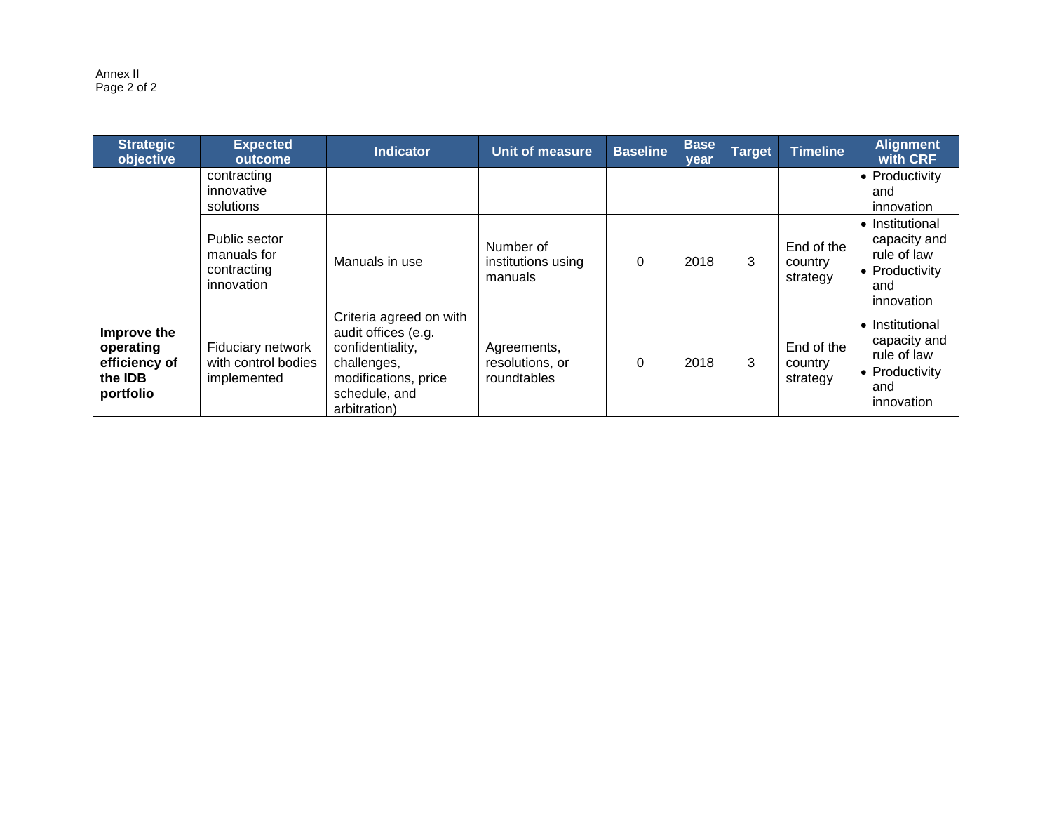| Strategic objective | Expected outcome | Indicator | Unit of measure | Baseline | Base year | Target | Timeline | Alignment with CRF |
|---|---|---|---|---|---|---|---|---|
| | contracting innovative solutions | | | | | | | • Productivity and innovation |
| | Public sector manuals for contracting innovation | Manuals in use | Number of institutions using manuals | 0 | 2018 | 3 | End of the country strategy | • Institutional capacity and rule of law<br>• Productivity and innovation |
| **Improve the operating efficiency of the IDB portfolio** | Fiduciary network with control bodies implemented | Criteria agreed on with audit offices (e.g. confidentiality, challenges, modifications, price schedule, and arbitration) | Agreements, resolutions, or roundtables | 0 | 2018 | 3 | End of the country strategy | • Institutional capacity and rule of law<br>• Productivity and innovation |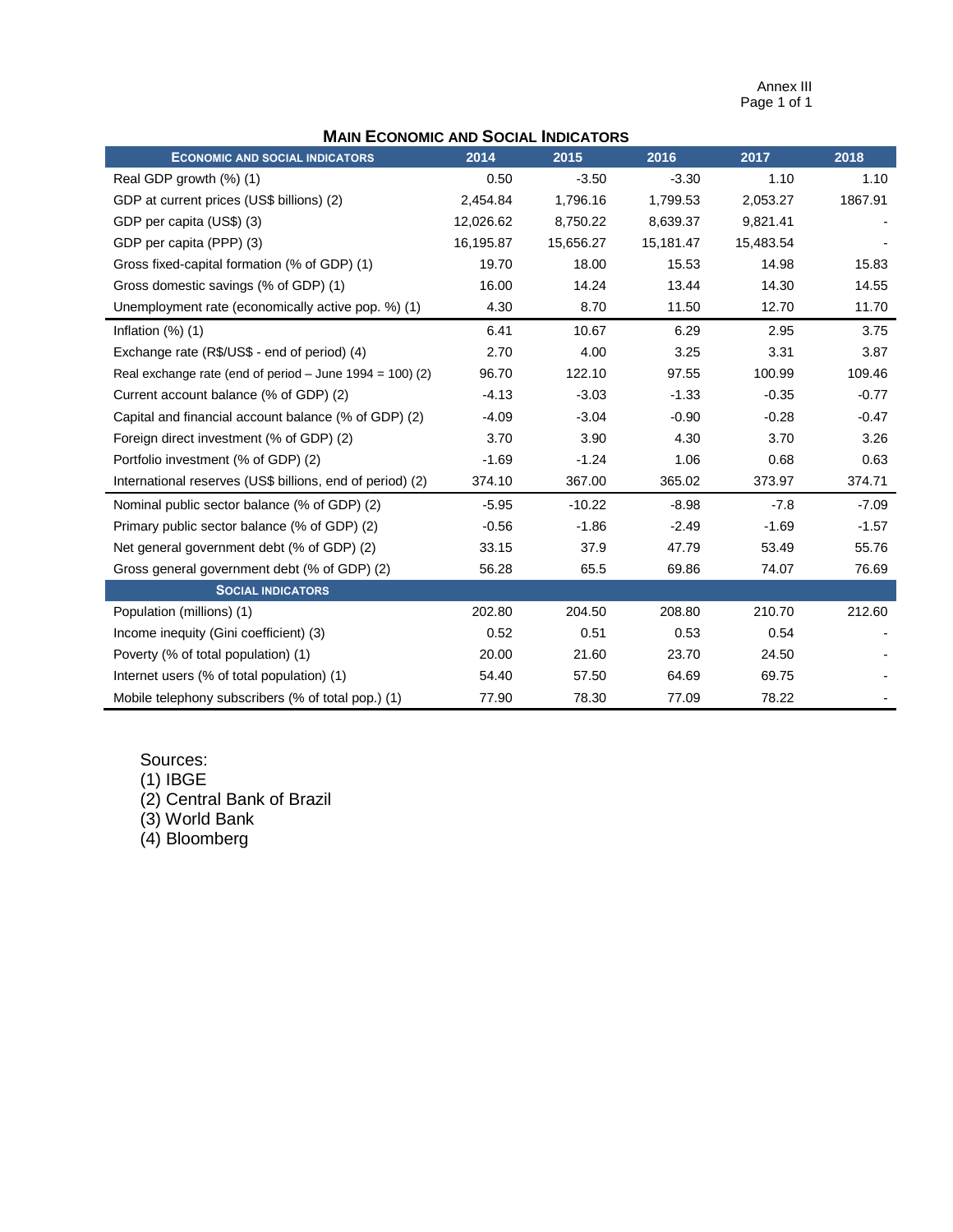Annex III

## Main Economic and Social Indicators

| Economic and Social Indicators | 2014 | 2015 | 2016 | 2017 | 2018 |
|---|---|---|---|---|---|
| Real GDP growth (%) (1) | 0.50 | -3.50 | -3.30 | 1.10 | 1.10 |
| GDP at current prices (US$ billions) (2) | 2,454.84 | 1,796.16 | 1,799.53 | 2,053.27 | 1867.91 |
| GDP per capita (US$) (3) | 12,026.62 | 8,750.22 | 8,639.37 | 9,821.41 | - |
| GDP per capita (PPP) (3) | 16,195.87 | 15,656.27 | 15,181.47 | 15,483.54 | - |
| Gross fixed-capital formation (% of GDP) (1) | 19.70 | 18.00 | 15.53 | 14.98 | 15.83 |
| Gross domestic savings (% of GDP) (1) | 16.00 | 14.24 | 13.44 | 14.30 | 14.55 |
| Unemployment rate (economically active pop. %) (1) | 4.30 | 8.70 | 11.50 | 12.70 | 11.70 |
| Inflation (%) (1) | 6.41 | 10.67 | 6.29 | 2.95 | 3.75 |
| Exchange rate (R$/US$ - end of period) (4) | 2.70 | 4.00 | 3.25 | 3.31 | 3.87 |
| Real exchange rate (end of period – June 1994 = 100) (2) | 96.70 | 122.10 | 97.55 | 100.99 | 109.46 |
| Current account balance (% of GDP) (2) | -4.13 | -3.03 | -1.33 | -0.35 | -0.77 |
| Capital and financial account balance (% of GDP) (2) | -4.09 | -3.04 | -0.90 | -0.28 | -0.47 |
| Foreign direct investment (% of GDP) (2) | 3.70 | 3.90 | 4.30 | 3.70 | 3.26 |
| Portfolio investment (% of GDP) (2) | -1.69 | -1.24 | 1.06 | 0.68 | 0.63 |
| International reserves (US$ billions, end of period) (2) | 374.10 | 367.00 | 365.02 | 373.97 | 374.71 |
| Nominal public sector balance (% of GDP) (2) | -5.95 | -10.22 | -8.98 | -7.8 | -7.09 |
| Primary public sector balance (% of GDP) (2) | -0.56 | -1.86 | -2.49 | -1.69 | -1.57 |
| Net general government debt (% of GDP) (2) | 33.15 | 37.9 | 47.79 | 53.49 | 55.76 |
| Gross general government debt (% of GDP) (2) | 56.28 | 65.5 | 69.86 | 74.07 | 76.69 |
| **Social Indicators** | | | | | |
| Population (millions) (1) | 202.80 | 204.50 | 208.80 | 210.70 | 212.60 |
| Income inequity (Gini coefficient) (3) | 0.52 | 0.51 | 0.53 | 0.54 | - |
| Poverty (% of total population) (1) | 20.00 | 21.60 | 23.70 | 24.50 | - |
| Internet users (% of total population) (1) | 54.40 | 57.50 | 64.69 | 69.75 | - |
| Mobile telephony subscribers (% of total pop.) (1) | 77.90 | 78.30 | 77.09 | 78.22 | - |

Sources:
(1) IBGE
(2) Central Bank of Brazil
(3) World Bank
(4) Bloomberg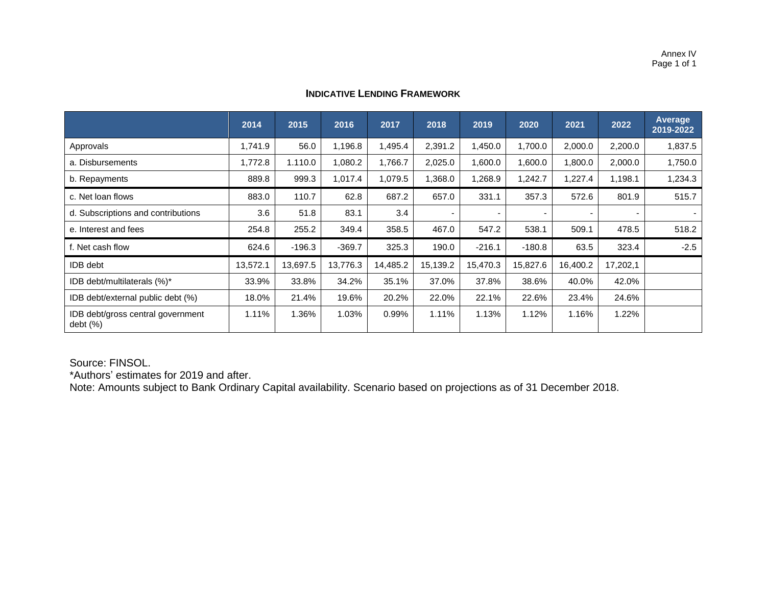Annex IV

## INDICATIVE LENDING FRAMEWORK

| | 2014 | 2015 | 2016 | 2017 | 2018 | 2019 | 2020 | 2021 | 2022 | Average 2019-2022 |
|---|---|---|---|---|---|---|---|---|---|---|
| Approvals | 1,741.9 | 56.0 | 1,196.8 | 1,495.4 | 2,391.2 | 1,450.0 | 1,700.0 | 2,000.0 | 2,200.0 | 1,837.5 |
| a. Disbursements | 1,772.8 | 1.110.0 | 1,080.2 | 1,766.7 | 2,025.0 | 1,600.0 | 1,600.0 | 1,800.0 | 2,000.0 | 1,750.0 |
| b. Repayments | 889.8 | 999.3 | 1,017.4 | 1,079.5 | 1,368.0 | 1,268.9 | 1,242.7 | 1,227.4 | 1,198.1 | 1,234.3 |
| c. Net loan flows | 883.0 | 110.7 | 62.8 | 687.2 | 657.0 | 331.1 | 357.3 | 572.6 | 801.9 | 515.7 |
| d. Subscriptions and contributions | 3.6 | 51.8 | 83.1 | 3.4 | - | - | - | - | - | - |
| e. Interest and fees | 254.8 | 255.2 | 349.4 | 358.5 | 467.0 | 547.2 | 538.1 | 509.1 | 478.5 | 518.2 |
| f. Net cash flow | 624.6 | -196.3 | -369.7 | 325.3 | 190.0 | -216.1 | -180.8 | 63.5 | 323.4 | -2.5 |
| IDB debt | 13,572.1 | 13,697.5 | 13,776.3 | 14,485.2 | 15,139.2 | 15,470.3 | 15,827.6 | 16,400.2 | 17,202,1 | |
| IDB debt/multilaterals (%)* | 33.9% | 33.8% | 34.2% | 35.1% | 37.0% | 37.8% | 38.6% | 40.0% | 42.0% | |
| IDB debt/external public debt (%) | 18.0% | 21.4% | 19.6% | 20.2% | 22.0% | 22.1% | 22.6% | 23.4% | 24.6% | |
| IDB debt/gross central government debt (%) | 1.11% | 1.36% | 1.03% | 0.99% | 1.11% | 1.13% | 1.12% | 1.16% | 1.22% | |

Source: FINSOL.
*Authors' estimates for 2019 and after.
Note: Amounts subject to Bank Ordinary Capital availability. Scenario based on projections as of 31 December 2018.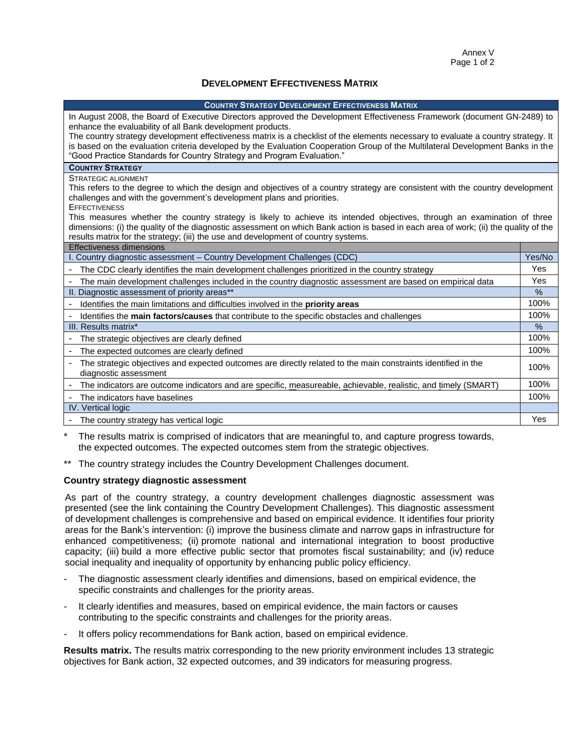Annex V

# DEVELOPMENT EFFECTIVENESS MATRIX

| COUNTRY STRATEGY DEVELOPMENT EFFECTIVENESS MATRIX | |
|---|---|
| In August 2008, the Board of Executive Directors approved the Development Effectiveness Framework (document GN-2489) to enhance the evaluability of all Bank development products. The country strategy development effectiveness matrix is a checklist of the elements necessary to evaluate a country strategy. It is based on the evaluation criteria developed by the Evaluation Cooperation Group of the Multilateral Development Banks in the "Good Practice Standards for Country Strategy and Program Evaluation." | |
| **COUNTRY STRATEGY** | |
| STRATEGIC ALIGNMENT<br>This refers to the degree to which the design and objectives of a country strategy are consistent with the country development challenges and with the government's development plans and priorities.<br>EFFECTIVENESS<br>This measures whether the country strategy is likely to achieve its intended objectives, through an examination of three dimensions: (i) the quality of the diagnostic assessment on which Bank action is based in each area of work; (ii) the quality of the results matrix for the strategy; (iii) the use and development of country systems. | |
| Effectiveness dimensions | |
| I. Country diagnostic assessment – Country Development Challenges (CDC) | Yes/No |
| - The CDC clearly identifies the main development challenges prioritized in the country strategy | Yes |
| - The main development challenges included in the country diagnostic assessment are based on empirical data | Yes |
| II. Diagnostic assessment of priority areas** | % |
| - Identifies the main limitations and difficulties involved in the **priority areas** | 100% |
| - Identifies the **main factors/causes** that contribute to the specific obstacles and challenges | 100% |
| III. Results matrix* | % |
| - The strategic objectives are clearly defined | 100% |
| - The expected outcomes are clearly defined | 100% |
| - The strategic objectives and expected outcomes are directly related to the main constraints identified in the diagnostic assessment | 100% |
| - The indicators are outcome indicators and are specific, measureable, achievable, realistic, and timely (SMART) | 100% |
| - The indicators have baselines | 100% |
| IV. Vertical logic | |
| - The country strategy has vertical logic | Yes |

\* The results matrix is comprised of indicators that are meaningful to, and capture progress towards, the expected outcomes. The expected outcomes stem from the strategic objectives.

\*\* The country strategy includes the Country Development Challenges document.

**Country strategy diagnostic assessment**

As part of the country strategy, a country development challenges diagnostic assessment was presented (see the link containing the Country Development Challenges). This diagnostic assessment of development challenges is comprehensive and based on empirical evidence. It identifies four priority areas for the Bank's intervention: (i) improve the business climate and narrow gaps in infrastructure for enhanced competitiveness; (ii) promote national and international integration to boost productive capacity; (iii) build a more effective public sector that promotes fiscal sustainability; and (iv) reduce social inequality and inequality of opportunity by enhancing public policy efficiency.

- The diagnostic assessment clearly identifies and dimensions, based on empirical evidence, the specific constraints and challenges for the priority areas.
- It clearly identifies and measures, based on empirical evidence, the main factors or causes contributing to the specific constraints and challenges for the priority areas.
- It offers policy recommendations for Bank action, based on empirical evidence.

**Results matrix.** The results matrix corresponding to the new priority environment includes 13 strategic objectives for Bank action, 32 expected outcomes, and 39 indicators for measuring progress.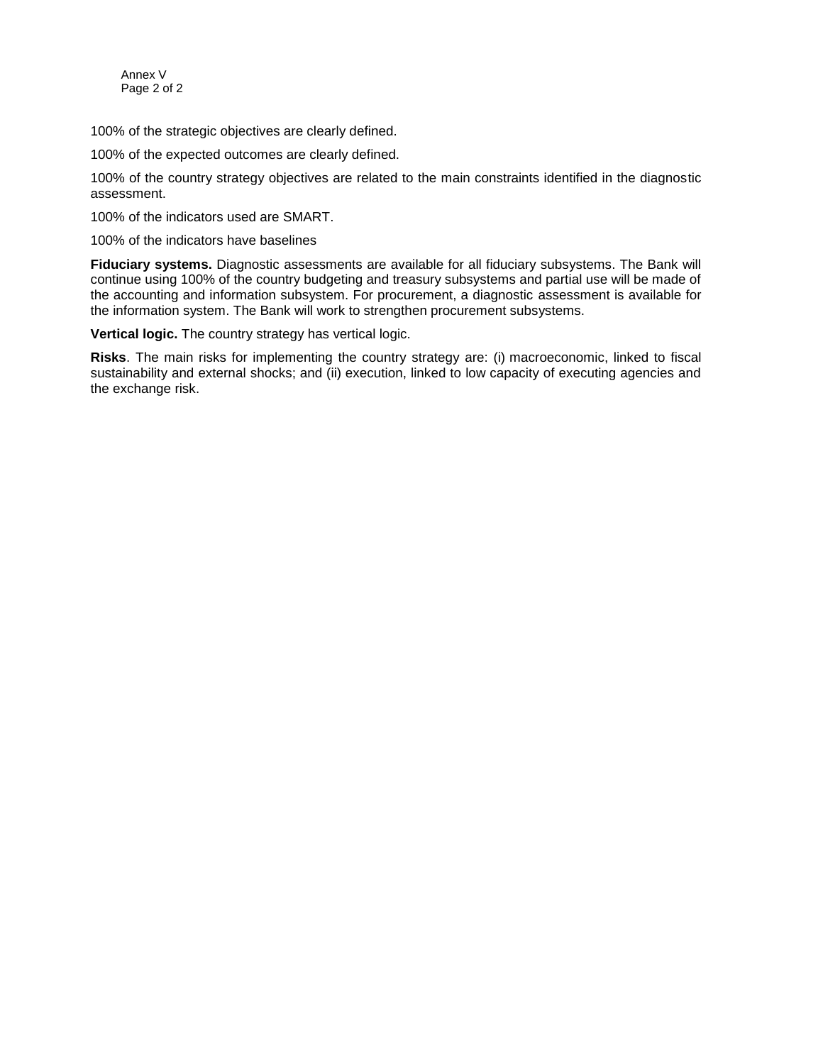100% of the strategic objectives are clearly defined.

100% of the expected outcomes are clearly defined.

100% of the country strategy objectives are related to the main constraints identified in the diagnostic assessment.

100% of the indicators used are SMART.

100% of the indicators have baselines

**Fiduciary systems.** Diagnostic assessments are available for all fiduciary subsystems. The Bank will continue using 100% of the country budgeting and treasury subsystems and partial use will be made of the accounting and information subsystem. For procurement, a diagnostic assessment is available for the information system. The Bank will work to strengthen procurement subsystems.

**Vertical logic.** The country strategy has vertical logic.

**Risks**. The main risks for implementing the country strategy are: (i) macroeconomic, linked to fiscal sustainability and external shocks; and (ii) execution, linked to low capacity of executing agencies and the exchange risk.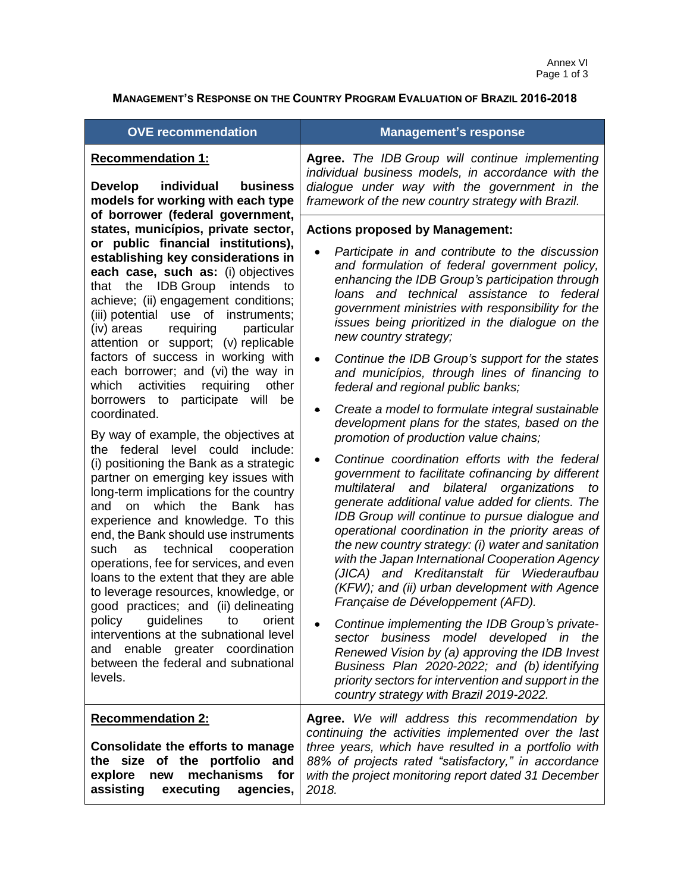**MANAGEMENT'S RESPONSE ON THE COUNTRY PROGRAM EVALUATION OF BRAZIL 2016-2018**

| OVE recommendation | Management's response |
|---|---|
| **Recommendation 1:**<br><br>**Develop individual business models for working with each type of borrower (federal government, states, municípios, private sector, or public financial institutions), establishing key considerations in each case, such as:** (i) objectives that the IDB Group intends to achieve; (ii) engagement conditions; (iii) potential use of instruments; (iv) areas requiring particular attention or support; (v) replicable factors of success in working with each borrower; and (vi) the way in which activities requiring other borrowers to participate will be coordinated.<br><br>By way of example, the objectives at the federal level could include: (i) positioning the Bank as a strategic partner on emerging key issues with long-term implications for the country and on which the Bank has experience and knowledge. To this end, the Bank should use instruments such as technical cooperation operations, fee for services, and even loans to the extent that they are able to leverage resources, knowledge, or good practices; and (ii) delineating policy guidelines to orient interventions at the subnational level and enable greater coordination between the federal and subnational levels. | **Agree.** *The IDB Group will continue implementing individual business models, in accordance with the dialogue under way with the government in the framework of the new country strategy with Brazil.*<br><br>**Actions proposed by Management:**<br><br>• *Participate in and contribute to the discussion and formulation of federal government policy, enhancing the IDB Group's participation through loans and technical assistance to federal government ministries with responsibility for the issues being prioritized in the dialogue on the new country strategy;*<br>• *Continue the IDB Group's support for the states and municípios, through lines of financing to federal and regional public banks;*<br>• *Create a model to formulate integral sustainable development plans for the states, based on the promotion of production value chains;*<br>• *Continue coordination efforts with the federal government to facilitate cofinancing by different multilateral and bilateral organizations to generate additional value added for clients. The IDB Group will continue to pursue dialogue and operational coordination in the priority areas of the new country strategy: (i) water and sanitation with the Japan International Cooperation Agency (JICA) and Kreditanstalt für Wiederaufbau (KFW); and (ii) urban development with Agence Française de Développement (AFD).*<br>• *Continue implementing the IDB Group's private-sector business model developed in the Renewed Vision by (a) approving the IDB Invest Business Plan 2020-2022; and (b) identifying priority sectors for intervention and support in the country strategy with Brazil 2019-2022.* |
| **Recommendation 2:**<br><br>**Consolidate the efforts to manage the size of the portfolio and explore new mechanisms for assisting executing agencies,** | **Agree.** *We will address this recommendation by continuing the activities implemented over the last three years, which have resulted in a portfolio with 88% of projects rated "satisfactory," in accordance with the project monitoring report dated 31 December 2018.* |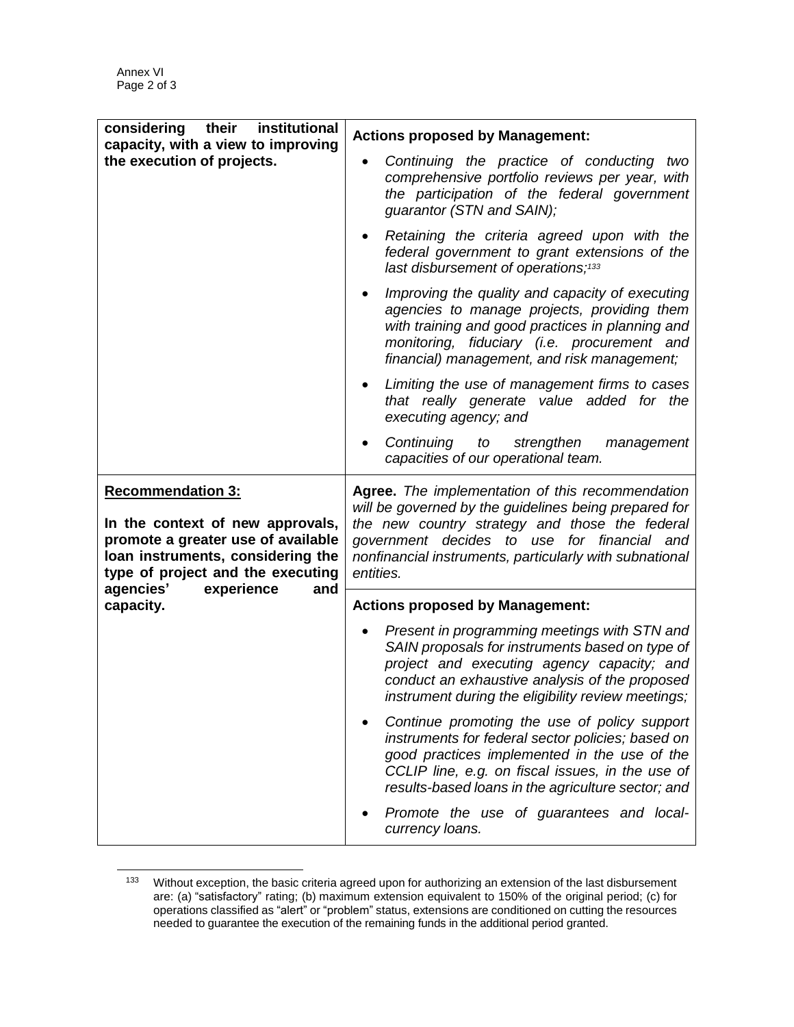| | |
|---|---|
| **considering their institutional capacity, with a view to improving the execution of projects.** | **Actions proposed by Management:**<br><br>• *Continuing the practice of conducting two comprehensive portfolio reviews per year, with the participation of the federal government guarantor (STN and SAIN);*<br><br>• *Retaining the criteria agreed upon with the federal government to grant extensions of the last disbursement of operations;*[133]<br><br>• *Improving the quality and capacity of executing agencies to manage projects, providing them with training and good practices in planning and monitoring, fiduciary (i.e. procurement and financial) management, and risk management;*<br><br>• *Limiting the use of management firms to cases that really generate value added for the executing agency; and*<br><br>• *Continuing to strengthen management capacities of our operational team.* |
| **Recommendation 3:**<br><br>**In the context of new approvals, promote a greater use of available loan instruments, considering the type of project and the executing agencies' experience and capacity.** | **Agree.** *The implementation of this recommendation will be governed by the guidelines being prepared for the new country strategy and those the federal government decides to use for financial and nonfinancial instruments, particularly with subnational entities.*<br><br>**Actions proposed by Management:**<br><br>• *Present in programming meetings with STN and SAIN proposals for instruments based on type of project and executing agency capacity; and conduct an exhaustive analysis of the proposed instrument during the eligibility review meetings;*<br><br>• *Continue promoting the use of policy support instruments for federal sector policies; based on good practices implemented in the use of the CCLIP line, e.g. on fiscal issues, in the use of results-based loans in the agriculture sector; and*<br><br>• *Promote the use of guarantees and local-currency loans.* |

[133] Without exception, the basic criteria agreed upon for authorizing an extension of the last disbursement are: (a) "satisfactory" rating; (b) maximum extension equivalent to 150% of the original period; (c) for operations classified as "alert" or "problem" status, extensions are conditioned on cutting the resources needed to guarantee the execution of the remaining funds in the additional period granted.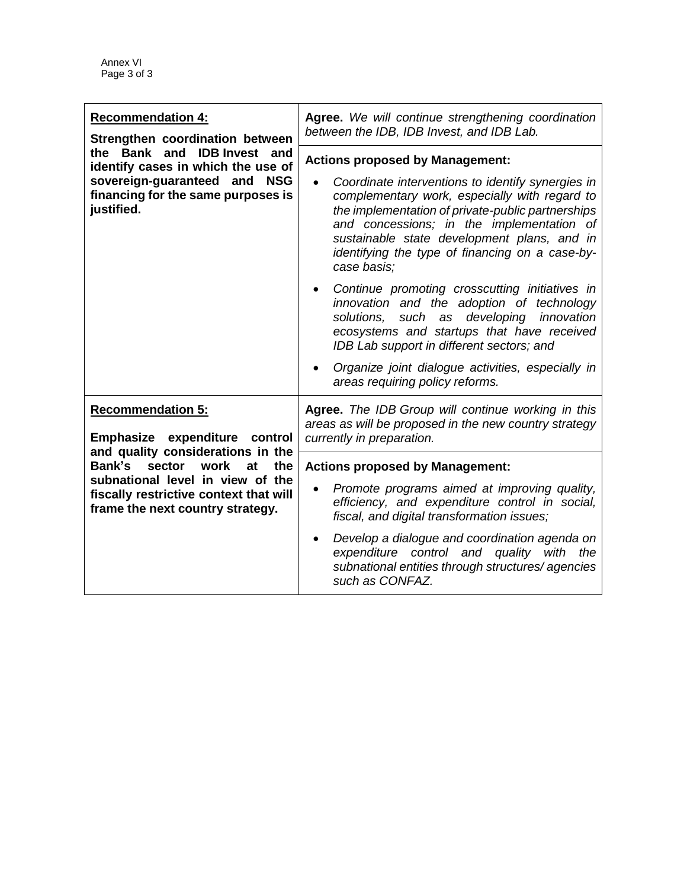| | |
|---|---|
| **Recommendation 4:**<br><br>**Strengthen coordination between the Bank and IDB Invest and identify cases in which the use of sovereign-guaranteed and NSG financing for the same purposes is justified.** | **Agree.** *We will continue strengthening coordination between the IDB, IDB Invest, and IDB Lab.*<br><br>**Actions proposed by Management:**<br><br>• *Coordinate interventions to identify synergies in complementary work, especially with regard to the implementation of private-public partnerships and concessions; in the implementation of sustainable state development plans, and in identifying the type of financing on a case-by-case basis;*<br><br>• *Continue promoting crosscutting initiatives in innovation and the adoption of technology solutions, such as developing innovation ecosystems and startups that have received IDB Lab support in different sectors; and*<br><br>• *Organize joint dialogue activities, especially in areas requiring policy reforms.* |
| **Recommendation 5:**<br><br>**Emphasize expenditure control and quality considerations in the Bank's sector work at the subnational level in view of the fiscally restrictive context that will frame the next country strategy.** | **Agree.** *The IDB Group will continue working in this areas as will be proposed in the new country strategy currently in preparation.*<br><br>**Actions proposed by Management:**<br><br>• *Promote programs aimed at improving quality, efficiency, and expenditure control in social, fiscal, and digital transformation issues;*<br><br>• *Develop a dialogue and coordination agenda on expenditure control and quality with the subnational entities through structures/ agencies such as CONFAZ.* |